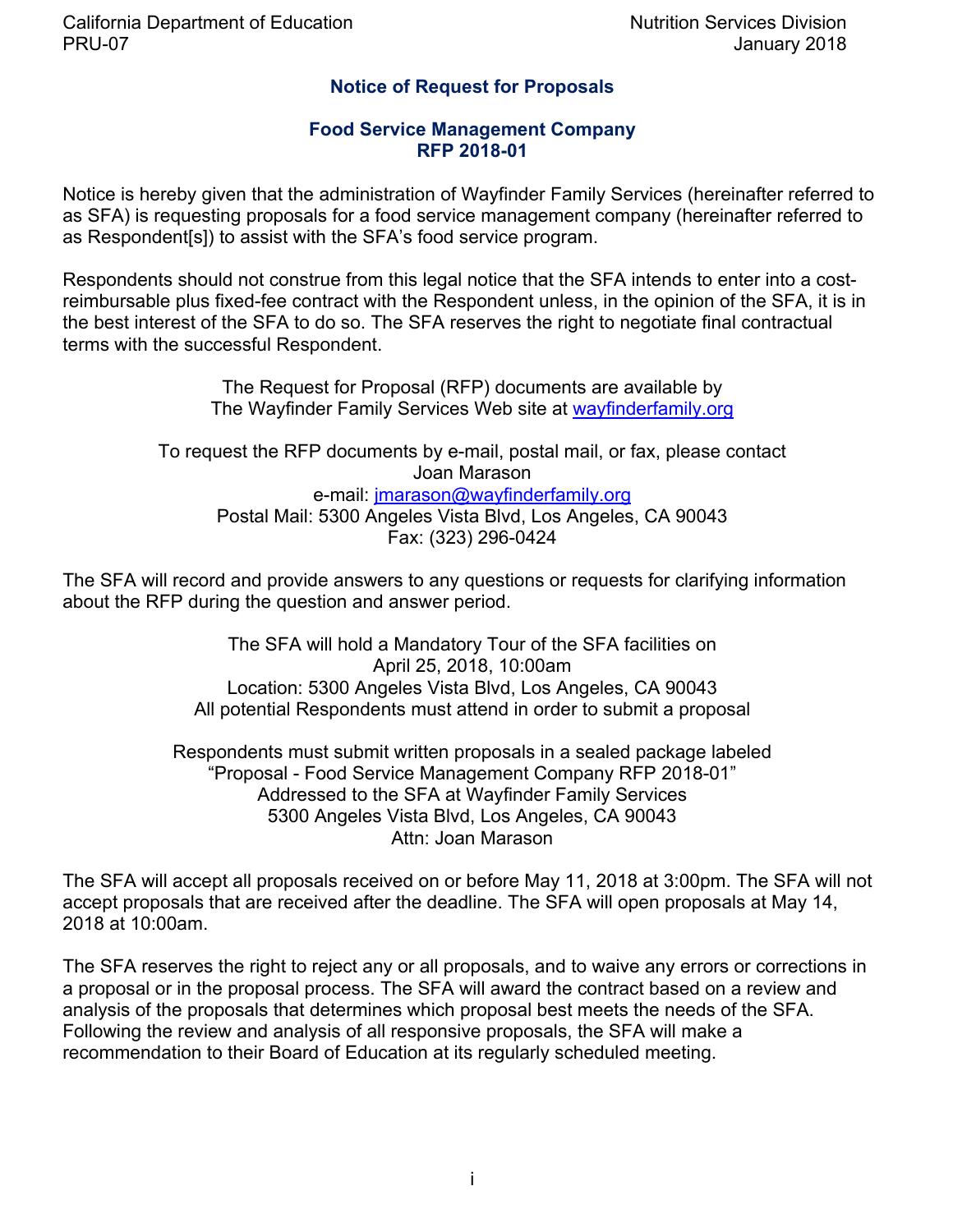## Notice of Request for Proposals

## Food Service Management Company
## RFP 2018-01

Notice is hereby given that the administration of Wayfinder Family Services (hereinafter referred to as SFA) is requesting proposals for a food service management company (hereinafter referred to as Respondent[s]) to assist with the SFA's food service program.

Respondents should not construe from this legal notice that the SFA intends to enter into a cost-reimbursable plus fixed-fee contract with the Respondent unless, in the opinion of the SFA, it is in the best interest of the SFA to do so. The SFA reserves the right to negotiate final contractual terms with the successful Respondent.

The Request for Proposal (RFP) documents are available by
The Wayfinder Family Services Web site at wayfinderfamily.org

To request the RFP documents by e-mail, postal mail, or fax, please contact
Joan Marason
e-mail: jmarason@wayfinderfamily.org
Postal Mail: 5300 Angeles Vista Blvd, Los Angeles, CA 90043
Fax: (323) 296-0424

The SFA will record and provide answers to any questions or requests for clarifying information about the RFP during the question and answer period.

The SFA will hold a Mandatory Tour of the SFA facilities on
April 25, 2018, 10:00am
Location: 5300 Angeles Vista Blvd, Los Angeles, CA 90043
All potential Respondents must attend in order to submit a proposal

Respondents must submit written proposals in a sealed package labeled
"Proposal - Food Service Management Company RFP 2018-01"
Addressed to the SFA at Wayfinder Family Services
5300 Angeles Vista Blvd, Los Angeles, CA 90043
Attn: Joan Marason

The SFA will accept all proposals received on or before May 11, 2018 at 3:00pm. The SFA will not accept proposals that are received after the deadline. The SFA will open proposals at May 14, 2018 at 10:00am.

The SFA reserves the right to reject any or all proposals, and to waive any errors or corrections in a proposal or in the proposal process. The SFA will award the contract based on a review and analysis of the proposals that determines which proposal best meets the needs of the SFA. Following the review and analysis of all responsive proposals, the SFA will make a recommendation to their Board of Education at its regularly scheduled meeting.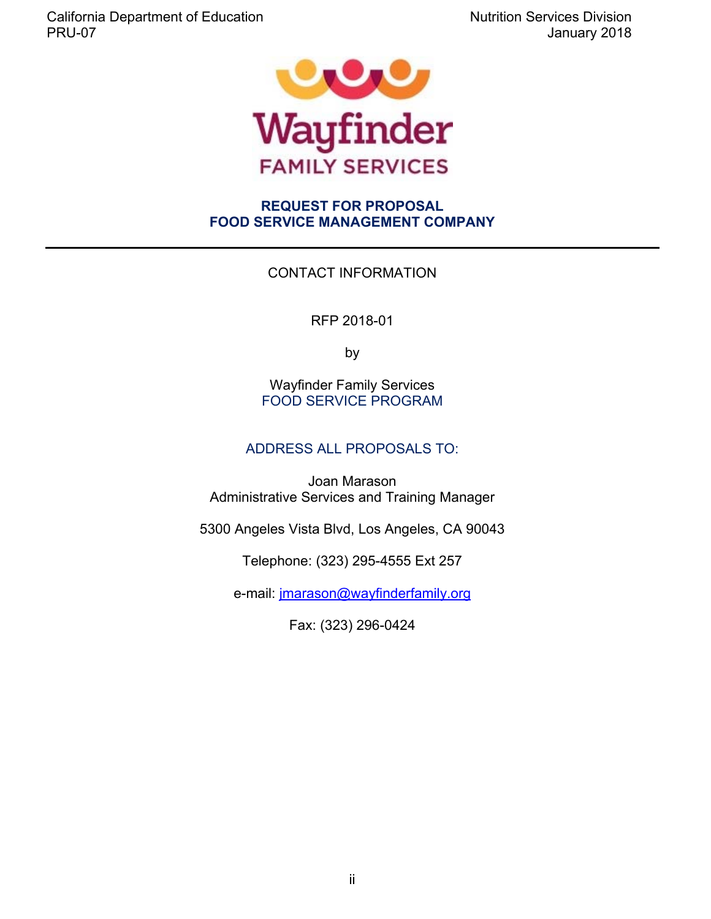# REQUEST FOR PROPOSAL
# FOOD SERVICE MANAGEMENT COMPANY

---

CONTACT INFORMATION

RFP 2018-01

by

Wayfinder Family Services
FOOD SERVICE PROGRAM

ADDRESS ALL PROPOSALS TO:

Joan Marason
Administrative Services and Training Manager

5300 Angeles Vista Blvd, Los Angeles, CA 90043

Telephone: (323) 295-4555 Ext 257

e-mail: jmarason@wayfinderfamily.org

Fax: (323) 296-0424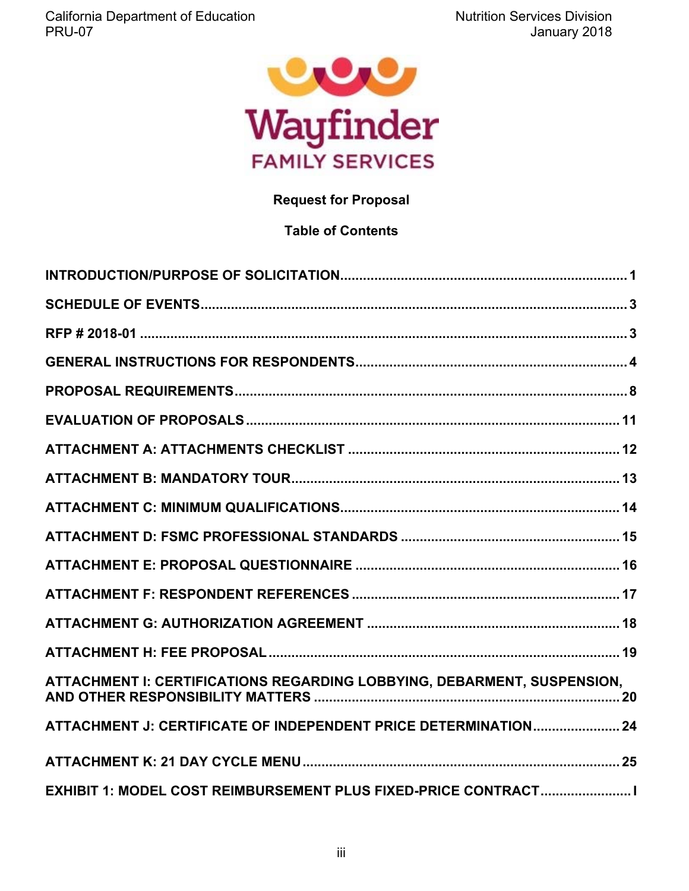Wayfinder

FAMILY SERVICES

**Request for Proposal**

**Table of Contents**

**INTRODUCTION/PURPOSE OF SOLICITATION** .......... 1

**SCHEDULE OF EVENTS** .......... 3

**RFP # 2018-01** .......... 3

**GENERAL INSTRUCTIONS FOR RESPONDENTS** .......... 4

**PROPOSAL REQUIREMENTS** .......... 8

**EVALUATION OF PROPOSALS** .......... 11

**ATTACHMENT A: ATTACHMENTS CHECKLIST** .......... 12

**ATTACHMENT B: MANDATORY TOUR** .......... 13

**ATTACHMENT C: MINIMUM QUALIFICATIONS** .......... 14

**ATTACHMENT D: FSMC PROFESSIONAL STANDARDS** .......... 15

**ATTACHMENT E: PROPOSAL QUESTIONNAIRE** .......... 16

**ATTACHMENT F: RESPONDENT REFERENCES** .......... 17

**ATTACHMENT G: AUTHORIZATION AGREEMENT** .......... 18

**ATTACHMENT H: FEE PROPOSAL** .......... 19

**ATTACHMENT I: CERTIFICATIONS REGARDING LOBBYING, DEBARMENT, SUSPENSION, AND OTHER RESPONSIBILITY MATTERS** .......... 20

**ATTACHMENT J: CERTIFICATE OF INDEPENDENT PRICE DETERMINATION** .......... 24

**ATTACHMENT K: 21 DAY CYCLE MENU** .......... 25

**EXHIBIT 1: MODEL COST REIMBURSEMENT PLUS FIXED-PRICE CONTRACT** .......... I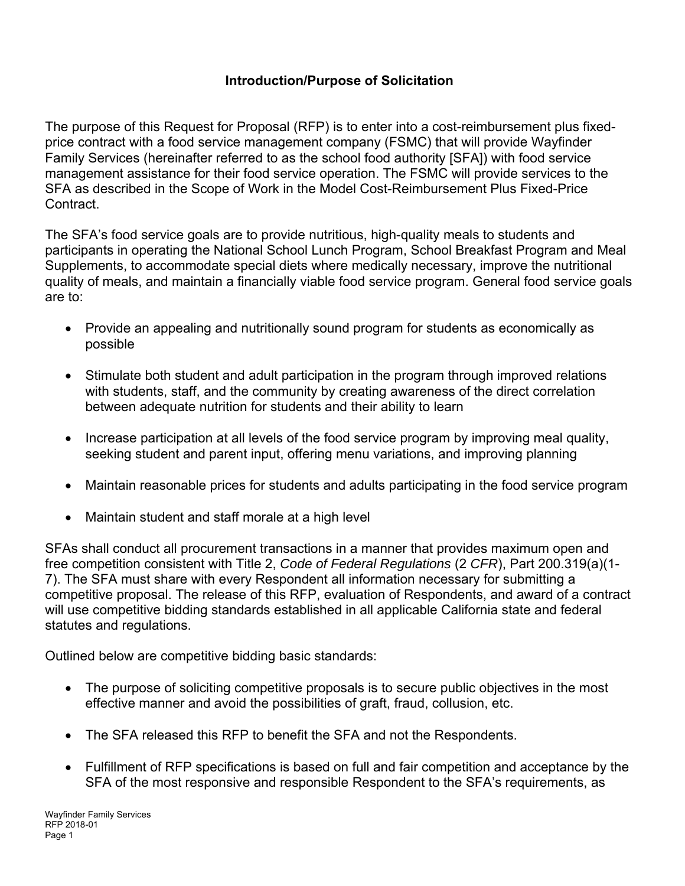## Introduction/Purpose of Solicitation

The purpose of this Request for Proposal (RFP) is to enter into a cost-reimbursement plus fixed-price contract with a food service management company (FSMC) that will provide Wayfinder Family Services (hereinafter referred to as the school food authority [SFA]) with food service management assistance for their food service operation. The FSMC will provide services to the SFA as described in the Scope of Work in the Model Cost-Reimbursement Plus Fixed-Price Contract.

The SFA's food service goals are to provide nutritious, high-quality meals to students and participants in operating the National School Lunch Program, School Breakfast Program and Meal Supplements, to accommodate special diets where medically necessary, improve the nutritional quality of meals, and maintain a financially viable food service program. General food service goals are to:

- Provide an appealing and nutritionally sound program for students as economically as possible
- Stimulate both student and adult participation in the program through improved relations with students, staff, and the community by creating awareness of the direct correlation between adequate nutrition for students and their ability to learn
- Increase participation at all levels of the food service program by improving meal quality, seeking student and parent input, offering menu variations, and improving planning
- Maintain reasonable prices for students and adults participating in the food service program
- Maintain student and staff morale at a high level

SFAs shall conduct all procurement transactions in a manner that provides maximum open and free competition consistent with Title 2, *Code of Federal Regulations* (2 *CFR*), Part 200.319(a)(1-7). The SFA must share with every Respondent all information necessary for submitting a competitive proposal. The release of this RFP, evaluation of Respondents, and award of a contract will use competitive bidding standards established in all applicable California state and federal statutes and regulations.

Outlined below are competitive bidding basic standards:

- The purpose of soliciting competitive proposals is to secure public objectives in the most effective manner and avoid the possibilities of graft, fraud, collusion, etc.
- The SFA released this RFP to benefit the SFA and not the Respondents.
- Fulfillment of RFP specifications is based on full and fair competition and acceptance by the SFA of the most responsive and responsible Respondent to the SFA's requirements, as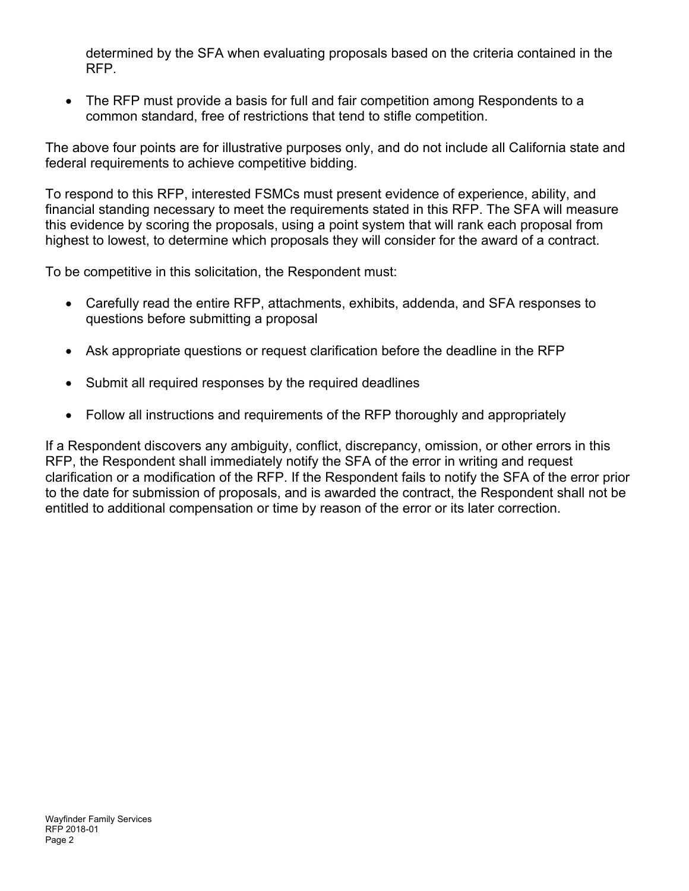determined by the SFA when evaluating proposals based on the criteria contained in the RFP.

- The RFP must provide a basis for full and fair competition among Respondents to a common standard, free of restrictions that tend to stifle competition.

The above four points are for illustrative purposes only, and do not include all California state and federal requirements to achieve competitive bidding.

To respond to this RFP, interested FSMCs must present evidence of experience, ability, and financial standing necessary to meet the requirements stated in this RFP. The SFA will measure this evidence by scoring the proposals, using a point system that will rank each proposal from highest to lowest, to determine which proposals they will consider for the award of a contract.

To be competitive in this solicitation, the Respondent must:

- Carefully read the entire RFP, attachments, exhibits, addenda, and SFA responses to questions before submitting a proposal

- Ask appropriate questions or request clarification before the deadline in the RFP

- Submit all required responses by the required deadlines

- Follow all instructions and requirements of the RFP thoroughly and appropriately

If a Respondent discovers any ambiguity, conflict, discrepancy, omission, or other errors in this RFP, the Respondent shall immediately notify the SFA of the error in writing and request clarification or a modification of the RFP. If the Respondent fails to notify the SFA of the error prior to the date for submission of proposals, and is awarded the contract, the Respondent shall not be entitled to additional compensation or time by reason of the error or its later correction.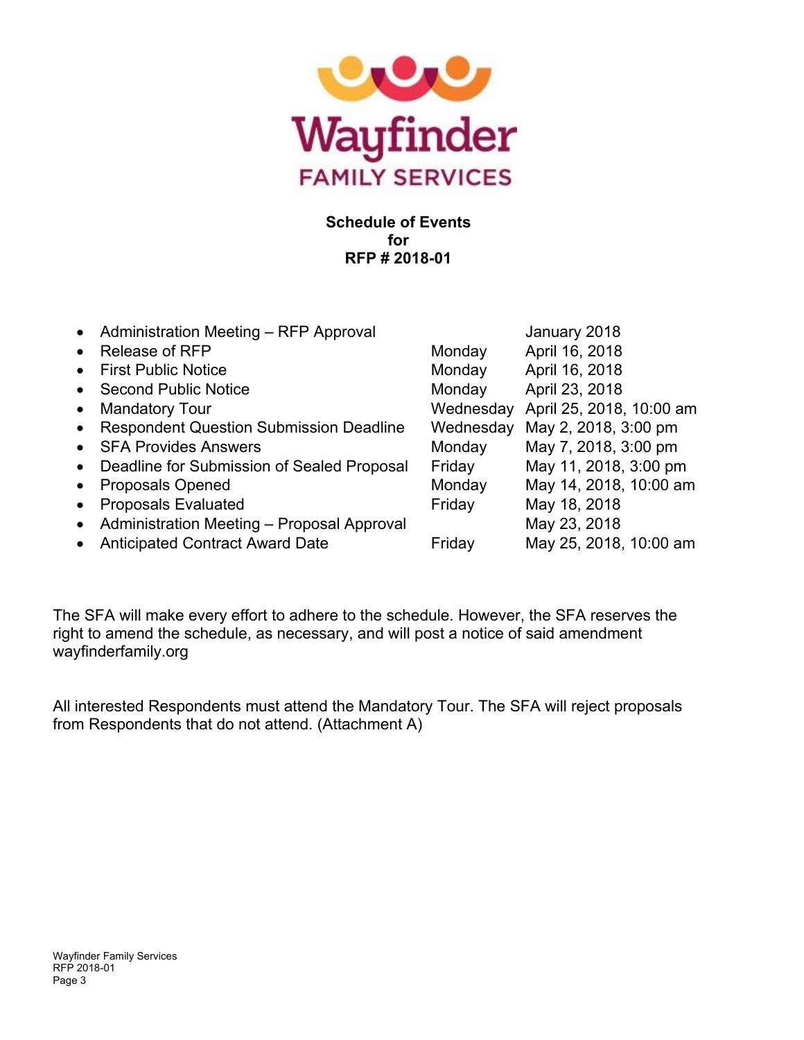**Schedule of Events for RFP # 2018-01**

| Event | Day | Date |
| --- | --- | --- |
| Administration Meeting – RFP Approval | | January 2018 |
| Release of RFP | Monday | April 16, 2018 |
| First Public Notice | Monday | April 16, 2018 |
| Second Public Notice | Monday | April 23, 2018 |
| Mandatory Tour | Wednesday | April 25, 2018, 10:00 am |
| Respondent Question Submission Deadline | Wednesday | May 2, 2018, 3:00 pm |
| SFA Provides Answers | Monday | May 7, 2018, 3:00 pm |
| Deadline for Submission of Sealed Proposal | Friday | May 11, 2018, 3:00 pm |
| Proposals Opened | Monday | May 14, 2018, 10:00 am |
| Proposals Evaluated | Friday | May 18, 2018 |
| Administration Meeting – Proposal Approval | | May 23, 2018 |
| Anticipated Contract Award Date | Friday | May 25, 2018, 10:00 am |

The SFA will make every effort to adhere to the schedule. However, the SFA reserves the right to amend the schedule, as necessary, and will post a notice of said amendment wayfinderfamily.org

All interested Respondents must attend the Mandatory Tour. The SFA will reject proposals from Respondents that do not attend. (Attachment A)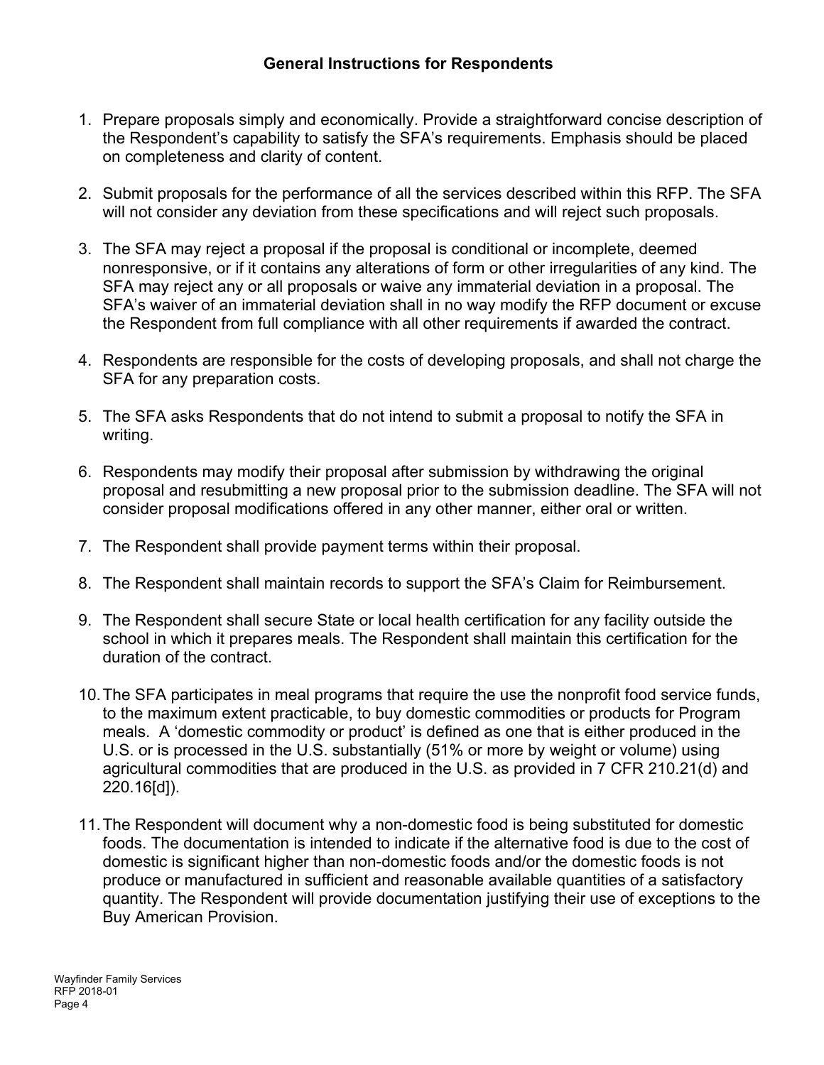## General Instructions for Respondents

1. Prepare proposals simply and economically. Provide a straightforward concise description of the Respondent's capability to satisfy the SFA's requirements. Emphasis should be placed on completeness and clarity of content.

2. Submit proposals for the performance of all the services described within this RFP. The SFA will not consider any deviation from these specifications and will reject such proposals.

3. The SFA may reject a proposal if the proposal is conditional or incomplete, deemed nonresponsive, or if it contains any alterations of form or other irregularities of any kind. The SFA may reject any or all proposals or waive any immaterial deviation in a proposal. The SFA's waiver of an immaterial deviation shall in no way modify the RFP document or excuse the Respondent from full compliance with all other requirements if awarded the contract.

4. Respondents are responsible for the costs of developing proposals, and shall not charge the SFA for any preparation costs.

5. The SFA asks Respondents that do not intend to submit a proposal to notify the SFA in writing.

6. Respondents may modify their proposal after submission by withdrawing the original proposal and resubmitting a new proposal prior to the submission deadline. The SFA will not consider proposal modifications offered in any other manner, either oral or written.

7. The Respondent shall provide payment terms within their proposal.

8. The Respondent shall maintain records to support the SFA's Claim for Reimbursement.

9. The Respondent shall secure State or local health certification for any facility outside the school in which it prepares meals. The Respondent shall maintain this certification for the duration of the contract.

10. The SFA participates in meal programs that require the use the nonprofit food service funds, to the maximum extent practicable, to buy domestic commodities or products for Program meals. A 'domestic commodity or product' is defined as one that is either produced in the U.S. or is processed in the U.S. substantially (51% or more by weight or volume) using agricultural commodities that are produced in the U.S. as provided in 7 CFR 210.21(d) and 220.16[d]).

11. The Respondent will document why a non-domestic food is being substituted for domestic foods. The documentation is intended to indicate if the alternative food is due to the cost of domestic is significant higher than non-domestic foods and/or the domestic foods is not produce or manufactured in sufficient and reasonable available quantities of a satisfactory quantity. The Respondent will provide documentation justifying their use of exceptions to the Buy American Provision.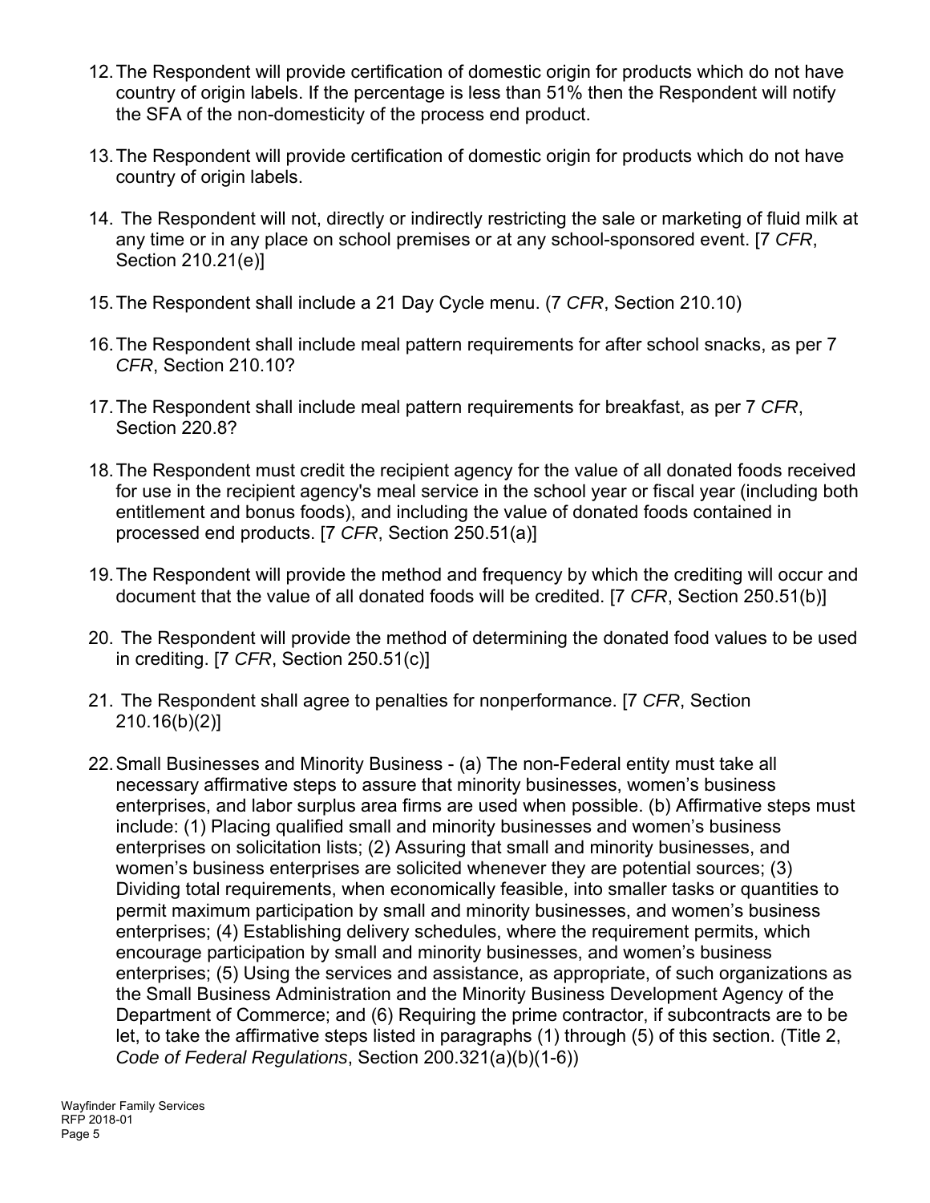12. The Respondent will provide certification of domestic origin for products which do not have country of origin labels. If the percentage is less than 51% then the Respondent will notify the SFA of the non-domesticity of the process end product.

13. The Respondent will provide certification of domestic origin for products which do not have country of origin labels.

14. The Respondent will not, directly or indirectly restricting the sale or marketing of fluid milk at any time or in any place on school premises or at any school-sponsored event. [7 *CFR*, Section 210.21(e)]

15. The Respondent shall include a 21 Day Cycle menu. (7 *CFR*, Section 210.10)

16. The Respondent shall include meal pattern requirements for after school snacks, as per 7 *CFR*, Section 210.10?

17. The Respondent shall include meal pattern requirements for breakfast, as per 7 *CFR*, Section 220.8?

18. The Respondent must credit the recipient agency for the value of all donated foods received for use in the recipient agency's meal service in the school year or fiscal year (including both entitlement and bonus foods), and including the value of donated foods contained in processed end products. [7 *CFR*, Section 250.51(a)]

19. The Respondent will provide the method and frequency by which the crediting will occur and document that the value of all donated foods will be credited. [7 *CFR*, Section 250.51(b)]

20. The Respondent will provide the method of determining the donated food values to be used in crediting. [7 *CFR*, Section 250.51(c)]

21. The Respondent shall agree to penalties for nonperformance. [7 *CFR*, Section 210.16(b)(2)]

22. Small Businesses and Minority Business - (a) The non-Federal entity must take all necessary affirmative steps to assure that minority businesses, women's business enterprises, and labor surplus area firms are used when possible. (b) Affirmative steps must include: (1) Placing qualified small and minority businesses and women's business enterprises on solicitation lists; (2) Assuring that small and minority businesses, and women's business enterprises are solicited whenever they are potential sources; (3) Dividing total requirements, when economically feasible, into smaller tasks or quantities to permit maximum participation by small and minority businesses, and women's business enterprises; (4) Establishing delivery schedules, where the requirement permits, which encourage participation by small and minority businesses, and women's business enterprises; (5) Using the services and assistance, as appropriate, of such organizations as the Small Business Administration and the Minority Business Development Agency of the Department of Commerce; and (6) Requiring the prime contractor, if subcontracts are to be let, to take the affirmative steps listed in paragraphs (1) through (5) of this section. (Title 2, *Code of Federal Regulations*, Section 200.321(a)(b)(1-6))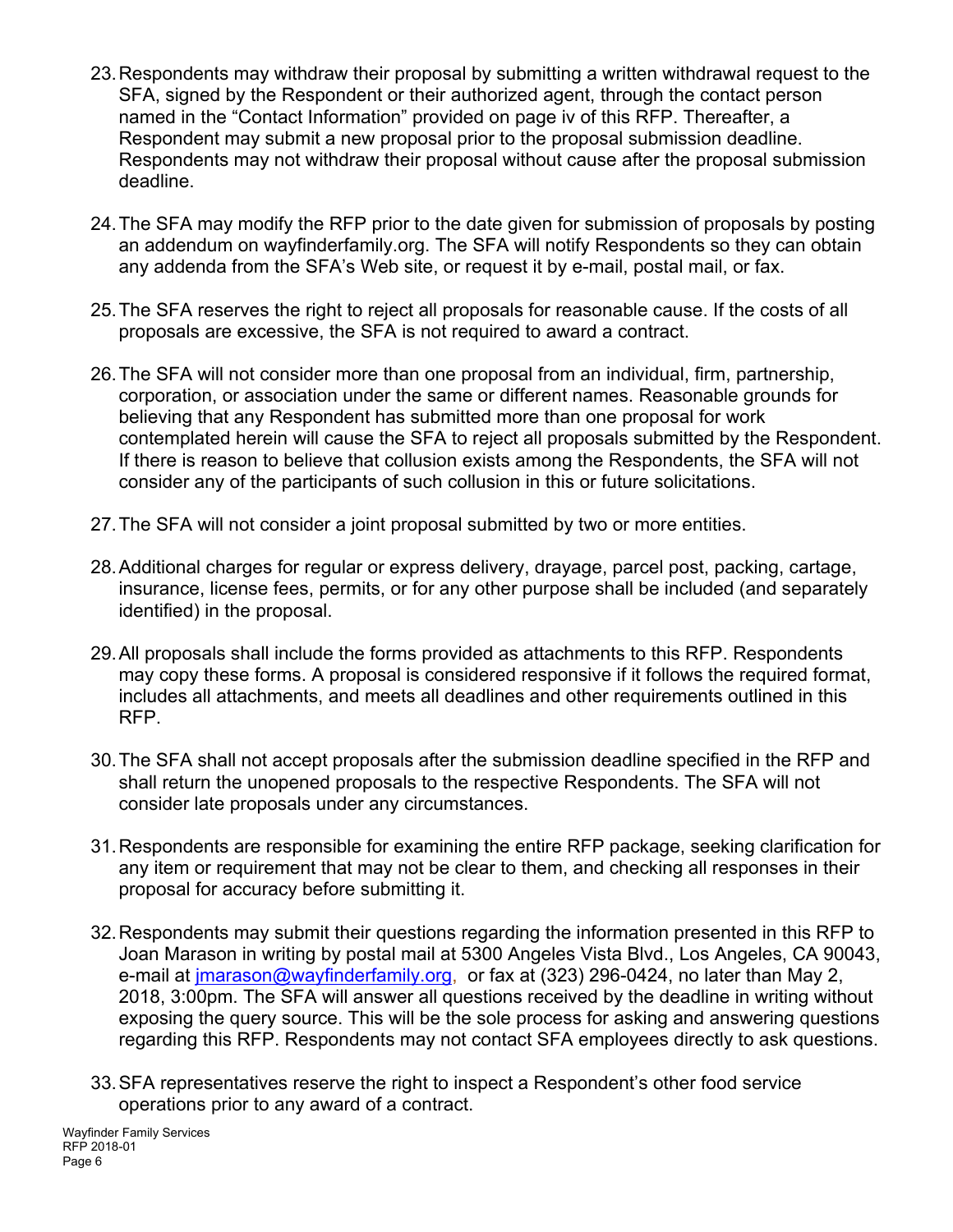23. Respondents may withdraw their proposal by submitting a written withdrawal request to the SFA, signed by the Respondent or their authorized agent, through the contact person named in the "Contact Information" provided on page iv of this RFP. Thereafter, a Respondent may submit a new proposal prior to the proposal submission deadline. Respondents may not withdraw their proposal without cause after the proposal submission deadline.

24. The SFA may modify the RFP prior to the date given for submission of proposals by posting an addendum on wayfinderfamily.org. The SFA will notify Respondents so they can obtain any addenda from the SFA's Web site, or request it by e-mail, postal mail, or fax.

25. The SFA reserves the right to reject all proposals for reasonable cause. If the costs of all proposals are excessive, the SFA is not required to award a contract.

26. The SFA will not consider more than one proposal from an individual, firm, partnership, corporation, or association under the same or different names. Reasonable grounds for believing that any Respondent has submitted more than one proposal for work contemplated herein will cause the SFA to reject all proposals submitted by the Respondent. If there is reason to believe that collusion exists among the Respondents, the SFA will not consider any of the participants of such collusion in this or future solicitations.

27. The SFA will not consider a joint proposal submitted by two or more entities.

28. Additional charges for regular or express delivery, drayage, parcel post, packing, cartage, insurance, license fees, permits, or for any other purpose shall be included (and separately identified) in the proposal.

29. All proposals shall include the forms provided as attachments to this RFP. Respondents may copy these forms. A proposal is considered responsive if it follows the required format, includes all attachments, and meets all deadlines and other requirements outlined in this RFP.

30. The SFA shall not accept proposals after the submission deadline specified in the RFP and shall return the unopened proposals to the respective Respondents. The SFA will not consider late proposals under any circumstances.

31. Respondents are responsible for examining the entire RFP package, seeking clarification for any item or requirement that may not be clear to them, and checking all responses in their proposal for accuracy before submitting it.

32. Respondents may submit their questions regarding the information presented in this RFP to Joan Marason in writing by postal mail at 5300 Angeles Vista Blvd., Los Angeles, CA 90043, e-mail at jmarason@wayfinderfamily.org, or fax at (323) 296-0424, no later than May 2, 2018, 3:00pm. The SFA will answer all questions received by the deadline in writing without exposing the query source. This will be the sole process for asking and answering questions regarding this RFP. Respondents may not contact SFA employees directly to ask questions.

33. SFA representatives reserve the right to inspect a Respondent's other food service operations prior to any award of a contract.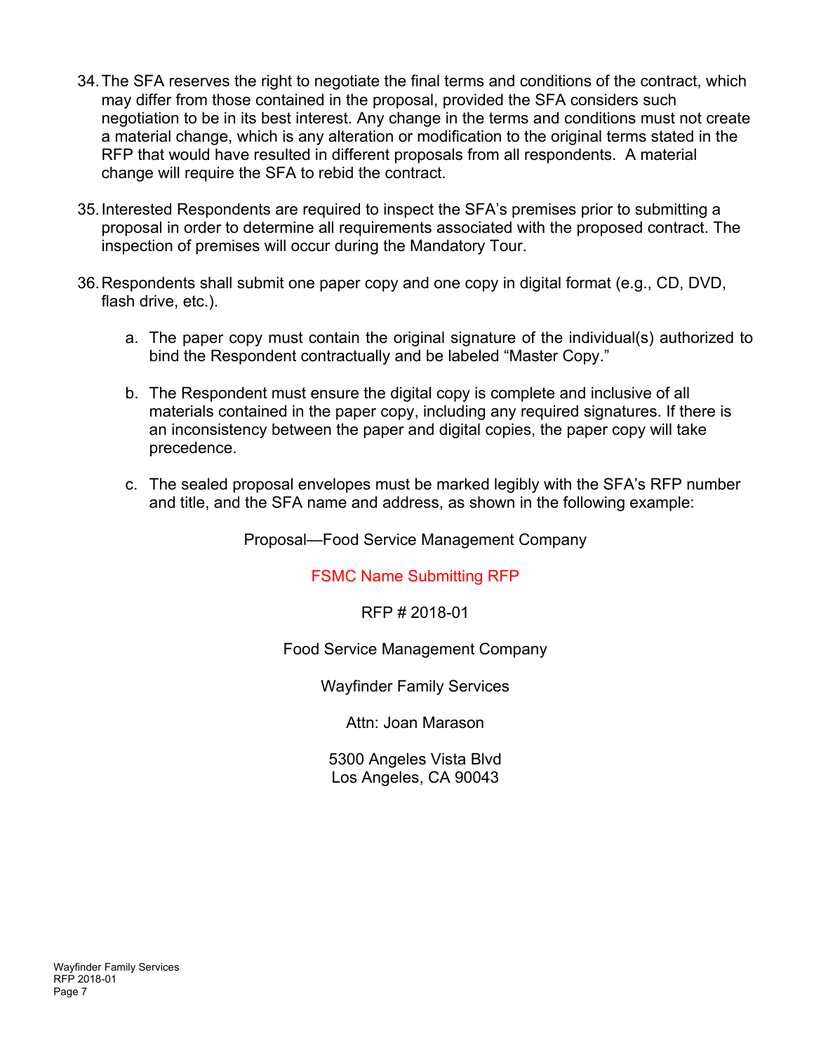34. The SFA reserves the right to negotiate the final terms and conditions of the contract, which may differ from those contained in the proposal, provided the SFA considers such negotiation to be in its best interest. Any change in the terms and conditions must not create a material change, which is any alteration or modification to the original terms stated in the RFP that would have resulted in different proposals from all respondents. A material change will require the SFA to rebid the contract.

35. Interested Respondents are required to inspect the SFA's premises prior to submitting a proposal in order to determine all requirements associated with the proposed contract. The inspection of premises will occur during the Mandatory Tour.

36. Respondents shall submit one paper copy and one copy in digital format (e.g., CD, DVD, flash drive, etc.).

    a. The paper copy must contain the original signature of the individual(s) authorized to bind the Respondent contractually and be labeled "Master Copy."

    b. The Respondent must ensure the digital copy is complete and inclusive of all materials contained in the paper copy, including any required signatures. If there is an inconsistency between the paper and digital copies, the paper copy will take precedence.

    c. The sealed proposal envelopes must be marked legibly with the SFA's RFP number and title, and the SFA name and address, as shown in the following example:

Proposal—Food Service Management Company

FSMC Name Submitting RFP

RFP # 2018-01

Food Service Management Company

Wayfinder Family Services

Attn: Joan Marason

5300 Angeles Vista Blvd
Los Angeles, CA 90043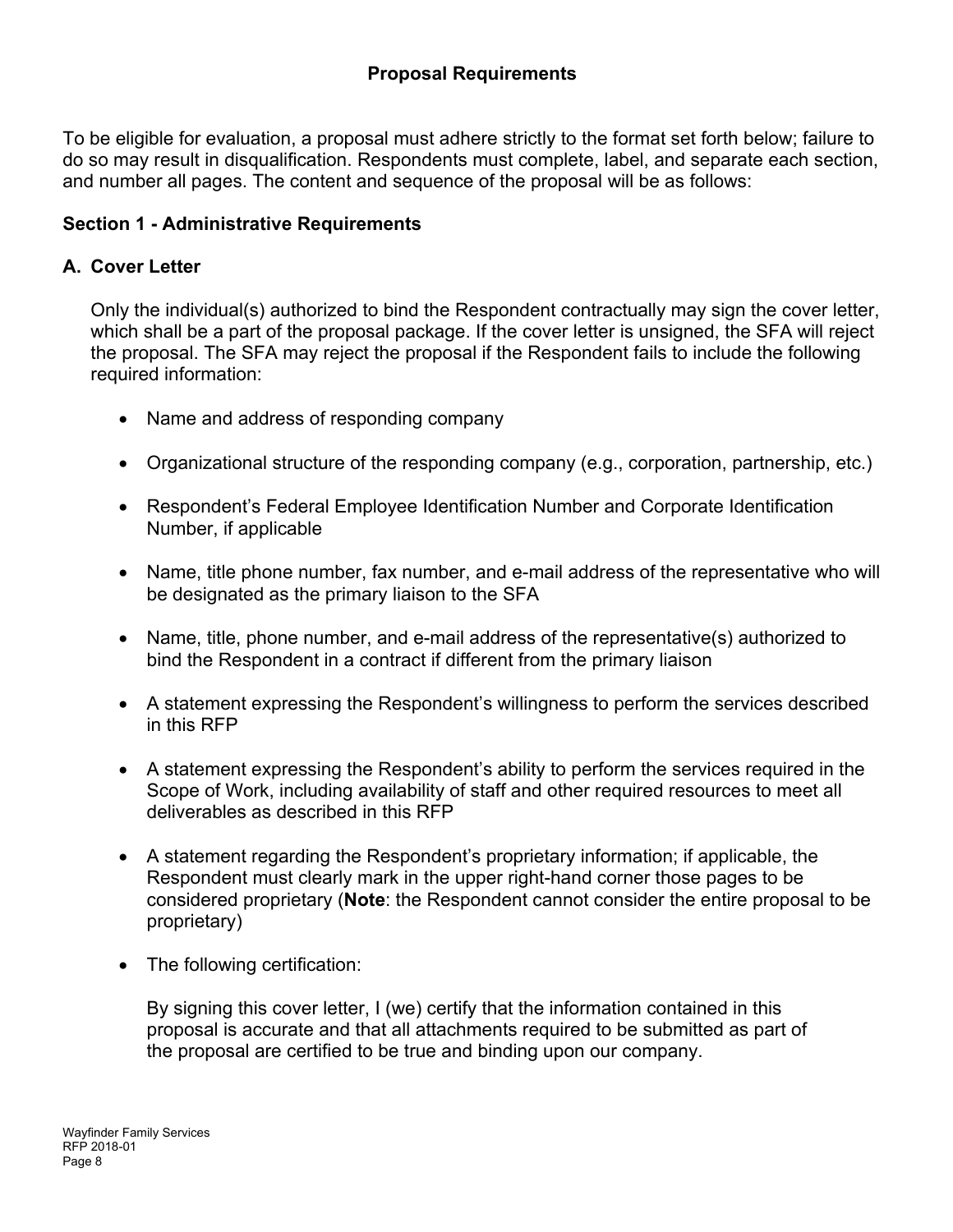## Proposal Requirements

To be eligible for evaluation, a proposal must adhere strictly to the format set forth below; failure to do so may result in disqualification. Respondents must complete, label, and separate each section, and number all pages. The content and sequence of the proposal will be as follows:

### Section 1 - Administrative Requirements

#### A. Cover Letter

Only the individual(s) authorized to bind the Respondent contractually may sign the cover letter, which shall be a part of the proposal package. If the cover letter is unsigned, the SFA will reject the proposal. The SFA may reject the proposal if the Respondent fails to include the following required information:

- Name and address of responding company
- Organizational structure of the responding company (e.g., corporation, partnership, etc.)
- Respondent's Federal Employee Identification Number and Corporate Identification Number, if applicable
- Name, title phone number, fax number, and e-mail address of the representative who will be designated as the primary liaison to the SFA
- Name, title, phone number, and e-mail address of the representative(s) authorized to bind the Respondent in a contract if different from the primary liaison
- A statement expressing the Respondent's willingness to perform the services described in this RFP
- A statement expressing the Respondent's ability to perform the services required in the Scope of Work, including availability of staff and other required resources to meet all deliverables as described in this RFP
- A statement regarding the Respondent's proprietary information; if applicable, the Respondent must clearly mark in the upper right-hand corner those pages to be considered proprietary (**Note**: the Respondent cannot consider the entire proposal to be proprietary)
- The following certification:

  By signing this cover letter, I (we) certify that the information contained in this proposal is accurate and that all attachments required to be submitted as part of the proposal are certified to be true and binding upon our company.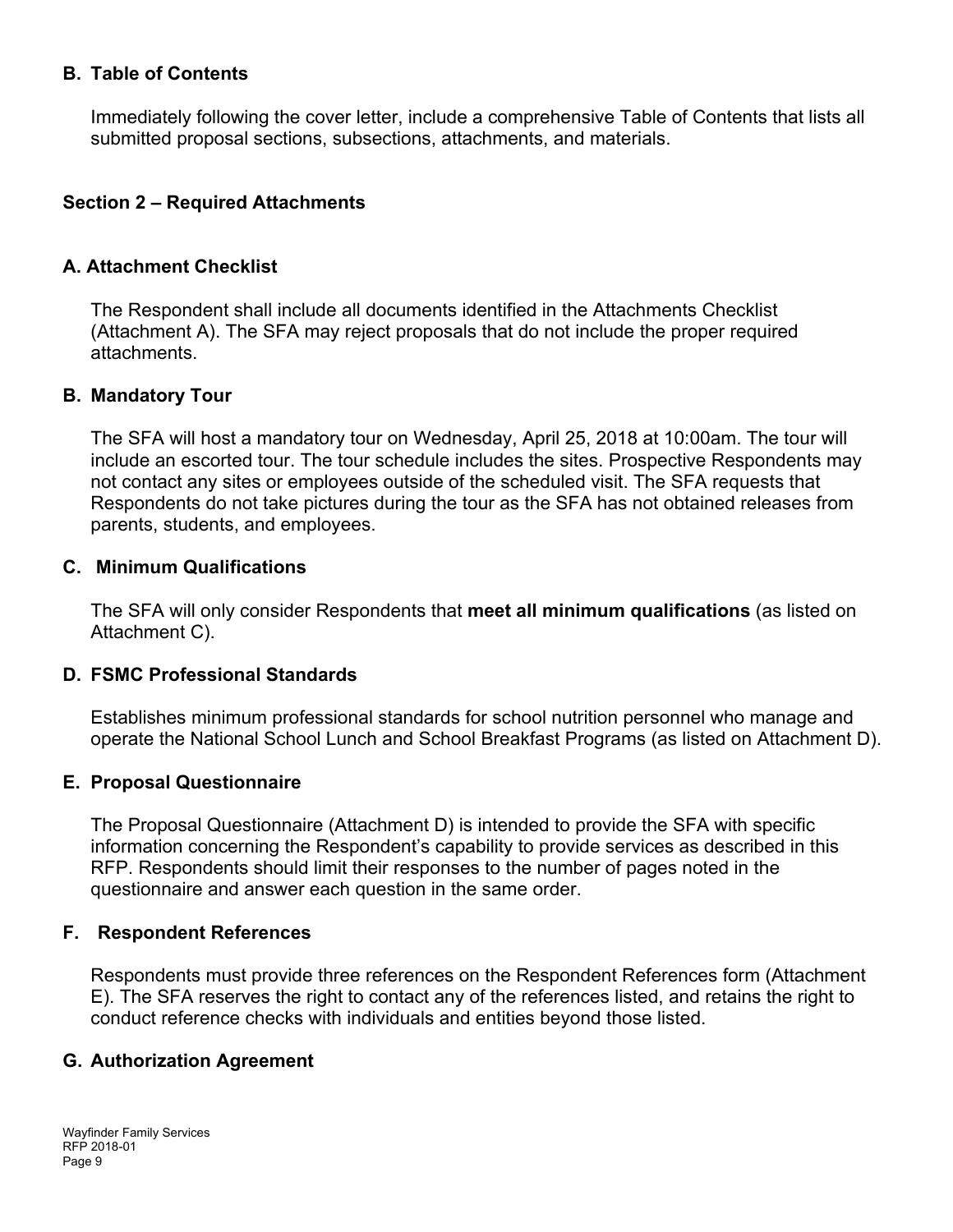### B. Table of Contents

Immediately following the cover letter, include a comprehensive Table of Contents that lists all submitted proposal sections, subsections, attachments, and materials.

## Section 2 – Required Attachments

### A. Attachment Checklist

The Respondent shall include all documents identified in the Attachments Checklist (Attachment A). The SFA may reject proposals that do not include the proper required attachments.

### B. Mandatory Tour

The SFA will host a mandatory tour on Wednesday, April 25, 2018 at 10:00am. The tour will include an escorted tour. The tour schedule includes the sites. Prospective Respondents may not contact any sites or employees outside of the scheduled visit. The SFA requests that Respondents do not take pictures during the tour as the SFA has not obtained releases from parents, students, and employees.

### C. Minimum Qualifications

The SFA will only consider Respondents that **meet all minimum qualifications** (as listed on Attachment C).

### D. FSMC Professional Standards

Establishes minimum professional standards for school nutrition personnel who manage and operate the National School Lunch and School Breakfast Programs (as listed on Attachment D).

### E. Proposal Questionnaire

The Proposal Questionnaire (Attachment D) is intended to provide the SFA with specific information concerning the Respondent's capability to provide services as described in this RFP. Respondents should limit their responses to the number of pages noted in the questionnaire and answer each question in the same order.

### F. Respondent References

Respondents must provide three references on the Respondent References form (Attachment E). The SFA reserves the right to contact any of the references listed, and retains the right to conduct reference checks with individuals and entities beyond those listed.

### G. Authorization Agreement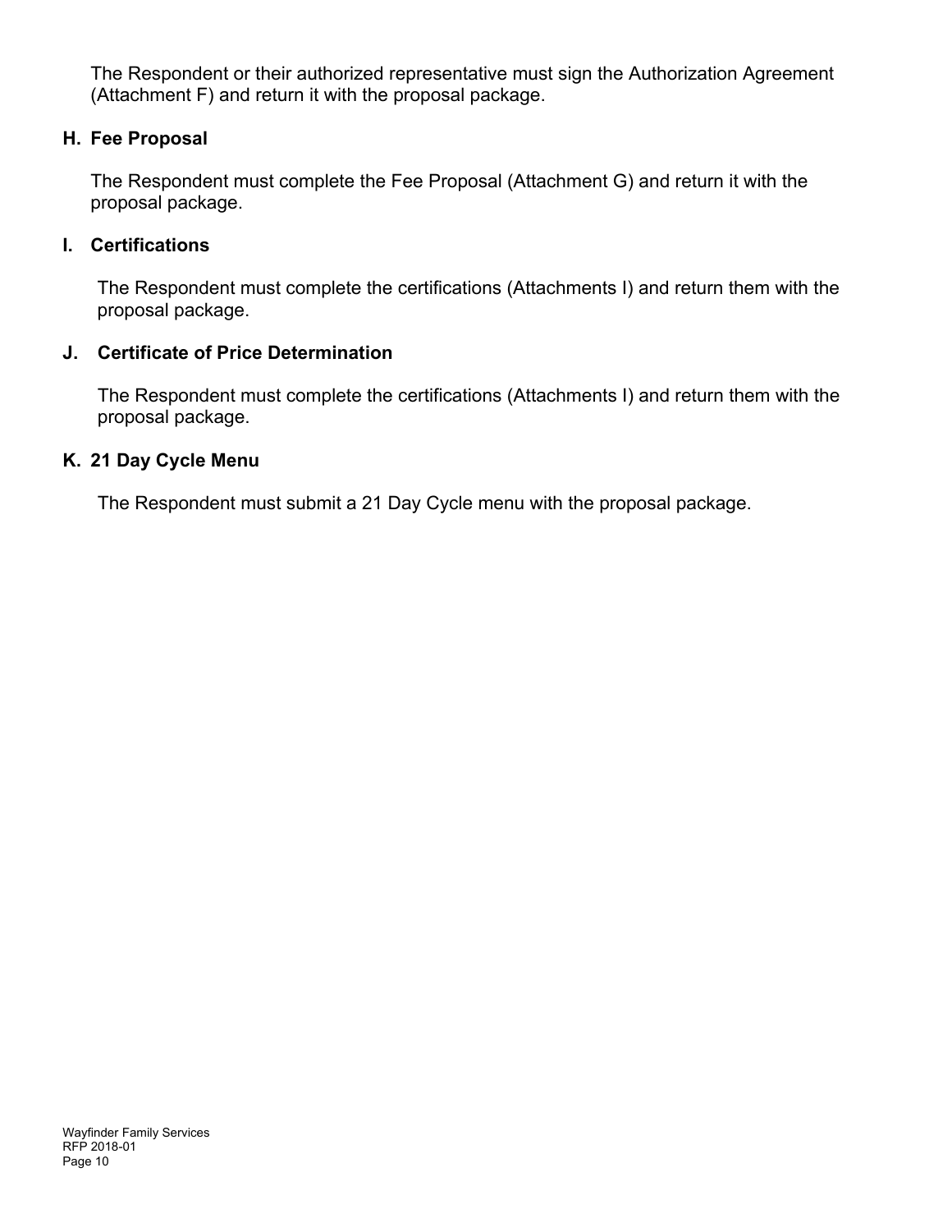The Respondent or their authorized representative must sign the Authorization Agreement (Attachment F) and return it with the proposal package.

### H. Fee Proposal

The Respondent must complete the Fee Proposal (Attachment G) and return it with the proposal package.

### I. Certifications

The Respondent must complete the certifications (Attachments I) and return them with the proposal package.

### J. Certificate of Price Determination

The Respondent must complete the certifications (Attachments I) and return them with the proposal package.

### K. 21 Day Cycle Menu

The Respondent must submit a 21 Day Cycle menu with the proposal package.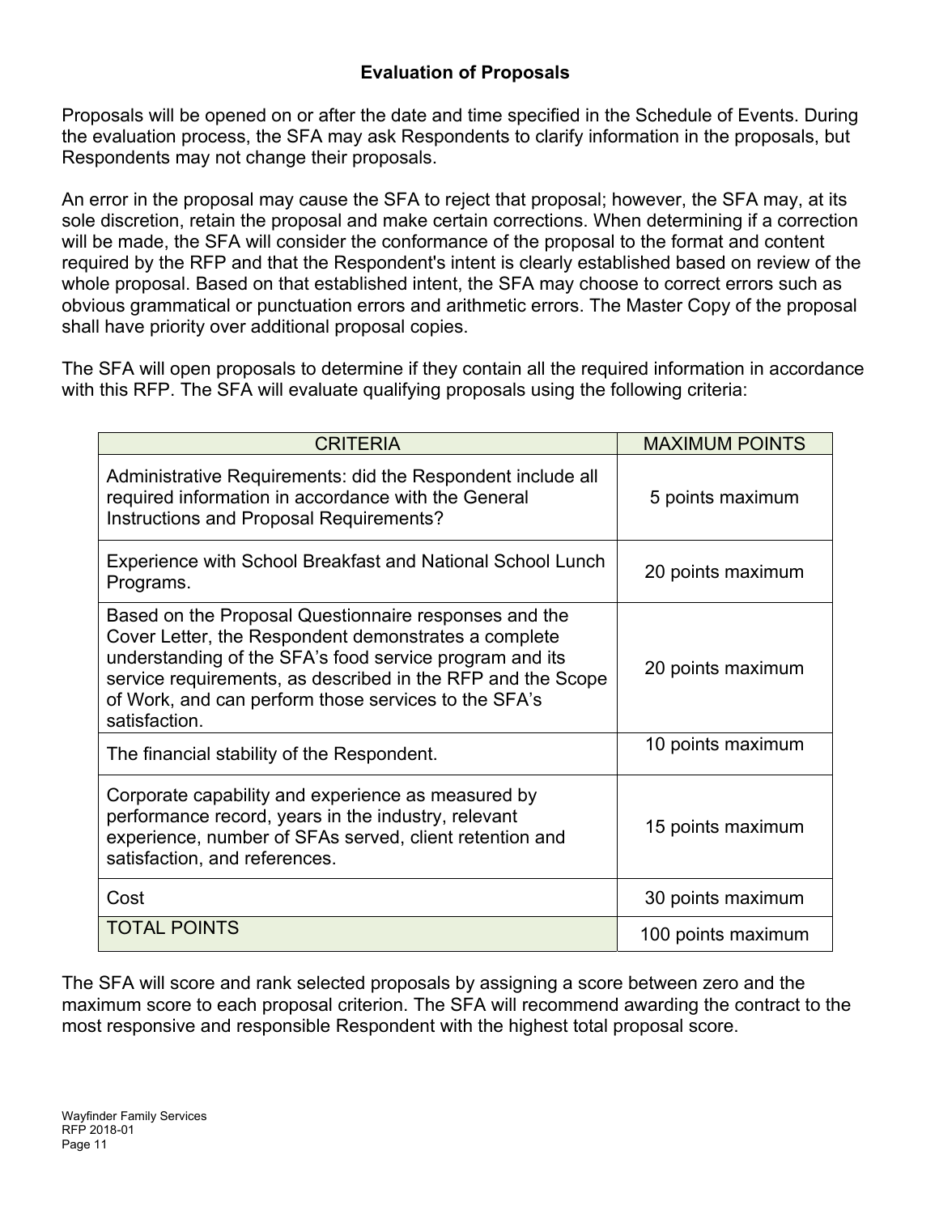## Evaluation of Proposals

Proposals will be opened on or after the date and time specified in the Schedule of Events. During the evaluation process, the SFA may ask Respondents to clarify information in the proposals, but Respondents may not change their proposals.

An error in the proposal may cause the SFA to reject that proposal; however, the SFA may, at its sole discretion, retain the proposal and make certain corrections. When determining if a correction will be made, the SFA will consider the conformance of the proposal to the format and content required by the RFP and that the Respondent's intent is clearly established based on review of the whole proposal. Based on that established intent, the SFA may choose to correct errors such as obvious grammatical or punctuation errors and arithmetic errors. The Master Copy of the proposal shall have priority over additional proposal copies.

The SFA will open proposals to determine if they contain all the required information in accordance with this RFP. The SFA will evaluate qualifying proposals using the following criteria:

| CRITERIA | MAXIMUM POINTS |
| --- | --- |
| Administrative Requirements: did the Respondent include all required information in accordance with the General Instructions and Proposal Requirements? | 5 points maximum |
| Experience with School Breakfast and National School Lunch Programs. | 20 points maximum |
| Based on the Proposal Questionnaire responses and the Cover Letter, the Respondent demonstrates a complete understanding of the SFA's food service program and its service requirements, as described in the RFP and the Scope of Work, and can perform those services to the SFA's satisfaction. | 20 points maximum |
| The financial stability of the Respondent. | 10 points maximum |
| Corporate capability and experience as measured by performance record, years in the industry, relevant experience, number of SFAs served, client retention and satisfaction, and references. | 15 points maximum |
| Cost | 30 points maximum |
| TOTAL POINTS | 100 points maximum |

The SFA will score and rank selected proposals by assigning a score between zero and the maximum score to each proposal criterion. The SFA will recommend awarding the contract to the most responsive and responsible Respondent with the highest total proposal score.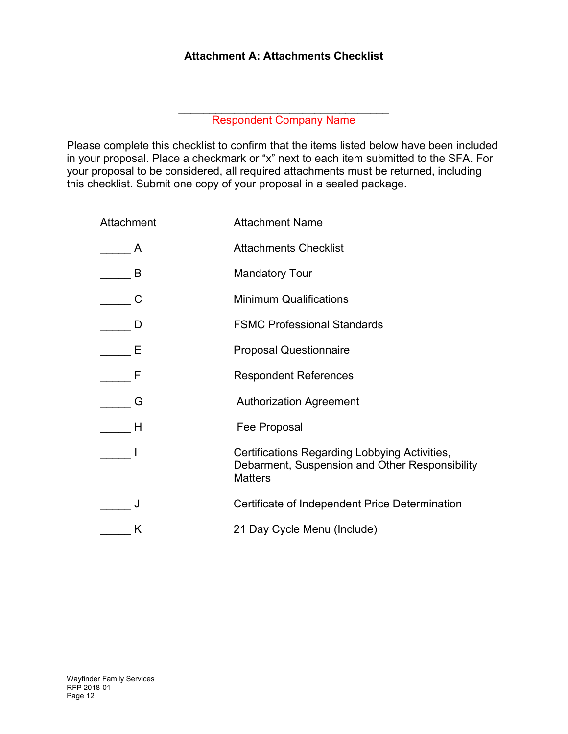# Attachment A: Attachments Checklist

\_\_\_\_\_\_\_\_\_\_\_\_\_\_\_\_\_\_\_\_\_\_\_\_\_\_\_\_\_\_\_\_\_\_\_\_

Respondent Company Name

Please complete this checklist to confirm that the items listed below have been included in your proposal. Place a checkmark or "x" next to each item submitted to the SFA. For your proposal to be considered, all required attachments must be returned, including this checklist. Submit one copy of your proposal in a sealed package.

| Attachment | Attachment Name |
|---|---|
| _____ A | Attachments Checklist |
| _____ B | Mandatory Tour |
| _____ C | Minimum Qualifications |
| _____ D | FSMC Professional Standards |
| _____ E | Proposal Questionnaire |
| _____ F | Respondent References |
| _____ G | Authorization Agreement |
| _____ H | Fee Proposal |
| _____ I | Certifications Regarding Lobbying Activities, Debarment, Suspension and Other Responsibility Matters |
| _____ J | Certificate of Independent Price Determination |
| _____ K | 21 Day Cycle Menu (Include) |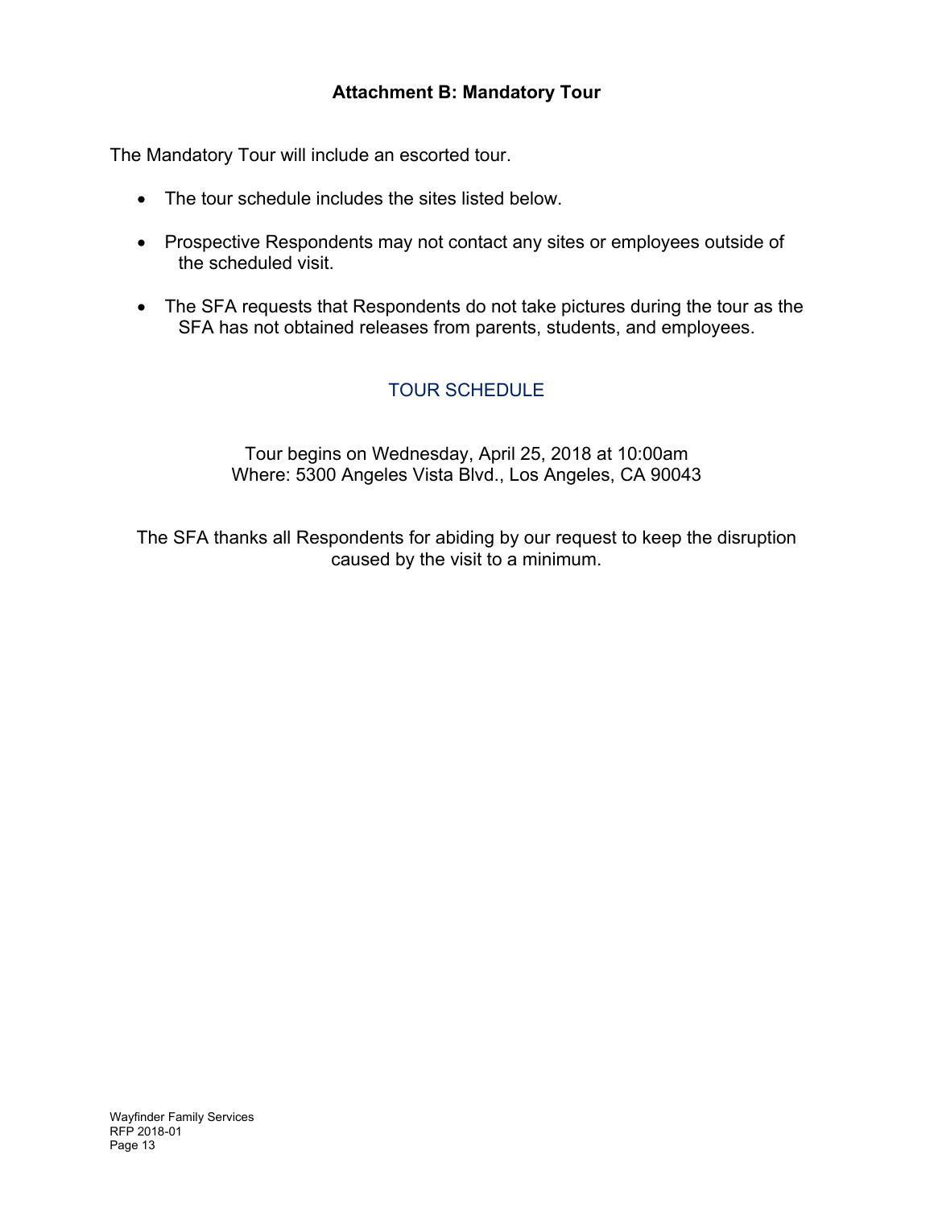## Attachment B: Mandatory Tour

The Mandatory Tour will include an escorted tour.

- The tour schedule includes the sites listed below.
- Prospective Respondents may not contact any sites or employees outside of the scheduled visit.
- The SFA requests that Respondents do not take pictures during the tour as the SFA has not obtained releases from parents, students, and employees.

### TOUR SCHEDULE

Tour begins on Wednesday, April 25, 2018 at 10:00am
Where: 5300 Angeles Vista Blvd., Los Angeles, CA 90043

The SFA thanks all Respondents for abiding by our request to keep the disruption caused by the visit to a minimum.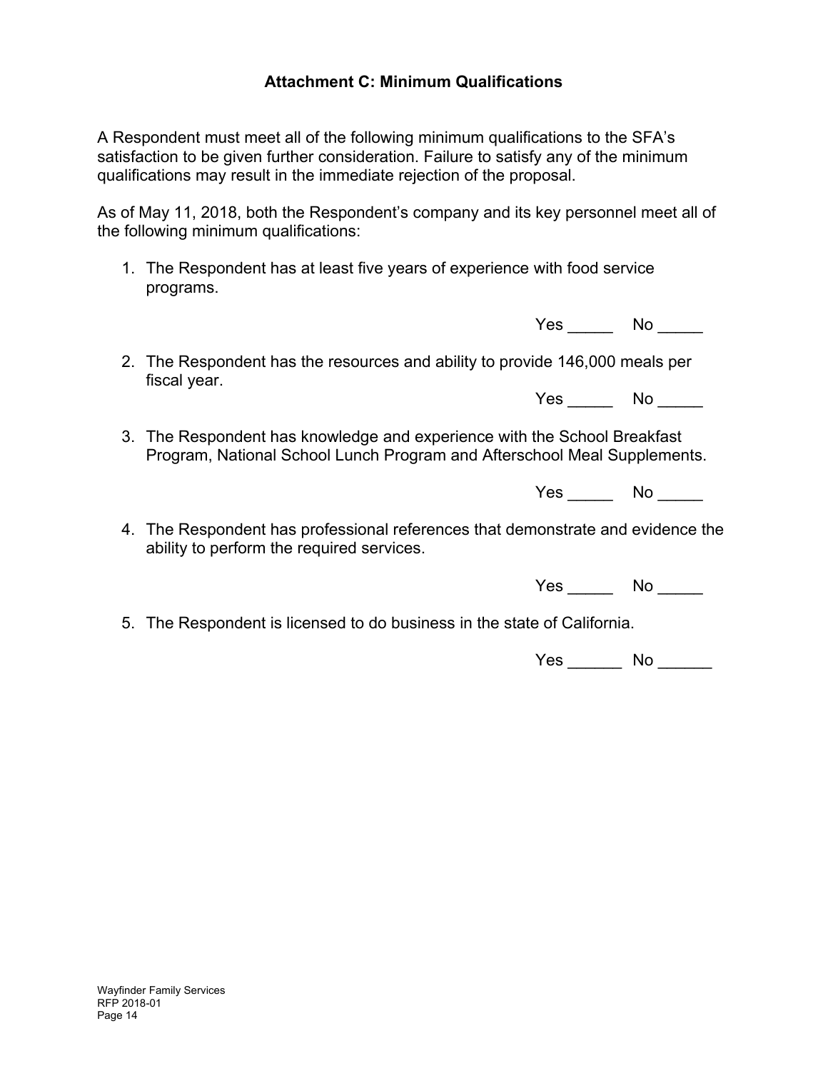# Attachment C: Minimum Qualifications

A Respondent must meet all of the following minimum qualifications to the SFA's satisfaction to be given further consideration. Failure to satisfy any of the minimum qualifications may result in the immediate rejection of the proposal.

As of May 11, 2018, both the Respondent's company and its key personnel meet all of the following minimum qualifications:

1. The Respondent has at least five years of experience with food service programs.

   Yes _____ No _____

2. The Respondent has the resources and ability to provide 146,000 meals per fiscal year.

   Yes _____ No _____

3. The Respondent has knowledge and experience with the School Breakfast Program, National School Lunch Program and Afterschool Meal Supplements.

   Yes _____ No _____

4. The Respondent has professional references that demonstrate and evidence the ability to perform the required services.

   Yes _____ No _____

5. The Respondent is licensed to do business in the state of California.

   Yes ______ No ______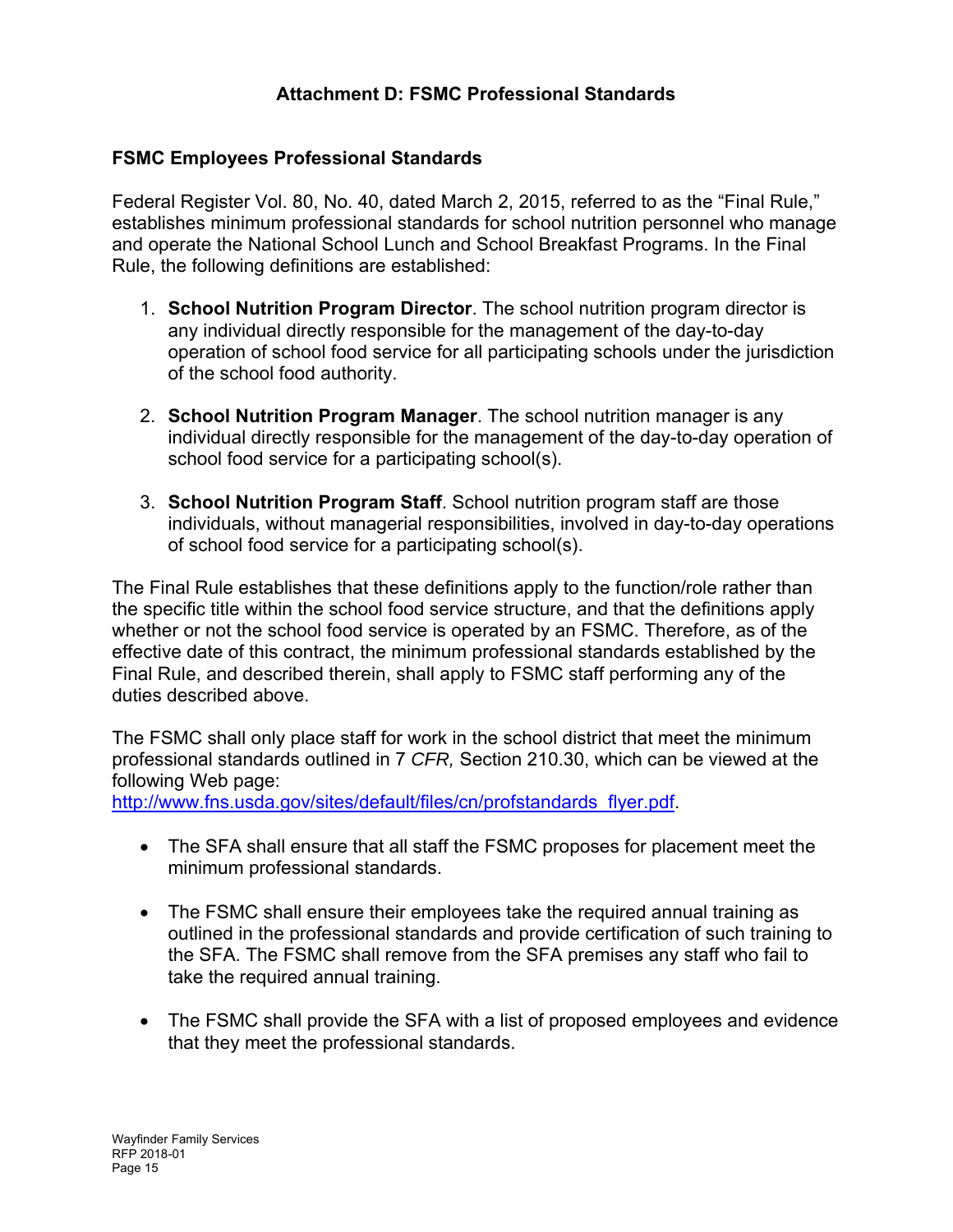# Attachment D: FSMC Professional Standards

## FSMC Employees Professional Standards

Federal Register Vol. 80, No. 40, dated March 2, 2015, referred to as the "Final Rule," establishes minimum professional standards for school nutrition personnel who manage and operate the National School Lunch and School Breakfast Programs. In the Final Rule, the following definitions are established:

1. **School Nutrition Program Director**. The school nutrition program director is any individual directly responsible for the management of the day-to-day operation of school food service for all participating schools under the jurisdiction of the school food authority.

2. **School Nutrition Program Manager**. The school nutrition manager is any individual directly responsible for the management of the day-to-day operation of school food service for a participating school(s).

3. **School Nutrition Program Staff**. School nutrition program staff are those individuals, without managerial responsibilities, involved in day-to-day operations of school food service for a participating school(s).

The Final Rule establishes that these definitions apply to the function/role rather than the specific title within the school food service structure, and that the definitions apply whether or not the school food service is operated by an FSMC. Therefore, as of the effective date of this contract, the minimum professional standards established by the Final Rule, and described therein, shall apply to FSMC staff performing any of the duties described above.

The FSMC shall only place staff for work in the school district that meet the minimum professional standards outlined in 7 *CFR,* Section 210.30, which can be viewed at the following Web page: [http://www.fns.usda.gov/sites/default/files/cn/profstandards_flyer.pdf](http://www.fns.usda.gov/sites/default/files/cn/profstandards_flyer.pdf).

- The SFA shall ensure that all staff the FSMC proposes for placement meet the minimum professional standards.

- The FSMC shall ensure their employees take the required annual training as outlined in the professional standards and provide certification of such training to the SFA. The FSMC shall remove from the SFA premises any staff who fail to take the required annual training.

- The FSMC shall provide the SFA with a list of proposed employees and evidence that they meet the professional standards.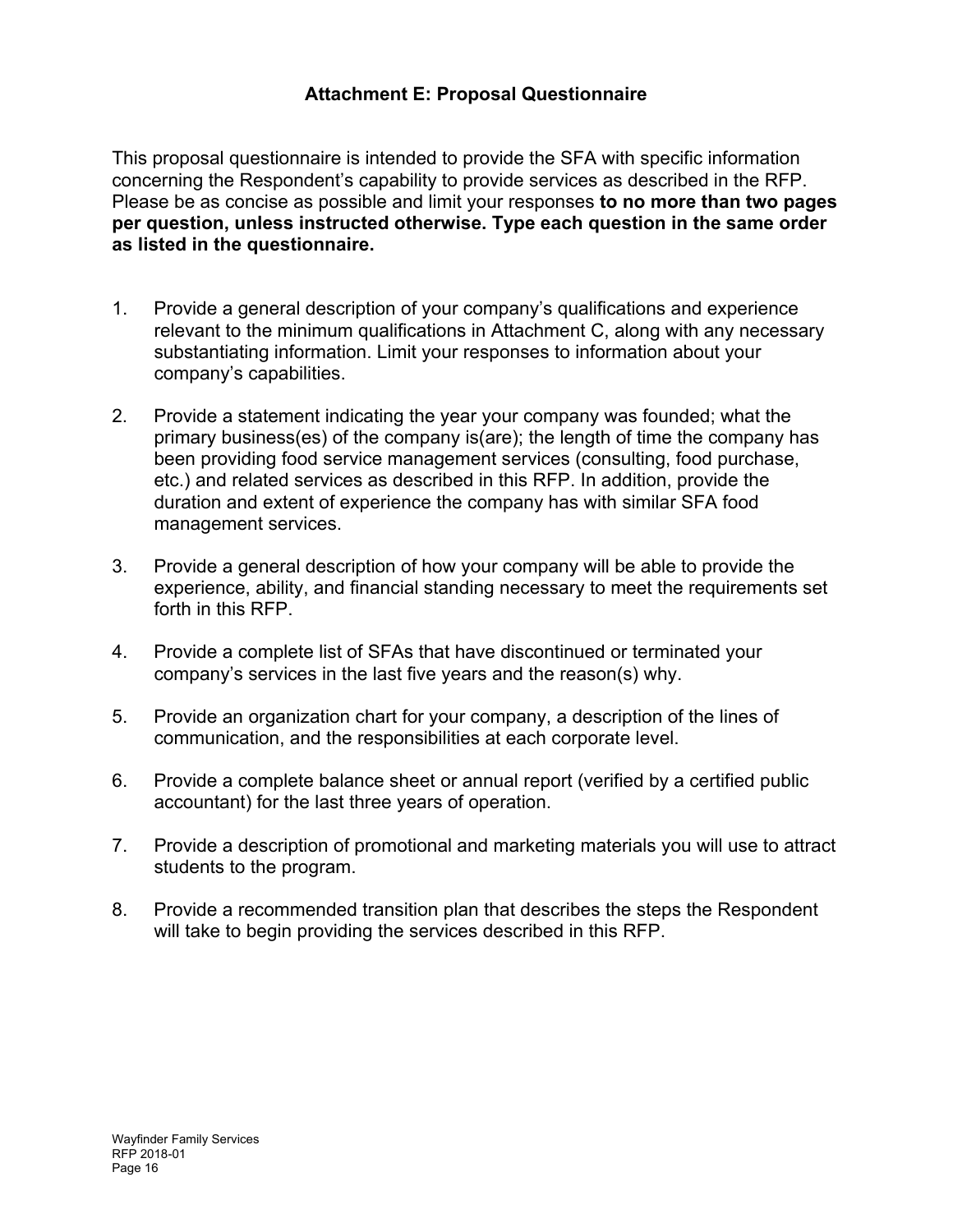## Attachment E: Proposal Questionnaire

This proposal questionnaire is intended to provide the SFA with specific information concerning the Respondent's capability to provide services as described in the RFP. Please be as concise as possible and limit your responses **to no more than two pages per question, unless instructed otherwise. Type each question in the same order as listed in the questionnaire.**

1. Provide a general description of your company's qualifications and experience relevant to the minimum qualifications in Attachment C, along with any necessary substantiating information. Limit your responses to information about your company's capabilities.

2. Provide a statement indicating the year your company was founded; what the primary business(es) of the company is(are); the length of time the company has been providing food service management services (consulting, food purchase, etc.) and related services as described in this RFP. In addition, provide the duration and extent of experience the company has with similar SFA food management services.

3. Provide a general description of how your company will be able to provide the experience, ability, and financial standing necessary to meet the requirements set forth in this RFP.

4. Provide a complete list of SFAs that have discontinued or terminated your company's services in the last five years and the reason(s) why.

5. Provide an organization chart for your company, a description of the lines of communication, and the responsibilities at each corporate level.

6. Provide a complete balance sheet or annual report (verified by a certified public accountant) for the last three years of operation.

7. Provide a description of promotional and marketing materials you will use to attract students to the program.

8. Provide a recommended transition plan that describes the steps the Respondent will take to begin providing the services described in this RFP.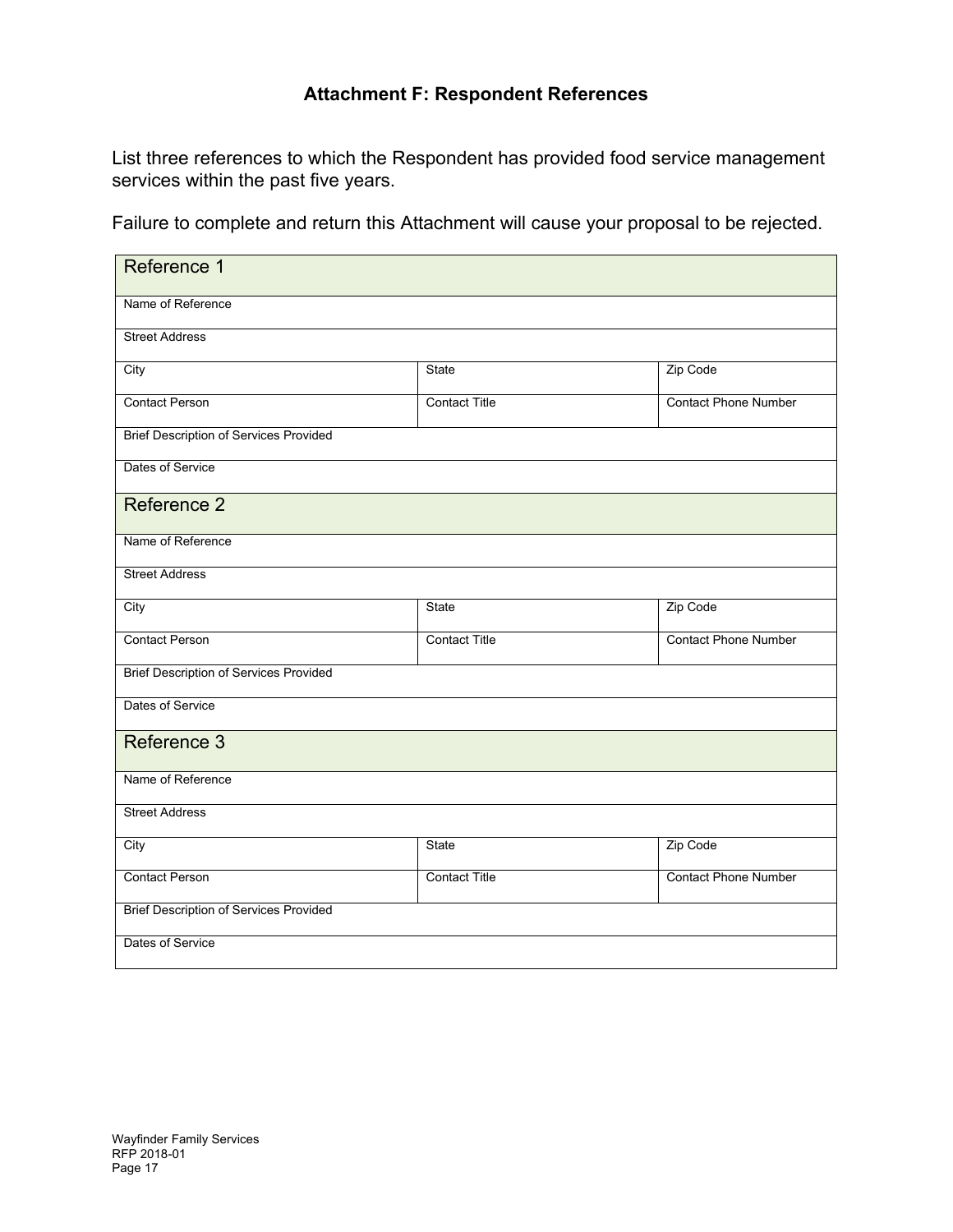## Attachment F: Respondent References

List three references to which the Respondent has provided food service management services within the past five years.

Failure to complete and return this Attachment will cause your proposal to be rejected.

| Reference 1 | | |
|---|---|---|
| Name of Reference | | |
| Street Address | | |
| City | State | Zip Code |
| Contact Person | Contact Title | Contact Phone Number |
| Brief Description of Services Provided | | |
| Dates of Service | | |

| Reference 2 | | |
|---|---|---|
| Name of Reference | | |
| Street Address | | |
| City | State | Zip Code |
| Contact Person | Contact Title | Contact Phone Number |
| Brief Description of Services Provided | | |
| Dates of Service | | |

| Reference 3 | | |
|---|---|---|
| Name of Reference | | |
| Street Address | | |
| City | State | Zip Code |
| Contact Person | Contact Title | Contact Phone Number |
| Brief Description of Services Provided | | |
| Dates of Service | | |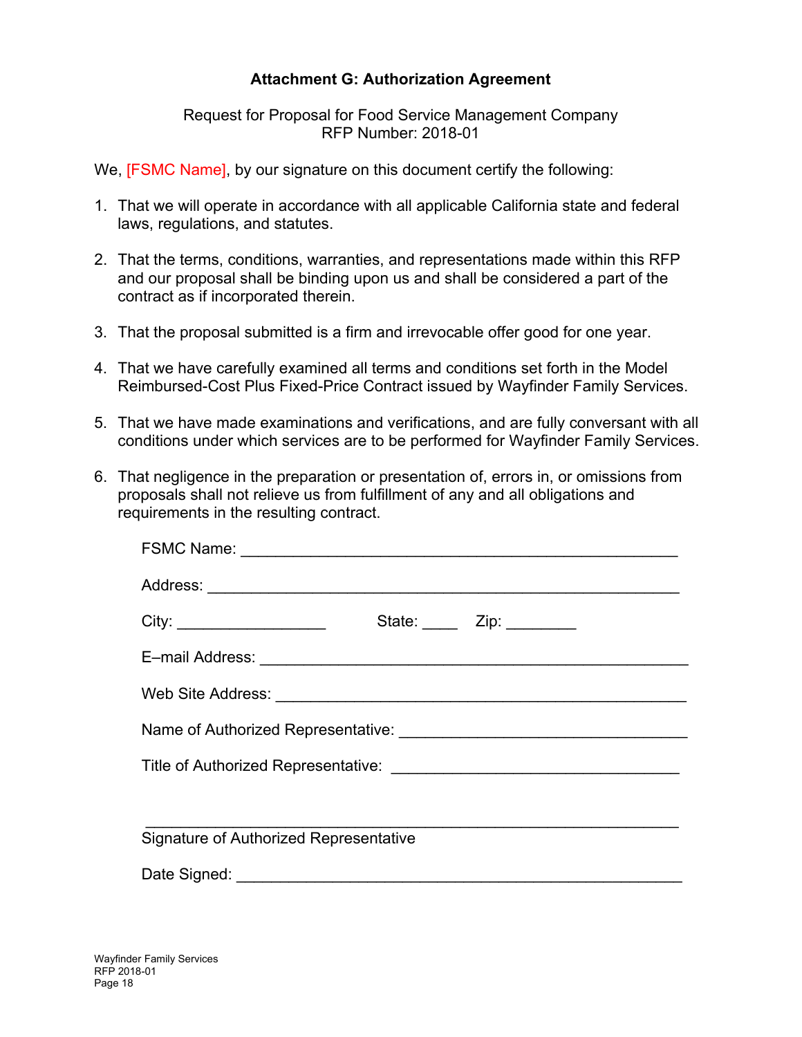### Attachment G: Authorization Agreement

Request for Proposal for Food Service Management Company
RFP Number: 2018-01

We, [FSMC Name], by our signature on this document certify the following:

1. That we will operate in accordance with all applicable California state and federal laws, regulations, and statutes.

2. That the terms, conditions, warranties, and representations made within this RFP and our proposal shall be binding upon us and shall be considered a part of the contract as if incorporated therein.

3. That the proposal submitted is a firm and irrevocable offer good for one year.

4. That we have carefully examined all terms and conditions set forth in the Model Reimbursed-Cost Plus Fixed-Price Contract issued by Wayfinder Family Services.

5. That we have made examinations and verifications, and are fully conversant with all conditions under which services are to be performed for Wayfinder Family Services.

6. That negligence in the preparation or presentation of, errors in, or omissions from proposals shall not relieve us from fulfillment of any and all obligations and requirements in the resulting contract.

FSMC Name: ___________________________________________________

Address: _____________________________________________________

City: _________________ State: ____ Zip: ________

E–mail Address: _______________________________________________

Web Site Address: _____________________________________________

Name of Authorized Representative: ______________________________

Title of Authorized Representative: ______________________________

_____________________________________________________________
Signature of Authorized Representative

Date Signed: __________________________________________________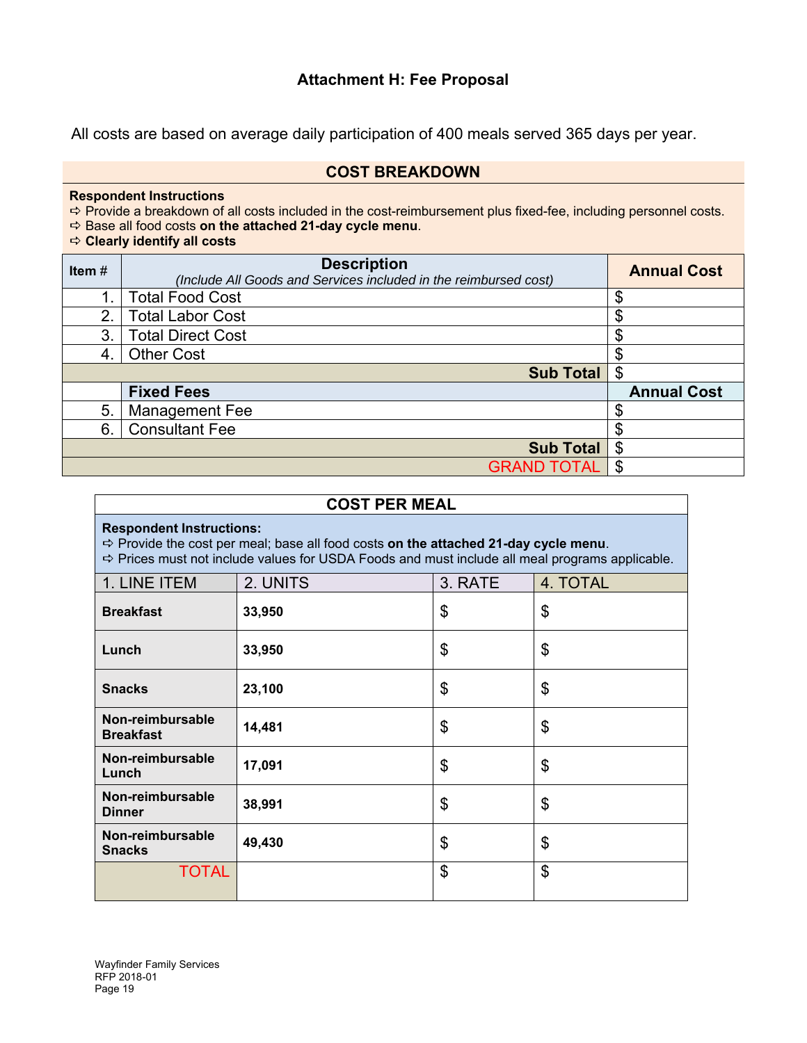## Attachment H: Fee Proposal

All costs are based on average daily participation of 400 meals served 365 days per year.

| COST BREAKDOWN | | |
|---|---|---|
| **Respondent Instructions**<br>⇨ Provide a breakdown of all costs included in the cost-reimbursement plus fixed-fee, including personnel costs.<br>⇨ Base all food costs **on the attached 21-day cycle menu**.<br>⇨ **Clearly identify all costs** | | |
| **Item #** | **Description**<br>*(Include All Goods and Services included in the reimbursed cost)* | **Annual Cost** |
| 1. | Total Food Cost | $ |
| 2. | Total Labor Cost | $ |
| 3. | Total Direct Cost | $ |
| 4. | Other Cost | $ |
| | **Sub Total** | $ |
| | **Fixed Fees** | **Annual Cost** |
| 5. | Management Fee | $ |
| 6. | Consultant Fee | $ |
| | **Sub Total** | $ |
| | GRAND TOTAL | $ |

| COST PER MEAL | | | |
|---|---|---|---|
| **Respondent Instructions:**<br>⇨ Provide the cost per meal; base all food costs **on the attached 21-day cycle menu**.<br>⇨ Prices must not include values for USDA Foods and must include all meal programs applicable. | | | |
| 1. LINE ITEM | 2. UNITS | 3. RATE | 4. TOTAL |
| **Breakfast** | **33,950** | $ | $ |
| **Lunch** | **33,950** | $ | $ |
| **Snacks** | **23,100** | $ | $ |
| **Non-reimbursable Breakfast** | **14,481** | $ | $ |
| **Non-reimbursable Lunch** | **17,091** | $ | $ |
| **Non-reimbursable Dinner** | **38,991** | $ | $ |
| **Non-reimbursable Snacks** | **49,430** | $ | $ |
| TOTAL | | $ | $ |

Wayfinder Family Services
RFP 2018-01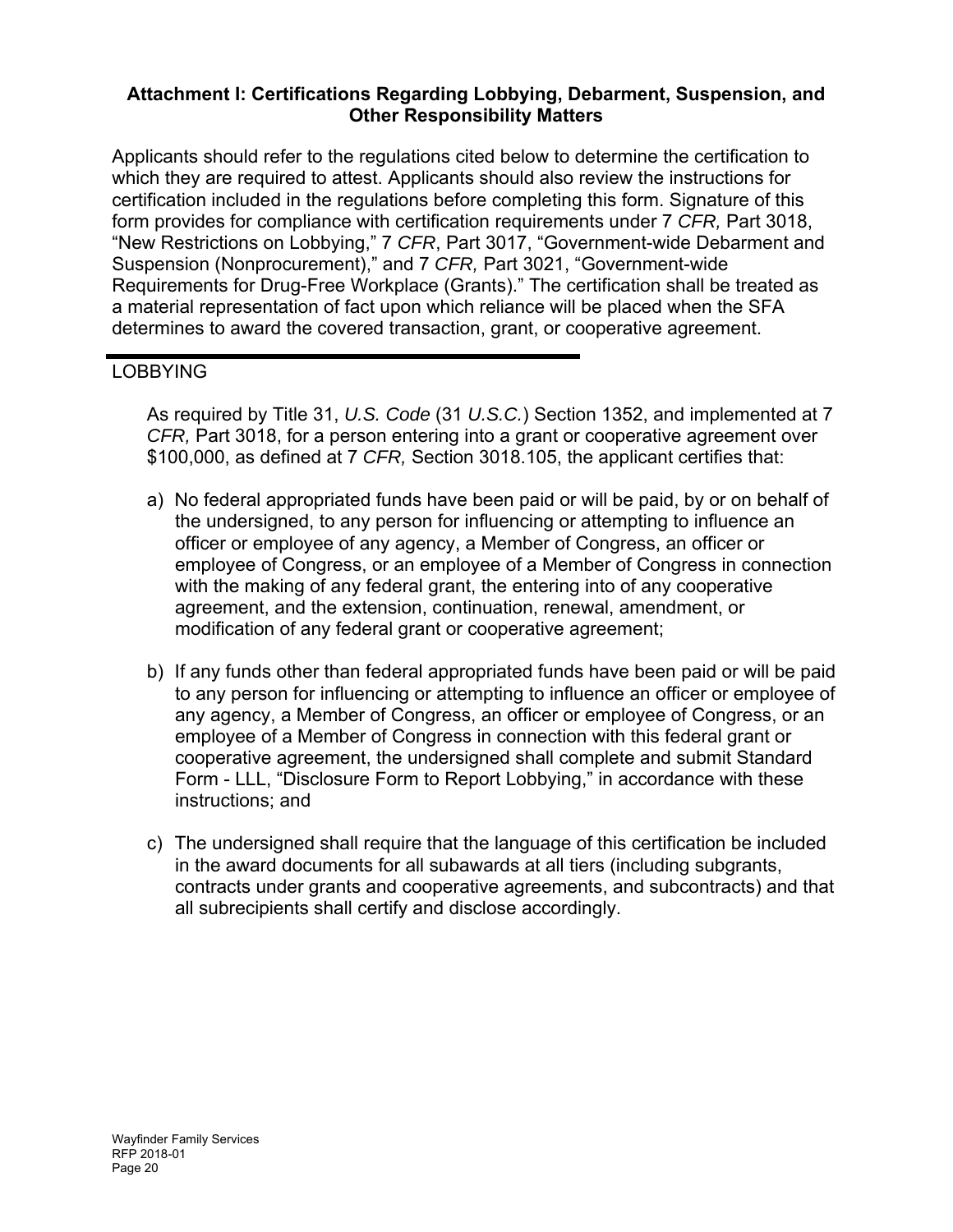**Attachment I: Certifications Regarding Lobbying, Debarment, Suspension, and Other Responsibility Matters**

Applicants should refer to the regulations cited below to determine the certification to which they are required to attest. Applicants should also review the instructions for certification included in the regulations before completing this form. Signature of this form provides for compliance with certification requirements under 7 *CFR,* Part 3018, "New Restrictions on Lobbying," 7 *CFR*, Part 3017, "Government-wide Debarment and Suspension (Nonprocurement)," and 7 *CFR,* Part 3021, "Government-wide Requirements for Drug-Free Workplace (Grants)." The certification shall be treated as a material representation of fact upon which reliance will be placed when the SFA determines to award the covered transaction, grant, or cooperative agreement.

---

LOBBYING

As required by Title 31, *U.S. Code* (31 *U.S.C.*) Section 1352, and implemented at 7 *CFR,* Part 3018, for a person entering into a grant or cooperative agreement over $100,000, as defined at 7 *CFR,* Section 3018.105, the applicant certifies that:

a) No federal appropriated funds have been paid or will be paid, by or on behalf of the undersigned, to any person for influencing or attempting to influence an officer or employee of any agency, a Member of Congress, an officer or employee of Congress, or an employee of a Member of Congress in connection with the making of any federal grant, the entering into of any cooperative agreement, and the extension, continuation, renewal, amendment, or modification of any federal grant or cooperative agreement;

b) If any funds other than federal appropriated funds have been paid or will be paid to any person for influencing or attempting to influence an officer or employee of any agency, a Member of Congress, an officer or employee of Congress, or an employee of a Member of Congress in connection with this federal grant or cooperative agreement, the undersigned shall complete and submit Standard Form - LLL, "Disclosure Form to Report Lobbying," in accordance with these instructions; and

c) The undersigned shall require that the language of this certification be included in the award documents for all subawards at all tiers (including subgrants, contracts under grants and cooperative agreements, and subcontracts) and that all subrecipients shall certify and disclose accordingly.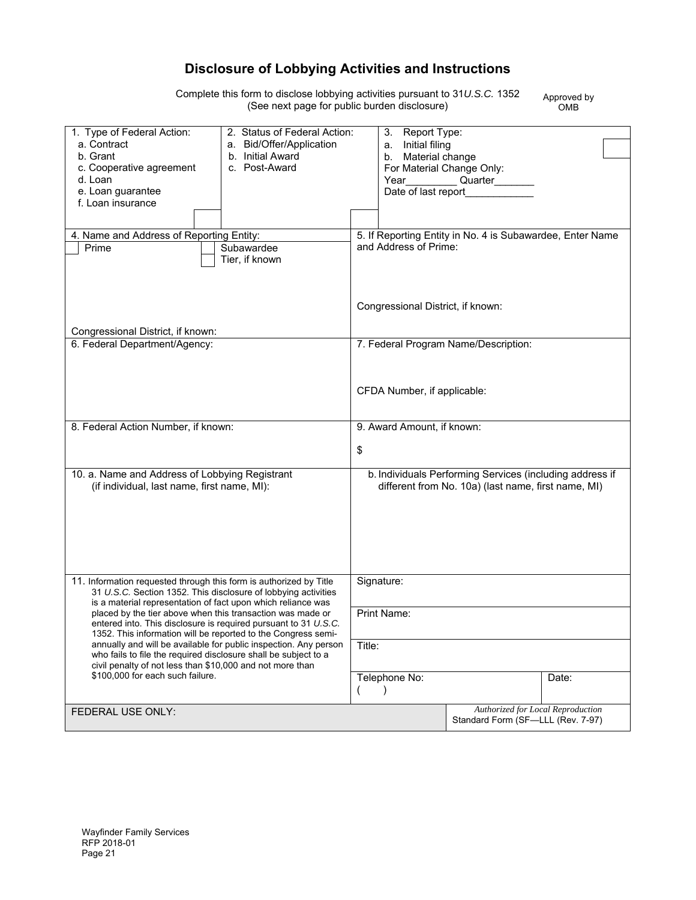# Disclosure of Lobbying Activities and Instructions

Complete this form to disclose lobbying activities pursuant to 31 *U.S.C.* 1352
(See next page for public burden disclosure)

Approved by OMB

| 1. Type of Federal Action: | 2. Status of Federal Action: | 3. Report Type: |
|---|---|---|
| a. Contract<br>b. Grant<br>c. Cooperative agreement<br>d. Loan<br>e. Loan guarantee<br>f. Loan insurance | a. Bid/Offer/Application<br>b. Initial Award<br>c. Post-Award | a. Initial filing<br>b. Material change<br>For Material Change Only:<br>Year\_\_\_\_\_\_\_\_\_ Quarter\_\_\_\_\_\_\_<br>Date of last report\_\_\_\_\_\_\_\_\_\_\_\_ |

| 4. Name and Address of Reporting Entity: | 5. If Reporting Entity in No. 4 is Subawardee, Enter Name and Address of Prime: |
|---|---|
| ☐ Prime ☐ Subawardee<br>Tier, if known<br><br>Congressional District, if known: | <br><br>Congressional District, if known: |
| 6. Federal Department/Agency: | 7. Federal Program Name/Description:<br><br>CFDA Number, if applicable: |
| 8. Federal Action Number, if known: | 9. Award Amount, if known:<br><br>$ |
| 10. a. Name and Address of Lobbying Registrant (if individual, last name, first name, MI): | b. Individuals Performing Services (including address if different from No. 10a) (last name, first name, MI) |

| 11. Information requested through this form is authorized by Title 31 *U.S.C.* Section 1352. This disclosure of lobbying activities is a material representation of fact upon which reliance was placed by the tier above when this transaction was made or entered into. This disclosure is required pursuant to 31 *U.S.C.* 1352. This information will be reported to the Congress semi-annually and will be available for public inspection. Any person who fails to file the required disclosure shall be subject to a civil penalty of not less than $10,000 and not more than $100,000 for each such failure. | Signature: | |
|---|---|---|
| | Print Name: | |
| | Title: | |
| | Telephone No:<br>( ) | Date: |
| FEDERAL USE ONLY: | *Authorized for Local Reproduction*<br>Standard Form (SF—LLL (Rev. 7-97) | |

Wayfinder Family Services
RFP 2018-01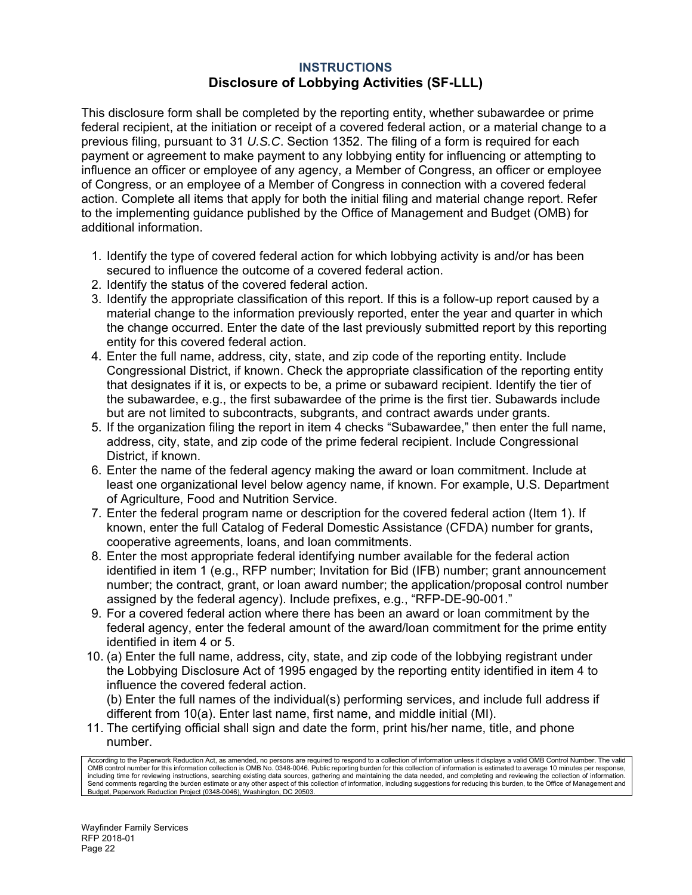## INSTRUCTIONS

## Disclosure of Lobbying Activities (SF-LLL)

This disclosure form shall be completed by the reporting entity, whether subawardee or prime federal recipient, at the initiation or receipt of a covered federal action, or a material change to a previous filing, pursuant to 31 *U.S.C*. Section 1352. The filing of a form is required for each payment or agreement to make payment to any lobbying entity for influencing or attempting to influence an officer or employee of any agency, a Member of Congress, an officer or employee of Congress, or an employee of a Member of Congress in connection with a covered federal action. Complete all items that apply for both the initial filing and material change report. Refer to the implementing guidance published by the Office of Management and Budget (OMB) for additional information.

1. Identify the type of covered federal action for which lobbying activity is and/or has been secured to influence the outcome of a covered federal action.
2. Identify the status of the covered federal action.
3. Identify the appropriate classification of this report. If this is a follow-up report caused by a material change to the information previously reported, enter the year and quarter in which the change occurred. Enter the date of the last previously submitted report by this reporting entity for this covered federal action.
4. Enter the full name, address, city, state, and zip code of the reporting entity. Include Congressional District, if known. Check the appropriate classification of the reporting entity that designates if it is, or expects to be, a prime or subaward recipient. Identify the tier of the subawardee, e.g., the first subawardee of the prime is the first tier. Subawards include but are not limited to subcontracts, subgrants, and contract awards under grants.
5. If the organization filing the report in item 4 checks "Subawardee," then enter the full name, address, city, state, and zip code of the prime federal recipient. Include Congressional District, if known.
6. Enter the name of the federal agency making the award or loan commitment. Include at least one organizational level below agency name, if known. For example, U.S. Department of Agriculture, Food and Nutrition Service.
7. Enter the federal program name or description for the covered federal action (Item 1). If known, enter the full Catalog of Federal Domestic Assistance (CFDA) number for grants, cooperative agreements, loans, and loan commitments.
8. Enter the most appropriate federal identifying number available for the federal action identified in item 1 (e.g., RFP number; Invitation for Bid (IFB) number; grant announcement number; the contract, grant, or loan award number; the application/proposal control number assigned by the federal agency). Include prefixes, e.g., "RFP-DE-90-001."
9. For a covered federal action where there has been an award or loan commitment by the federal agency, enter the federal amount of the award/loan commitment for the prime entity identified in item 4 or 5.
10. (a) Enter the full name, address, city, state, and zip code of the lobbying registrant under the Lobbying Disclosure Act of 1995 engaged by the reporting entity identified in item 4 to influence the covered federal action.
    (b) Enter the full names of the individual(s) performing services, and include full address if different from 10(a). Enter last name, first name, and middle initial (MI).
11. The certifying official shall sign and date the form, print his/her name, title, and phone number.

According to the Paperwork Reduction Act, as amended, no persons are required to respond to a collection of information unless it displays a valid OMB Control Number. The valid OMB control number for this information collection is OMB No. 0348-0046. Public reporting burden for this collection of information is estimated to average 10 minutes per response, including time for reviewing instructions, searching existing data sources, gathering and maintaining the data needed, and completing and reviewing the collection of information. Send comments regarding the burden estimate or any other aspect of this collection of information, including suggestions for reducing this burden, to the Office of Management and Budget, Paperwork Reduction Project (0348-0046), Washington, DC 20503.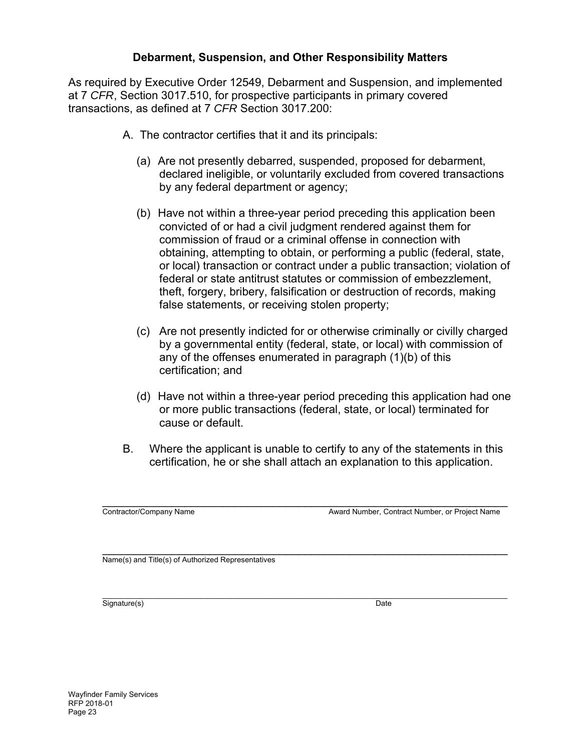## Debarment, Suspension, and Other Responsibility Matters

As required by Executive Order 12549, Debarment and Suspension, and implemented at 7 *CFR*, Section 3017.510, for prospective participants in primary covered transactions, as defined at 7 *CFR* Section 3017.200:

A. The contractor certifies that it and its principals:

   (a) Are not presently debarred, suspended, proposed for debarment, declared ineligible, or voluntarily excluded from covered transactions by any federal department or agency;

   (b) Have not within a three-year period preceding this application been convicted of or had a civil judgment rendered against them for commission of fraud or a criminal offense in connection with obtaining, attempting to obtain, or performing a public (federal, state, or local) transaction or contract under a public transaction; violation of federal or state antitrust statutes or commission of embezzlement, theft, forgery, bribery, falsification or destruction of records, making false statements, or receiving stolen property;

   (c) Are not presently indicted for or otherwise criminally or civilly charged by a governmental entity (federal, state, or local) with commission of any of the offenses enumerated in paragraph (1)(b) of this certification; and

   (d) Have not within a three-year period preceding this application had one or more public transactions (federal, state, or local) terminated for cause or default.

B. Where the applicant is unable to certify to any of the statements in this certification, he or she shall attach an explanation to this application.

\_\_\_\_\_\_\_\_\_\_\_\_\_\_\_\_\_\_\_\_\_\_\_\_\_\_\_\_\_\_\_\_\_\_\_\_\_\_\_\_\_\_\_\_\_\_\_\_\_\_\_\_\_\_\_\_\_\_\_\_\_\_\_\_\_\_\_\_\_\_\_\_

Contractor/Company Name | Award Number, Contract Number, or Project Name

\_\_\_\_\_\_\_\_\_\_\_\_\_\_\_\_\_\_\_\_\_\_\_\_\_\_\_\_\_\_\_\_\_\_\_\_\_\_\_\_\_\_\_\_\_\_\_\_\_\_\_\_\_\_\_\_\_\_\_\_\_\_\_\_\_\_\_\_\_\_\_\_

Name(s) and Title(s) of Authorized Representatives

\_\_\_\_\_\_\_\_\_\_\_\_\_\_\_\_\_\_\_\_\_\_\_\_\_\_\_\_\_\_\_\_\_\_\_\_\_\_\_\_\_\_\_\_\_\_\_\_\_\_\_\_\_\_\_\_\_\_\_\_\_\_\_\_\_\_\_\_\_\_\_\_

Signature(s) | Date

Wayfinder Family Services
RFP 2018-01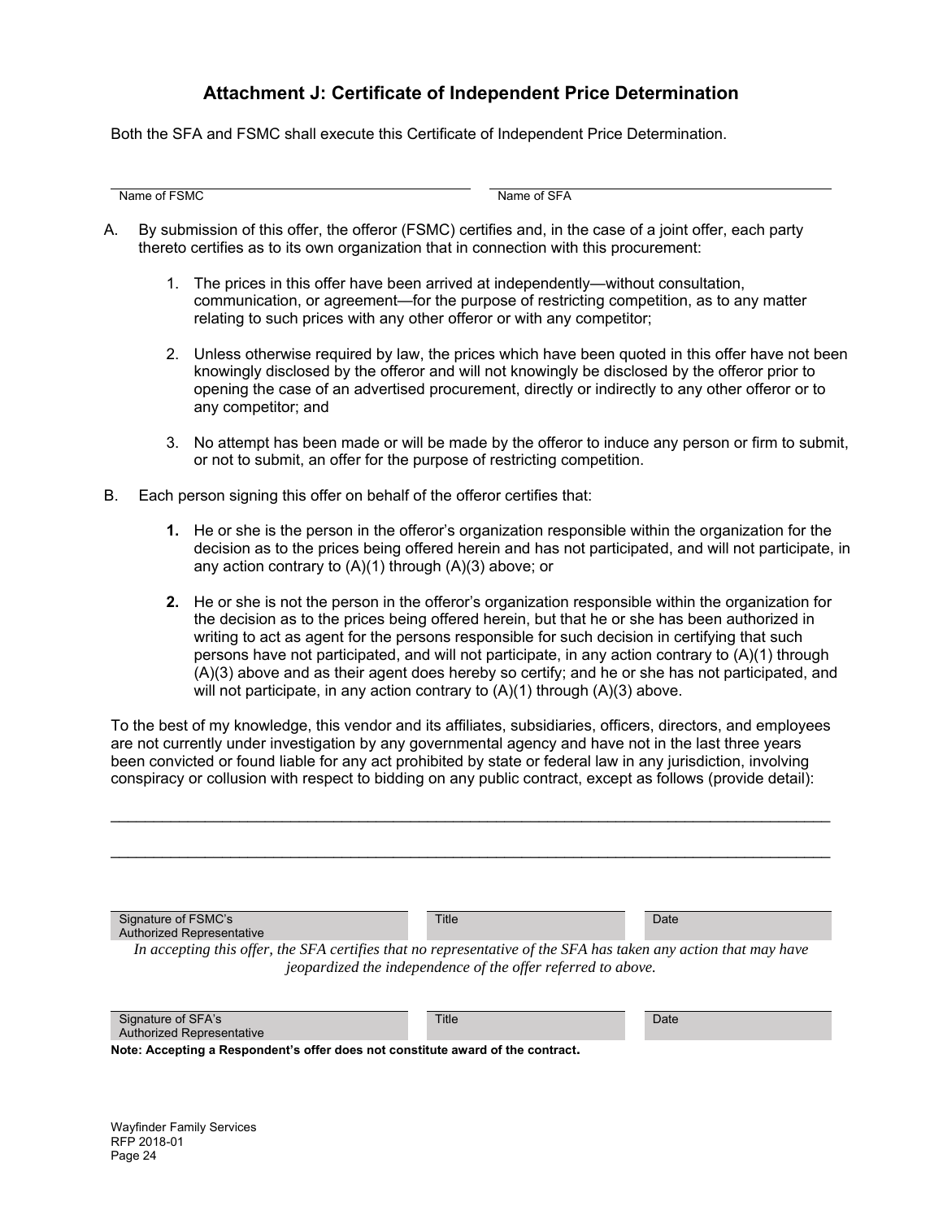## Attachment J: Certificate of Independent Price Determination

Both the SFA and FSMC shall execute this Certificate of Independent Price Determination.

| Name of FSMC | Name of SFA |
|---|---|
| | |

A. By submission of this offer, the offeror (FSMC) certifies and, in the case of a joint offer, each party thereto certifies as to its own organization that in connection with this procurement:

   1. The prices in this offer have been arrived at independently—without consultation, communication, or agreement—for the purpose of restricting competition, as to any matter relating to such prices with any other offeror or with any competitor;

   2. Unless otherwise required by law, the prices which have been quoted in this offer have not been knowingly disclosed by the offeror and will not knowingly be disclosed by the offeror prior to opening the case of an advertised procurement, directly or indirectly to any other offeror or to any competitor; and

   3. No attempt has been made or will be made by the offeror to induce any person or firm to submit, or not to submit, an offer for the purpose of restricting competition.

B. Each person signing this offer on behalf of the offeror certifies that:

   **1.** He or she is the person in the offeror's organization responsible within the organization for the decision as to the prices being offered herein and has not participated, and will not participate, in any action contrary to (A)(1) through (A)(3) above; or

   **2.** He or she is not the person in the offeror's organization responsible within the organization for the decision as to the prices being offered herein, but that he or she has been authorized in writing to act as agent for the persons responsible for such decision in certifying that such persons have not participated, and will not participate, in any action contrary to (A)(1) through (A)(3) above and as their agent does hereby so certify; and he or she has not participated, and will not participate, in any action contrary to (A)(1) through (A)(3) above.

To the best of my knowledge, this vendor and its affiliates, subsidiaries, officers, directors, and employees are not currently under investigation by any governmental agency and have not in the last three years been convicted or found liable for any act prohibited by state or federal law in any jurisdiction, involving conspiracy or collusion with respect to bidding on any public contract, except as follows (provide detail):

___________________________________________________________________________________

___________________________________________________________________________________

| Signature of FSMC's Authorized Representative | Title | Date |
|---|---|---|
| | | |

*In accepting this offer, the SFA certifies that no representative of the SFA has taken any action that may have jeopardized the independence of the offer referred to above.*

| Signature of SFA's Authorized Representative | Title | Date |
|---|---|---|
| | | |

**Note: Accepting a Respondent's offer does not constitute award of the contract.**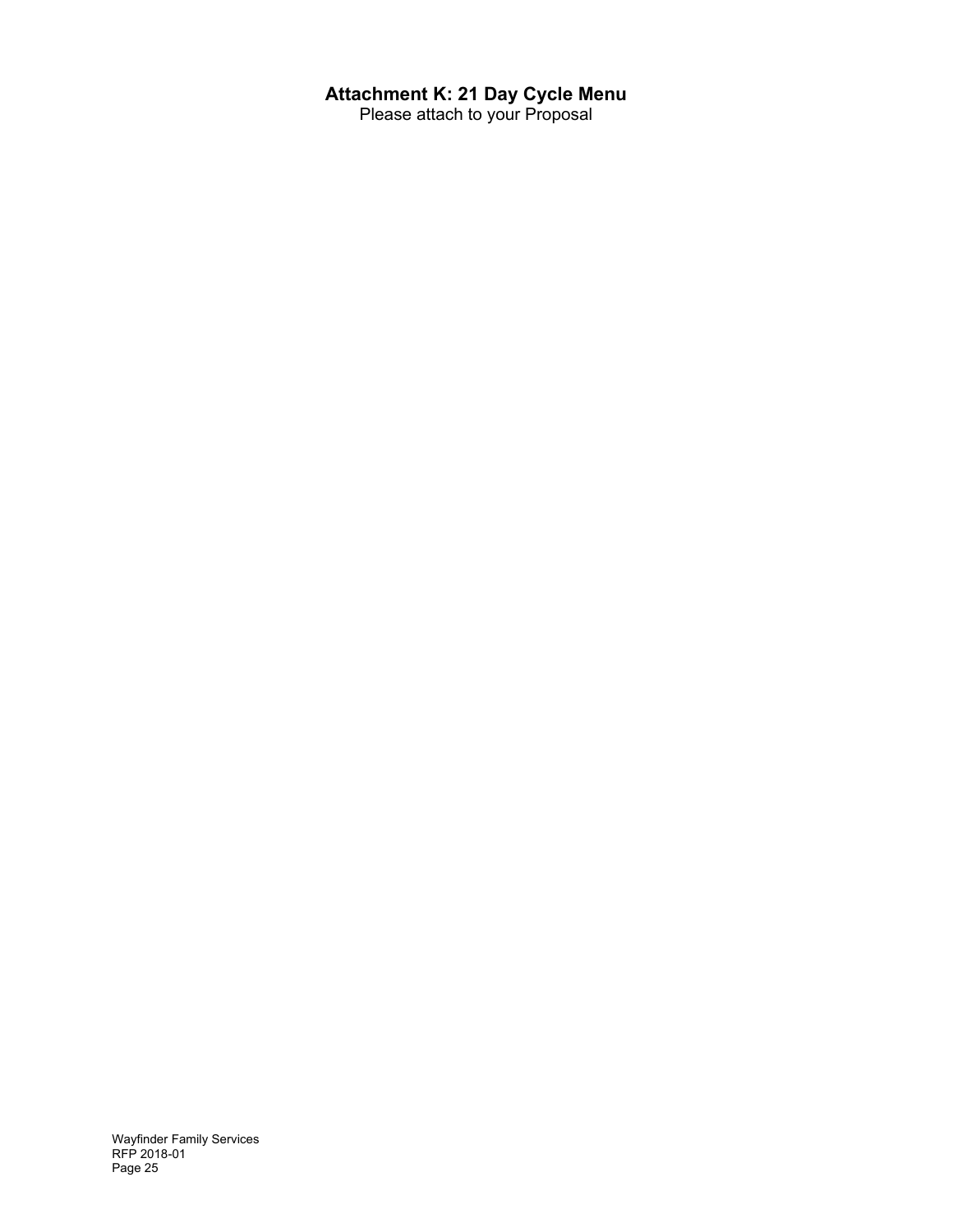# Attachment K: 21 Day Cycle Menu

Please attach to your Proposal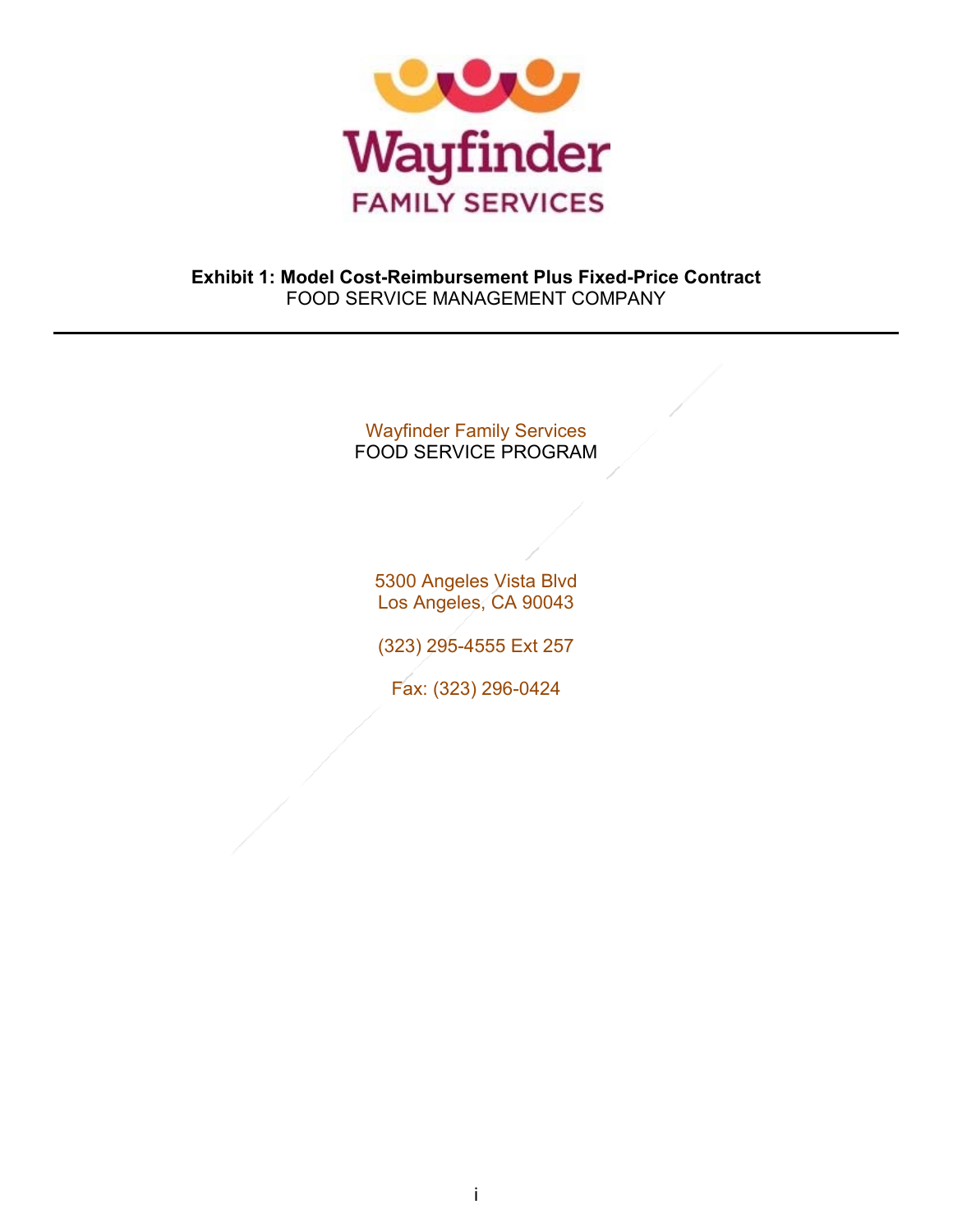**Exhibit 1: Model Cost-Reimbursement Plus Fixed-Price Contract**
FOOD SERVICE MANAGEMENT COMPANY

---

Wayfinder Family Services
FOOD SERVICE PROGRAM

5300 Angeles Vista Blvd
Los Angeles, CA 90043

(323) 295-4555 Ext 257

Fax: (323) 296-0424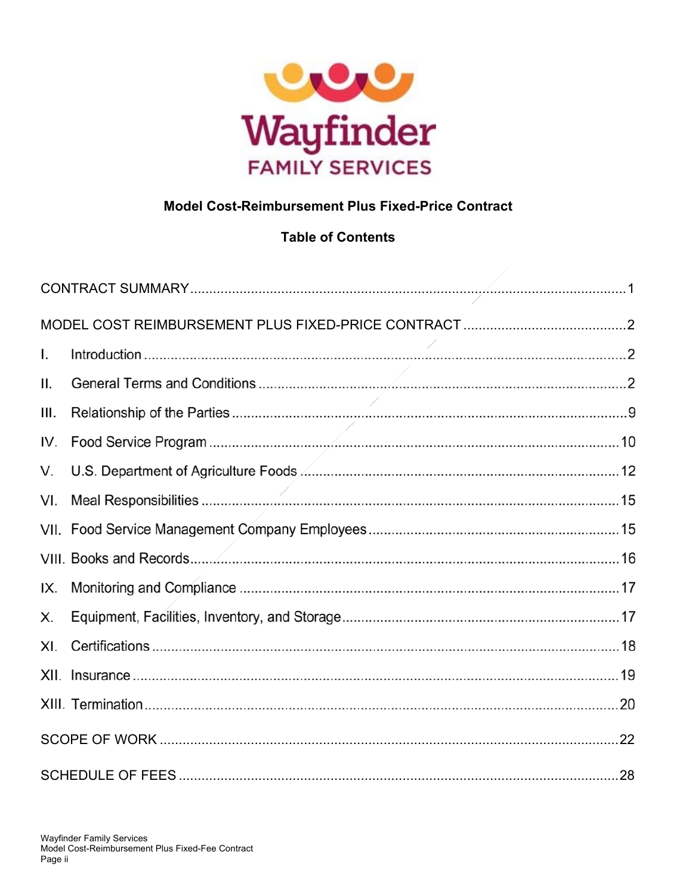**Model Cost-Reimbursement Plus Fixed-Price Contract**

**Table of Contents**

CONTRACT SUMMARY ........................................................................................................ 1

MODEL COST REIMBURSEMENT PLUS FIXED-PRICE CONTRACT ........................................... 2

I. Introduction ..................................................................................................................... 2

II. General Terms and Conditions ..................................................................................... 2

III. Relationship of the Parties ............................................................................................ 9

IV. Food Service Program ................................................................................................ 10

V. U.S. Department of Agriculture Foods ......................................................................... 12

VI. Meal Responsibilities .................................................................................................. 15

VII. Food Service Management Company Employees ..................................................... 15

VIII. Books and Records .................................................................................................... 16

IX. Monitoring and Compliance ........................................................................................ 17

X. Equipment, Facilities, Inventory, and Storage ............................................................... 17

XI. Certifications ............................................................................................................... 18

XII. Insurance ................................................................................................................... 19

XIII. Termination ................................................................................................................ 20

SCOPE OF WORK ........................................................................................................... 22

SCHEDULE OF FEES ...................................................................................................... 28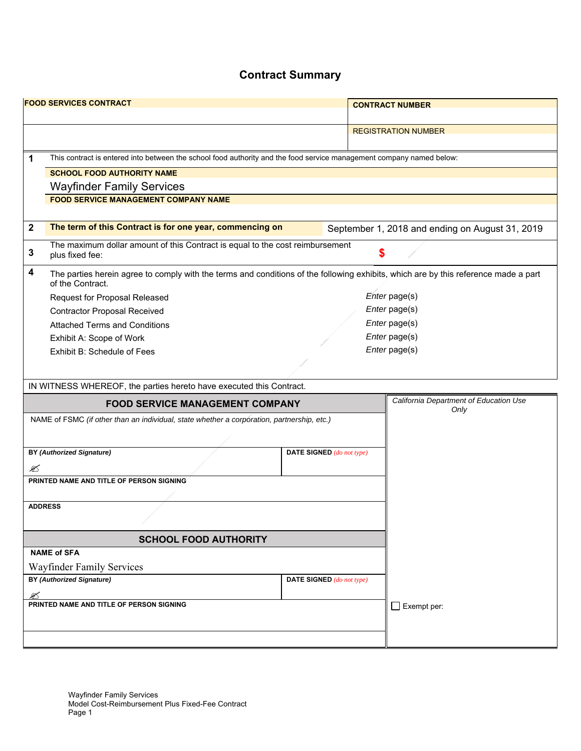# Contract Summary

| FOOD SERVICES CONTRACT | CONTRACT NUMBER |
|---|---|
| | REGISTRATION NUMBER |

| | |
|---|---|
| **1** | This contract is entered into between the school food authority and the food service management company named below: |
| | **SCHOOL FOOD AUTHORITY NAME** |
| | Wayfinder Family Services |
| | **FOOD SERVICE MANAGEMENT COMPANY NAME** |
| | |
| **2** | **The term of this Contract is for one year, commencing on** September 1, 2018 and ending on August 31, 2019 |
| **3** | The maximum dollar amount of this Contract is equal to the cost reimbursement plus fixed fee: **$** |
| **4** | The parties herein agree to comply with the terms and conditions of the following exhibits, which are by this reference made a part of the Contract. |

| Exhibit | Pages |
|---|---|
| Request for Proposal Released | *Enter* page(s) |
| Contractor Proposal Received | *Enter* page(s) |
| Attached Terms and Conditions | *Enter* page(s) |
| Exhibit A: Scope of Work | *Enter* page(s) |
| Exhibit B: Schedule of Fees | *Enter* page(s) |

IN WITNESS WHEREOF, the parties hereto have executed this Contract.

## FOOD SERVICE MANAGEMENT COMPANY

| | |
|---|---|
| NAME of FSMC *(if other than an individual, state whether a corporation, partnership, etc.)* | |
| **BY *(Authorized Signature)*** ✍ | **DATE SIGNED** *(do not type)* |
| **PRINTED NAME AND TITLE OF PERSON SIGNING** | |
| **ADDRESS** | |

## SCHOOL FOOD AUTHORITY

| | |
|---|---|
| **NAME of SFA** Wayfinder Family Services | |
| **BY *(Authorized Signature)*** ✍ | **DATE SIGNED** *(do not type)* |
| **PRINTED NAME AND TITLE OF PERSON SIGNING** | |

*California Department of Education Use Only*

☐ Exempt per:

Wayfinder Family Services
Model Cost-Reimbursement Plus Fixed-Fee Contract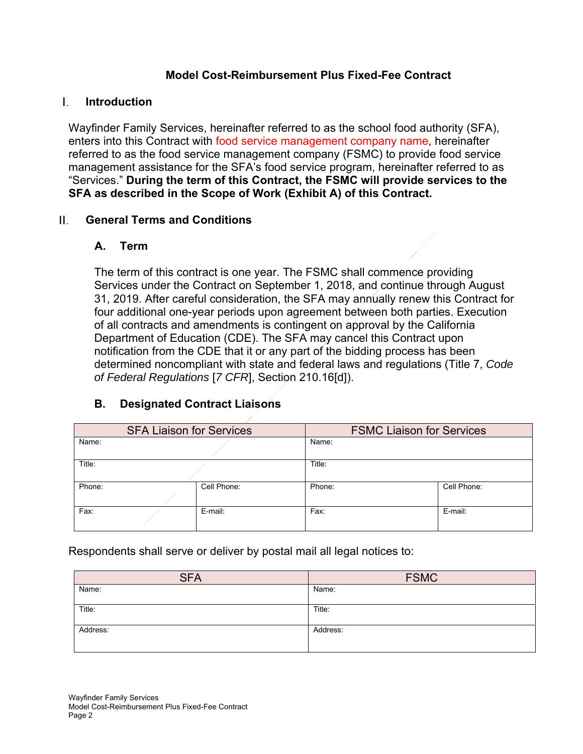## Model Cost-Reimbursement Plus Fixed-Fee Contract

### I. Introduction

Wayfinder Family Services, hereinafter referred to as the school food authority (SFA), enters into this Contract with food service management company name, hereinafter referred to as the food service management company (FSMC) to provide food service management assistance for the SFA's food service program, hereinafter referred to as "Services." **During the term of this Contract, the FSMC will provide services to the SFA as described in the Scope of Work (Exhibit A) of this Contract.**

### II. General Terms and Conditions

#### A. Term

The term of this contract is one year. The FSMC shall commence providing Services under the Contract on September 1, 2018, and continue through August 31, 2019. After careful consideration, the SFA may annually renew this Contract for four additional one-year periods upon agreement between both parties. Execution of all contracts and amendments is contingent on approval by the California Department of Education (CDE). The SFA may cancel this Contract upon notification from the CDE that it or any part of the bidding process has been determined noncompliant with state and federal laws and regulations (Title 7, *Code of Federal Regulations* [*7 CFR*], Section 210.16[d]).

#### B. Designated Contract Liaisons

| SFA Liaison for Services | | FSMC Liaison for Services | |
|---|---|---|---|
| Name: | | Name: | |
| Title: | | Title: | |
| Phone: | Cell Phone: | Phone: | Cell Phone: |
| Fax: | E-mail: | Fax: | E-mail: |

Respondents shall serve or deliver by postal mail all legal notices to:

| SFA | FSMC |
|---|---|
| Name: | Name: |
| Title: | Title: |
| Address: | Address: |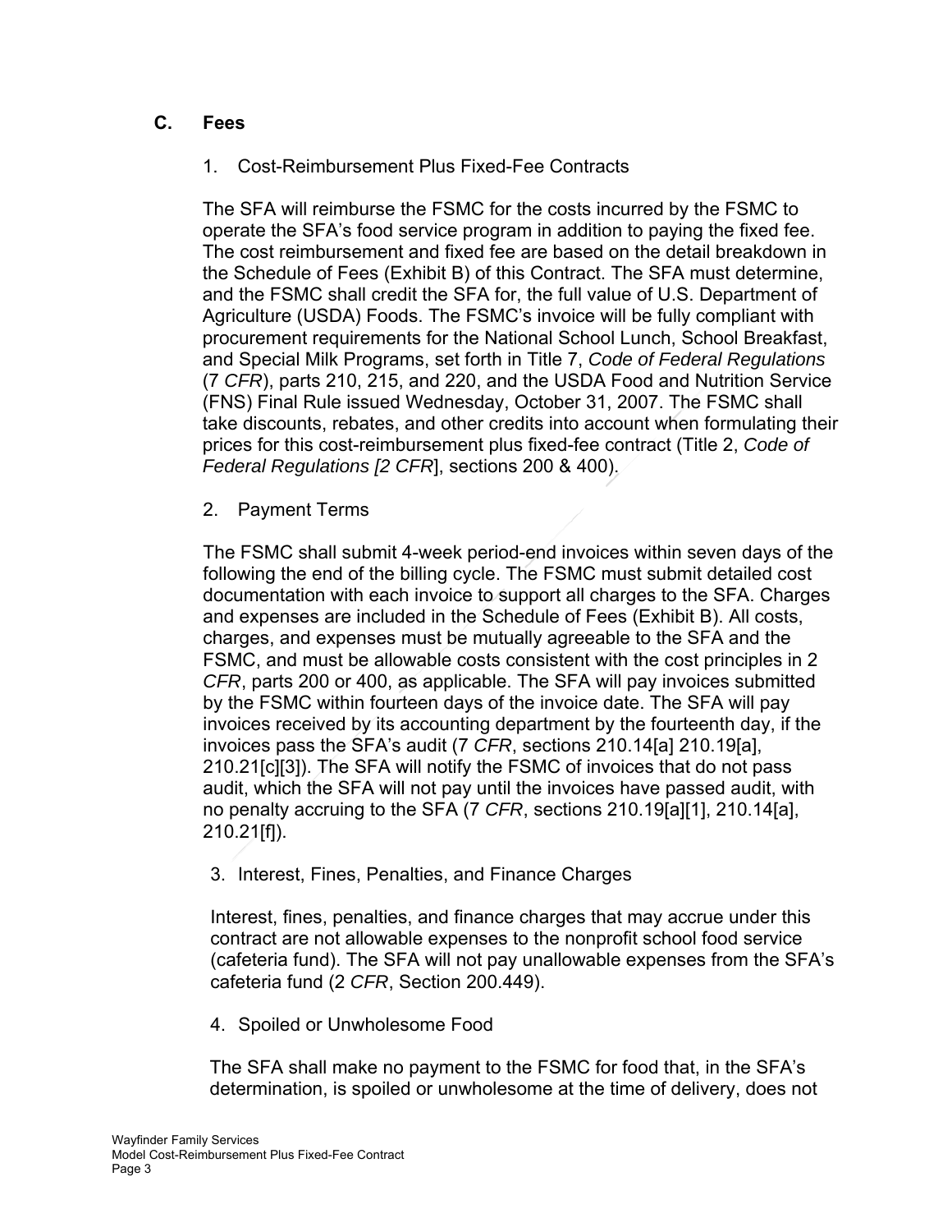## C. Fees

1. Cost-Reimbursement Plus Fixed-Fee Contracts

The SFA will reimburse the FSMC for the costs incurred by the FSMC to operate the SFA's food service program in addition to paying the fixed fee. The cost reimbursement and fixed fee are based on the detail breakdown in the Schedule of Fees (Exhibit B) of this Contract. The SFA must determine, and the FSMC shall credit the SFA for, the full value of U.S. Department of Agriculture (USDA) Foods. The FSMC's invoice will be fully compliant with procurement requirements for the National School Lunch, School Breakfast, and Special Milk Programs, set forth in Title 7, *Code of Federal Regulations* (7 *CFR*), parts 210, 215, and 220, and the USDA Food and Nutrition Service (FNS) Final Rule issued Wednesday, October 31, 2007. The FSMC shall take discounts, rebates, and other credits into account when formulating their prices for this cost-reimbursement plus fixed-fee contract (Title 2, *Code of Federal Regulations [2 CFR*], sections 200 & 400).

2. Payment Terms

The FSMC shall submit 4-week period-end invoices within seven days of the following the end of the billing cycle. The FSMC must submit detailed cost documentation with each invoice to support all charges to the SFA. Charges and expenses are included in the Schedule of Fees (Exhibit B). All costs, charges, and expenses must be mutually agreeable to the SFA and the FSMC, and must be allowable costs consistent with the cost principles in 2 *CFR*, parts 200 or 400, as applicable. The SFA will pay invoices submitted by the FSMC within fourteen days of the invoice date. The SFA will pay invoices received by its accounting department by the fourteenth day, if the invoices pass the SFA's audit (7 *CFR*, sections 210.14[a] 210.19[a], 210.21[c][3]). The SFA will notify the FSMC of invoices that do not pass audit, which the SFA will not pay until the invoices have passed audit, with no penalty accruing to the SFA (7 *CFR*, sections 210.19[a][1], 210.14[a], 210.21[f]).

3. Interest, Fines, Penalties, and Finance Charges

Interest, fines, penalties, and finance charges that may accrue under this contract are not allowable expenses to the nonprofit school food service (cafeteria fund). The SFA will not pay unallowable expenses from the SFA's cafeteria fund (2 *CFR*, Section 200.449).

4. Spoiled or Unwholesome Food

The SFA shall make no payment to the FSMC for food that, in the SFA's determination, is spoiled or unwholesome at the time of delivery, does not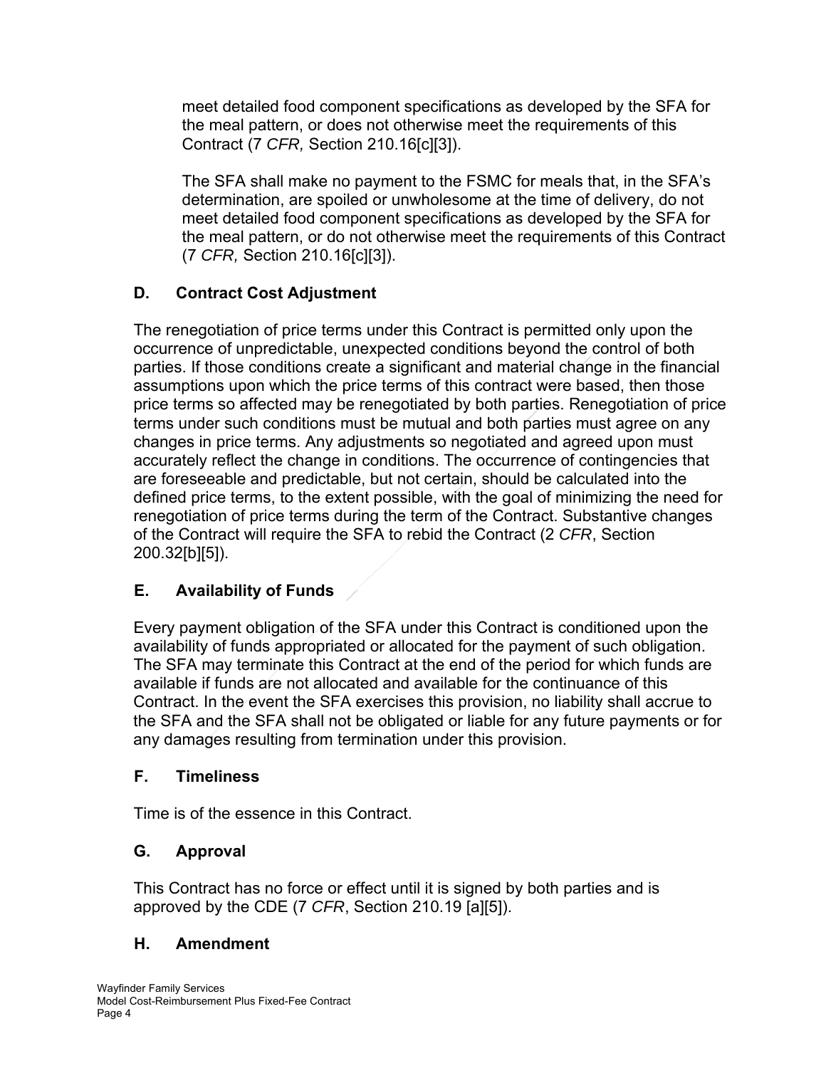meet detailed food component specifications as developed by the SFA for the meal pattern, or does not otherwise meet the requirements of this Contract (7 *CFR,* Section 210.16[c][3]).

The SFA shall make no payment to the FSMC for meals that, in the SFA's determination, are spoiled or unwholesome at the time of delivery, do not meet detailed food component specifications as developed by the SFA for the meal pattern, or do not otherwise meet the requirements of this Contract (7 *CFR,* Section 210.16[c][3]).

### D. Contract Cost Adjustment

The renegotiation of price terms under this Contract is permitted only upon the occurrence of unpredictable, unexpected conditions beyond the control of both parties. If those conditions create a significant and material change in the financial assumptions upon which the price terms of this contract were based, then those price terms so affected may be renegotiated by both parties. Renegotiation of price terms under such conditions must be mutual and both parties must agree on any changes in price terms. Any adjustments so negotiated and agreed upon must accurately reflect the change in conditions. The occurrence of contingencies that are foreseeable and predictable, but not certain, should be calculated into the defined price terms, to the extent possible, with the goal of minimizing the need for renegotiation of price terms during the term of the Contract. Substantive changes of the Contract will require the SFA to rebid the Contract (2 *CFR*, Section 200.32[b][5]).

### E. Availability of Funds

Every payment obligation of the SFA under this Contract is conditioned upon the availability of funds appropriated or allocated for the payment of such obligation. The SFA may terminate this Contract at the end of the period for which funds are available if funds are not allocated and available for the continuance of this Contract. In the event the SFA exercises this provision, no liability shall accrue to the SFA and the SFA shall not be obligated or liable for any future payments or for any damages resulting from termination under this provision.

### F. Timeliness

Time is of the essence in this Contract.

### G. Approval

This Contract has no force or effect until it is signed by both parties and is approved by the CDE (7 *CFR*, Section 210.19 [a][5]).

### H. Amendment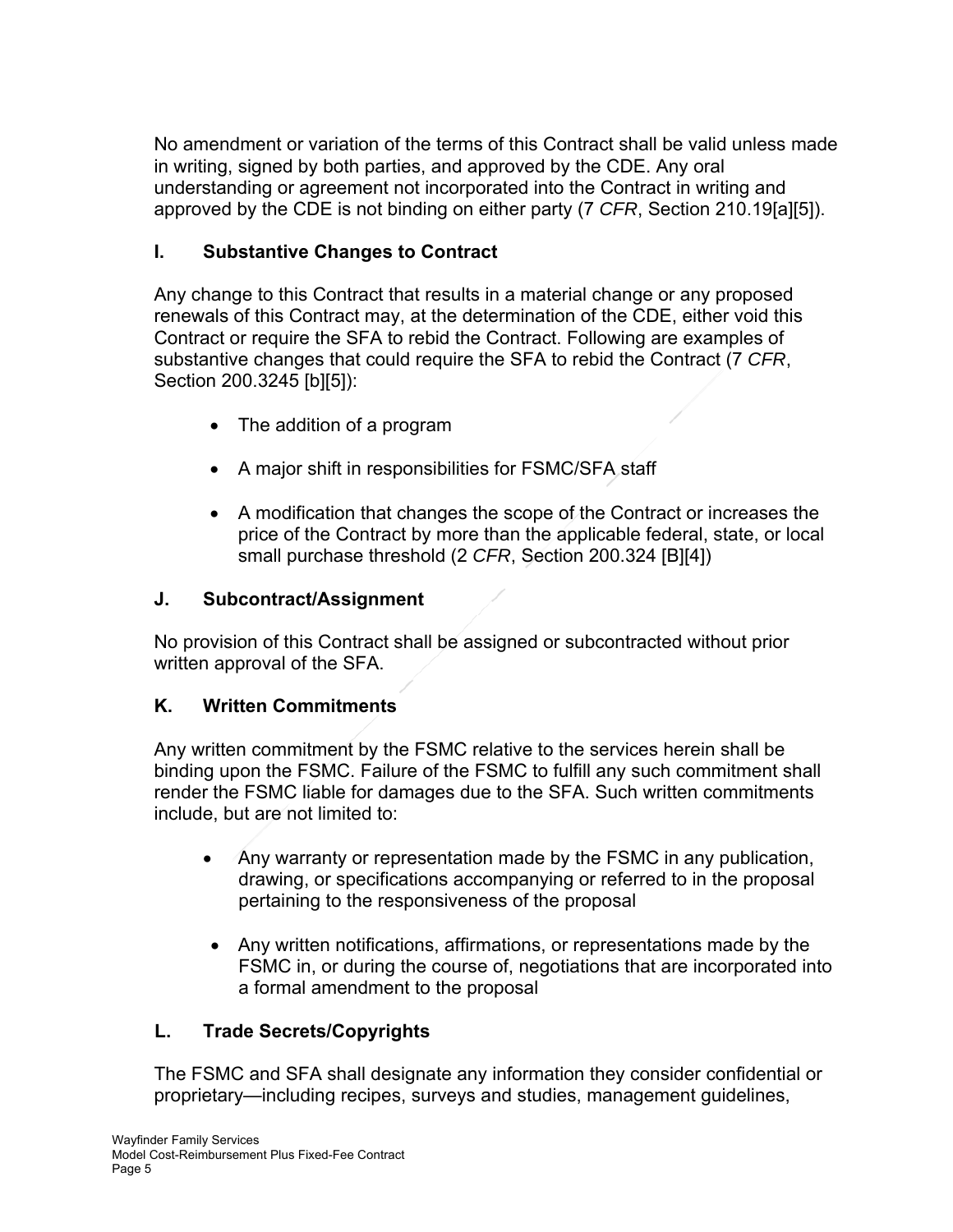No amendment or variation of the terms of this Contract shall be valid unless made in writing, signed by both parties, and approved by the CDE. Any oral understanding or agreement not incorporated into the Contract in writing and approved by the CDE is not binding on either party (7 *CFR*, Section 210.19[a][5]).

## I. Substantive Changes to Contract

Any change to this Contract that results in a material change or any proposed renewals of this Contract may, at the determination of the CDE, either void this Contract or require the SFA to rebid the Contract. Following are examples of substantive changes that could require the SFA to rebid the Contract (7 *CFR*, Section 200.3245 [b][5]):

- The addition of a program
- A major shift in responsibilities for FSMC/SFA staff
- A modification that changes the scope of the Contract or increases the price of the Contract by more than the applicable federal, state, or local small purchase threshold (2 *CFR*, Section 200.324 [B][4])

## J. Subcontract/Assignment

No provision of this Contract shall be assigned or subcontracted without prior written approval of the SFA.

## K. Written Commitments

Any written commitment by the FSMC relative to the services herein shall be binding upon the FSMC. Failure of the FSMC to fulfill any such commitment shall render the FSMC liable for damages due to the SFA. Such written commitments include, but are not limited to:

- Any warranty or representation made by the FSMC in any publication, drawing, or specifications accompanying or referred to in the proposal pertaining to the responsiveness of the proposal
- Any written notifications, affirmations, or representations made by the FSMC in, or during the course of, negotiations that are incorporated into a formal amendment to the proposal

## L. Trade Secrets/Copyrights

The FSMC and SFA shall designate any information they consider confidential or proprietary—including recipes, surveys and studies, management guidelines,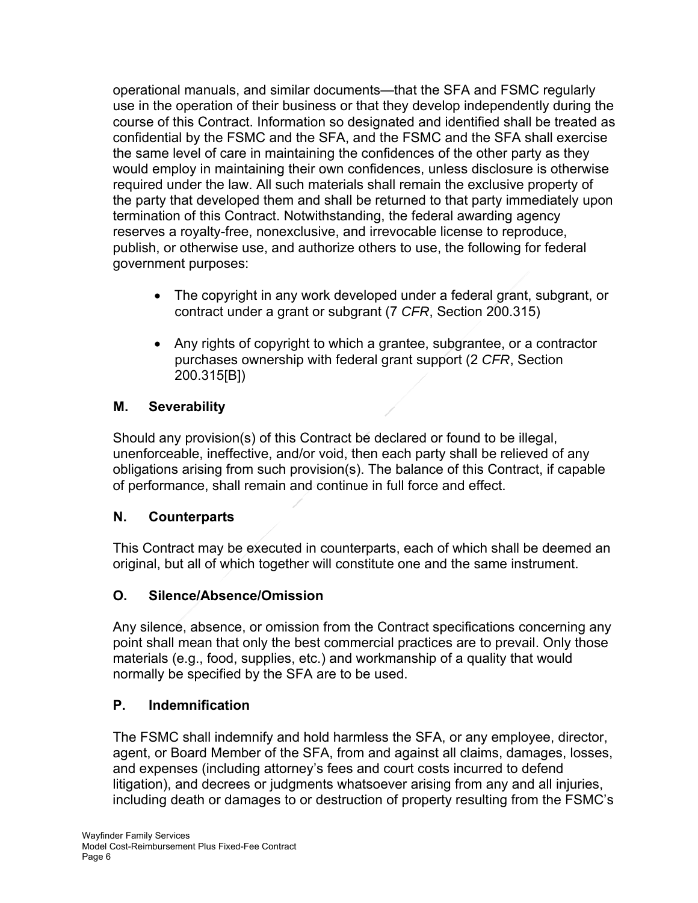operational manuals, and similar documents—that the SFA and FSMC regularly use in the operation of their business or that they develop independently during the course of this Contract. Information so designated and identified shall be treated as confidential by the FSMC and the SFA, and the FSMC and the SFA shall exercise the same level of care in maintaining the confidences of the other party as they would employ in maintaining their own confidences, unless disclosure is otherwise required under the law. All such materials shall remain the exclusive property of the party that developed them and shall be returned to that party immediately upon termination of this Contract. Notwithstanding, the federal awarding agency reserves a royalty-free, nonexclusive, and irrevocable license to reproduce, publish, or otherwise use, and authorize others to use, the following for federal government purposes:

- The copyright in any work developed under a federal grant, subgrant, or contract under a grant or subgrant (7 *CFR*, Section 200.315)
- Any rights of copyright to which a grantee, subgrantee, or a contractor purchases ownership with federal grant support (2 *CFR*, Section 200.315[B])

### M. Severability

Should any provision(s) of this Contract be declared or found to be illegal, unenforceable, ineffective, and/or void, then each party shall be relieved of any obligations arising from such provision(s). The balance of this Contract, if capable of performance, shall remain and continue in full force and effect.

### N. Counterparts

This Contract may be executed in counterparts, each of which shall be deemed an original, but all of which together will constitute one and the same instrument.

### O. Silence/Absence/Omission

Any silence, absence, or omission from the Contract specifications concerning any point shall mean that only the best commercial practices are to prevail. Only those materials (e.g., food, supplies, etc.) and workmanship of a quality that would normally be specified by the SFA are to be used.

### P. Indemnification

The FSMC shall indemnify and hold harmless the SFA, or any employee, director, agent, or Board Member of the SFA, from and against all claims, damages, losses, and expenses (including attorney's fees and court costs incurred to defend litigation), and decrees or judgments whatsoever arising from any and all injuries, including death or damages to or destruction of property resulting from the FSMC's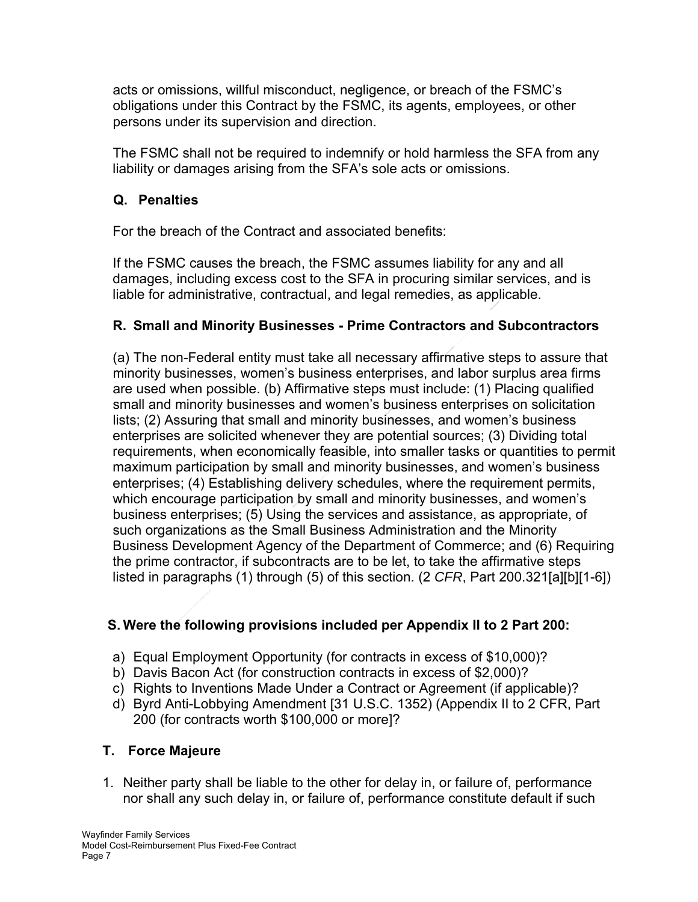acts or omissions, willful misconduct, negligence, or breach of the FSMC's obligations under this Contract by the FSMC, its agents, employees, or other persons under its supervision and direction.

The FSMC shall not be required to indemnify or hold harmless the SFA from any liability or damages arising from the SFA's sole acts or omissions.

### Q. Penalties

For the breach of the Contract and associated benefits:

If the FSMC causes the breach, the FSMC assumes liability for any and all damages, including excess cost to the SFA in procuring similar services, and is liable for administrative, contractual, and legal remedies, as applicable.

### R. Small and Minority Businesses - Prime Contractors and Subcontractors

(a) The non-Federal entity must take all necessary affirmative steps to assure that minority businesses, women's business enterprises, and labor surplus area firms are used when possible. (b) Affirmative steps must include: (1) Placing qualified small and minority businesses and women's business enterprises on solicitation lists; (2) Assuring that small and minority businesses, and women's business enterprises are solicited whenever they are potential sources; (3) Dividing total requirements, when economically feasible, into smaller tasks or quantities to permit maximum participation by small and minority businesses, and women's business enterprises; (4) Establishing delivery schedules, where the requirement permits, which encourage participation by small and minority businesses, and women's business enterprises; (5) Using the services and assistance, as appropriate, of such organizations as the Small Business Administration and the Minority Business Development Agency of the Department of Commerce; and (6) Requiring the prime contractor, if subcontracts are to be let, to take the affirmative steps listed in paragraphs (1) through (5) of this section. (2 *CFR*, Part 200.321[a][b][1-6])

### S. Were the following provisions included per Appendix II to 2 Part 200:

a) Equal Employment Opportunity (for contracts in excess of $10,000)?
b) Davis Bacon Act (for construction contracts in excess of $2,000)?
c) Rights to Inventions Made Under a Contract or Agreement (if applicable)?
d) Byrd Anti-Lobbying Amendment [31 U.S.C. 1352) (Appendix II to 2 CFR, Part 200 (for contracts worth $100,000 or more]?

### T. Force Majeure

1. Neither party shall be liable to the other for delay in, or failure of, performance nor shall any such delay in, or failure of, performance constitute default if such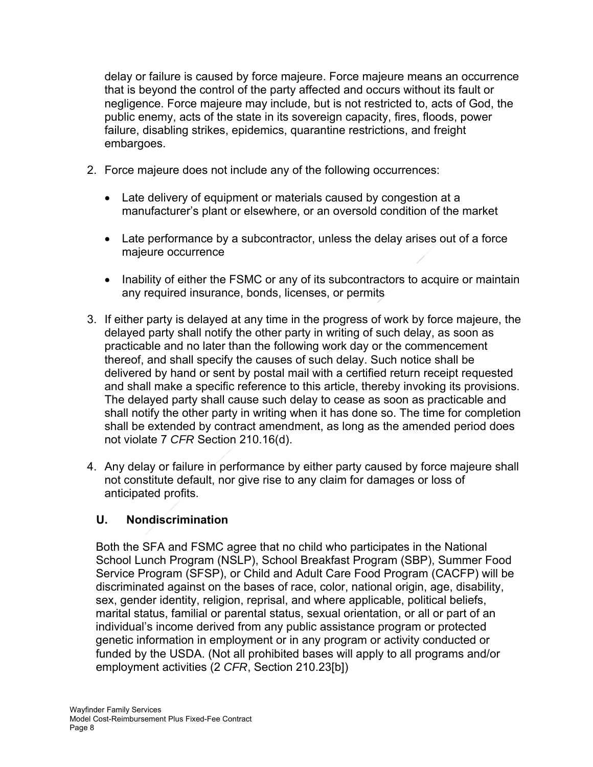delay or failure is caused by force majeure. Force majeure means an occurrence that is beyond the control of the party affected and occurs without its fault or negligence. Force majeure may include, but is not restricted to, acts of God, the public enemy, acts of the state in its sovereign capacity, fires, floods, power failure, disabling strikes, epidemics, quarantine restrictions, and freight embargoes.

2. Force majeure does not include any of the following occurrences:

   - Late delivery of equipment or materials caused by congestion at a manufacturer's plant or elsewhere, or an oversold condition of the market

   - Late performance by a subcontractor, unless the delay arises out of a force majeure occurrence

   - Inability of either the FSMC or any of its subcontractors to acquire or maintain any required insurance, bonds, licenses, or permits

3. If either party is delayed at any time in the progress of work by force majeure, the delayed party shall notify the other party in writing of such delay, as soon as practicable and no later than the following work day or the commencement thereof, and shall specify the causes of such delay. Such notice shall be delivered by hand or sent by postal mail with a certified return receipt requested and shall make a specific reference to this article, thereby invoking its provisions. The delayed party shall cause such delay to cease as soon as practicable and shall notify the other party in writing when it has done so. The time for completion shall be extended by contract amendment, as long as the amended period does not violate 7 *CFR* Section 210.16(d).

4. Any delay or failure in performance by either party caused by force majeure shall not constitute default, nor give rise to any claim for damages or loss of anticipated profits.

### U. Nondiscrimination

Both the SFA and FSMC agree that no child who participates in the National School Lunch Program (NSLP), School Breakfast Program (SBP), Summer Food Service Program (SFSP), or Child and Adult Care Food Program (CACFP) will be discriminated against on the bases of race, color, national origin, age, disability, sex, gender identity, religion, reprisal, and where applicable, political beliefs, marital status, familial or parental status, sexual orientation, or all or part of an individual's income derived from any public assistance program or protected genetic information in employment or in any program or activity conducted or funded by the USDA. (Not all prohibited bases will apply to all programs and/or employment activities (2 *CFR*, Section 210.23[b])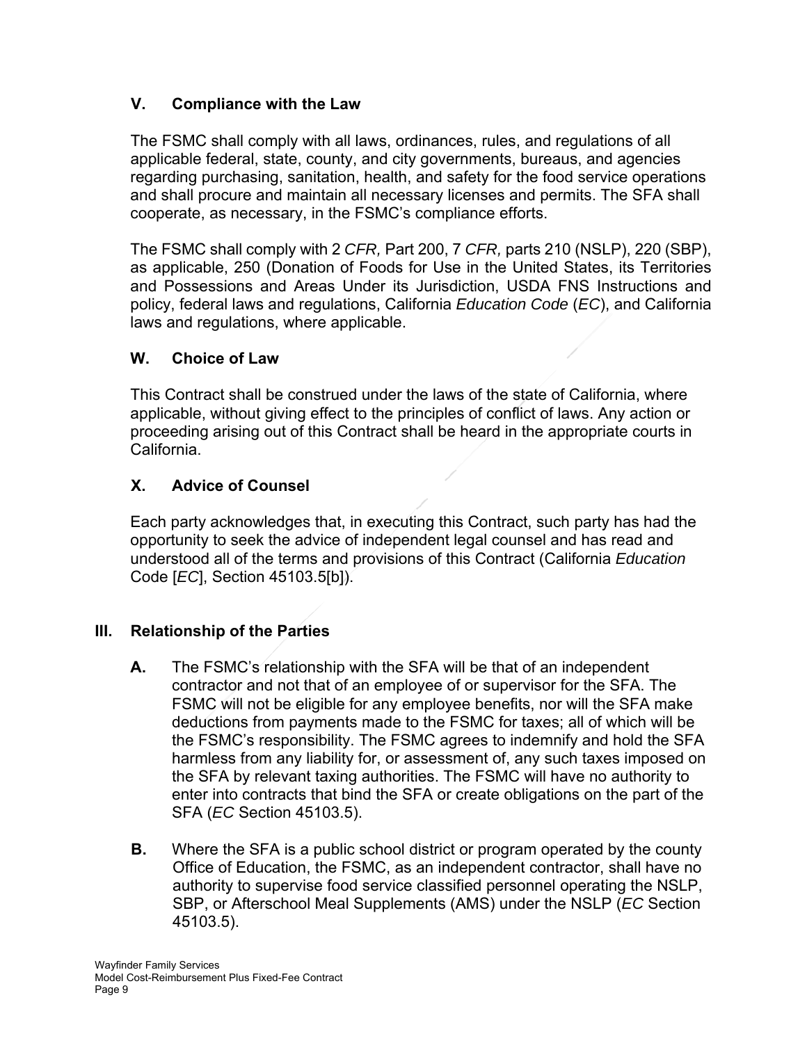### V. Compliance with the Law

The FSMC shall comply with all laws, ordinances, rules, and regulations of all applicable federal, state, county, and city governments, bureaus, and agencies regarding purchasing, sanitation, health, and safety for the food service operations and shall procure and maintain all necessary licenses and permits. The SFA shall cooperate, as necessary, in the FSMC's compliance efforts.

The FSMC shall comply with 2 *CFR,* Part 200, 7 *CFR,* parts 210 (NSLP), 220 (SBP), as applicable, 250 (Donation of Foods for Use in the United States, its Territories and Possessions and Areas Under its Jurisdiction, USDA FNS Instructions and policy, federal laws and regulations, California *Education Code* (*EC*), and California laws and regulations, where applicable.

### W. Choice of Law

This Contract shall be construed under the laws of the state of California, where applicable, without giving effect to the principles of conflict of laws. Any action or proceeding arising out of this Contract shall be heard in the appropriate courts in California.

### X. Advice of Counsel

Each party acknowledges that, in executing this Contract, such party has had the opportunity to seek the advice of independent legal counsel and has read and understood all of the terms and provisions of this Contract (California *Education* Code [*EC*], Section 45103.5[b]).

## III. Relationship of the Parties

**A.** The FSMC's relationship with the SFA will be that of an independent contractor and not that of an employee of or supervisor for the SFA. The FSMC will not be eligible for any employee benefits, nor will the SFA make deductions from payments made to the FSMC for taxes; all of which will be the FSMC's responsibility. The FSMC agrees to indemnify and hold the SFA harmless from any liability for, or assessment of, any such taxes imposed on the SFA by relevant taxing authorities. The FSMC will have no authority to enter into contracts that bind the SFA or create obligations on the part of the SFA (*EC* Section 45103.5).

**B.** Where the SFA is a public school district or program operated by the county Office of Education, the FSMC, as an independent contractor, shall have no authority to supervise food service classified personnel operating the NSLP, SBP, or Afterschool Meal Supplements (AMS) under the NSLP (*EC* Section 45103.5).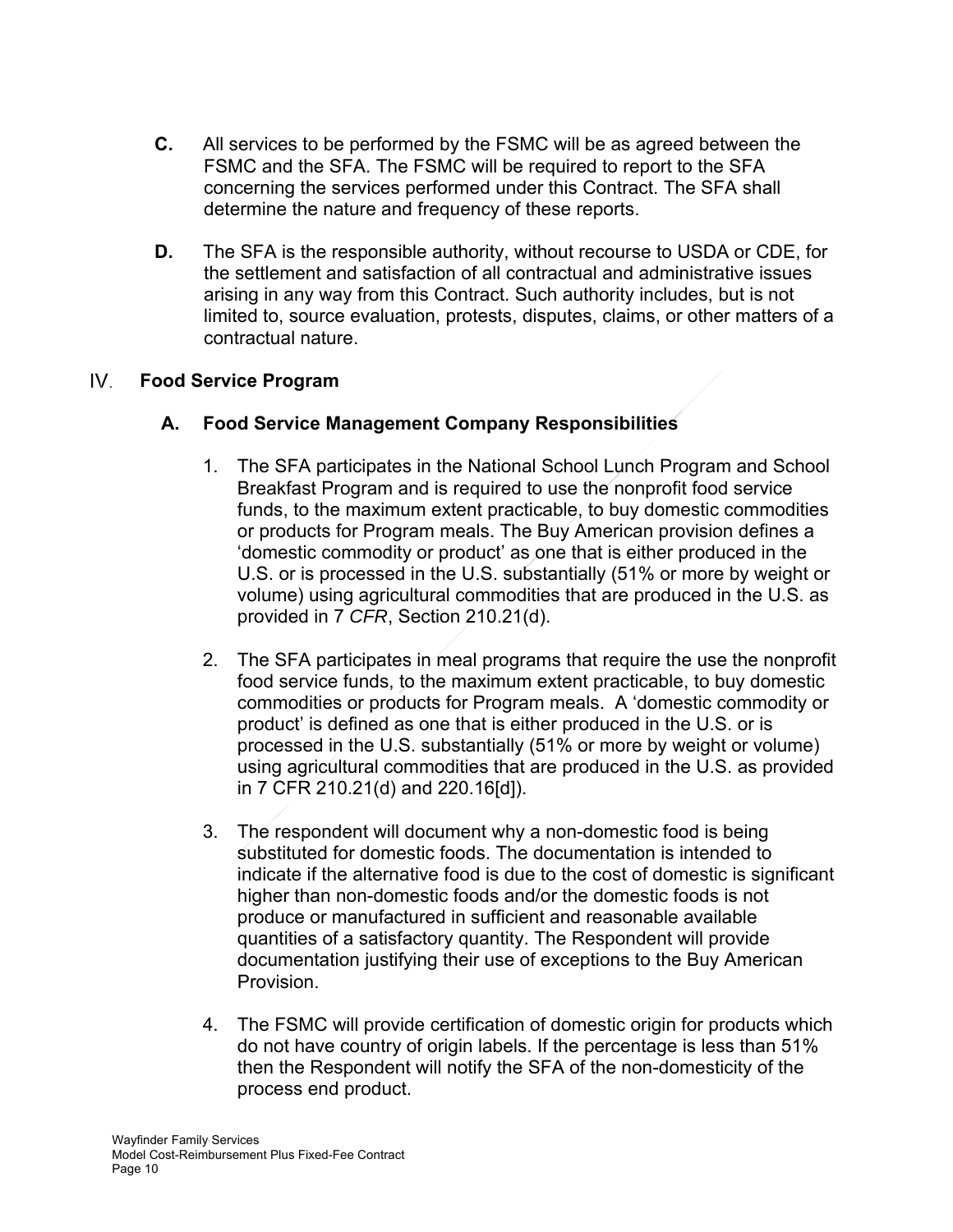**C.** All services to be performed by the FSMC will be as agreed between the FSMC and the SFA. The FSMC will be required to report to the SFA concerning the services performed under this Contract. The SFA shall determine the nature and frequency of these reports.

**D.** The SFA is the responsible authority, without recourse to USDA or CDE, for the settlement and satisfaction of all contractual and administrative issues arising in any way from this Contract. Such authority includes, but is not limited to, source evaluation, protests, disputes, claims, or other matters of a contractual nature.

## IV. Food Service Program

### A. Food Service Management Company Responsibilities

1. The SFA participates in the National School Lunch Program and School Breakfast Program and is required to use the nonprofit food service funds, to the maximum extent practicable, to buy domestic commodities or products for Program meals. The Buy American provision defines a 'domestic commodity or product' as one that is either produced in the U.S. or is processed in the U.S. substantially (51% or more by weight or volume) using agricultural commodities that are produced in the U.S. as provided in 7 *CFR*, Section 210.21(d).

2. The SFA participates in meal programs that require the use the nonprofit food service funds, to the maximum extent practicable, to buy domestic commodities or products for Program meals. A 'domestic commodity or product' is defined as one that is either produced in the U.S. or is processed in the U.S. substantially (51% or more by weight or volume) using agricultural commodities that are produced in the U.S. as provided in 7 CFR 210.21(d) and 220.16[d]).

3. The respondent will document why a non-domestic food is being substituted for domestic foods. The documentation is intended to indicate if the alternative food is due to the cost of domestic is significant higher than non-domestic foods and/or the domestic foods is not produce or manufactured in sufficient and reasonable available quantities of a satisfactory quantity. The Respondent will provide documentation justifying their use of exceptions to the Buy American Provision.

4. The FSMC will provide certification of domestic origin for products which do not have country of origin labels. If the percentage is less than 51% then the Respondent will notify the SFA of the non-domesticity of the process end product.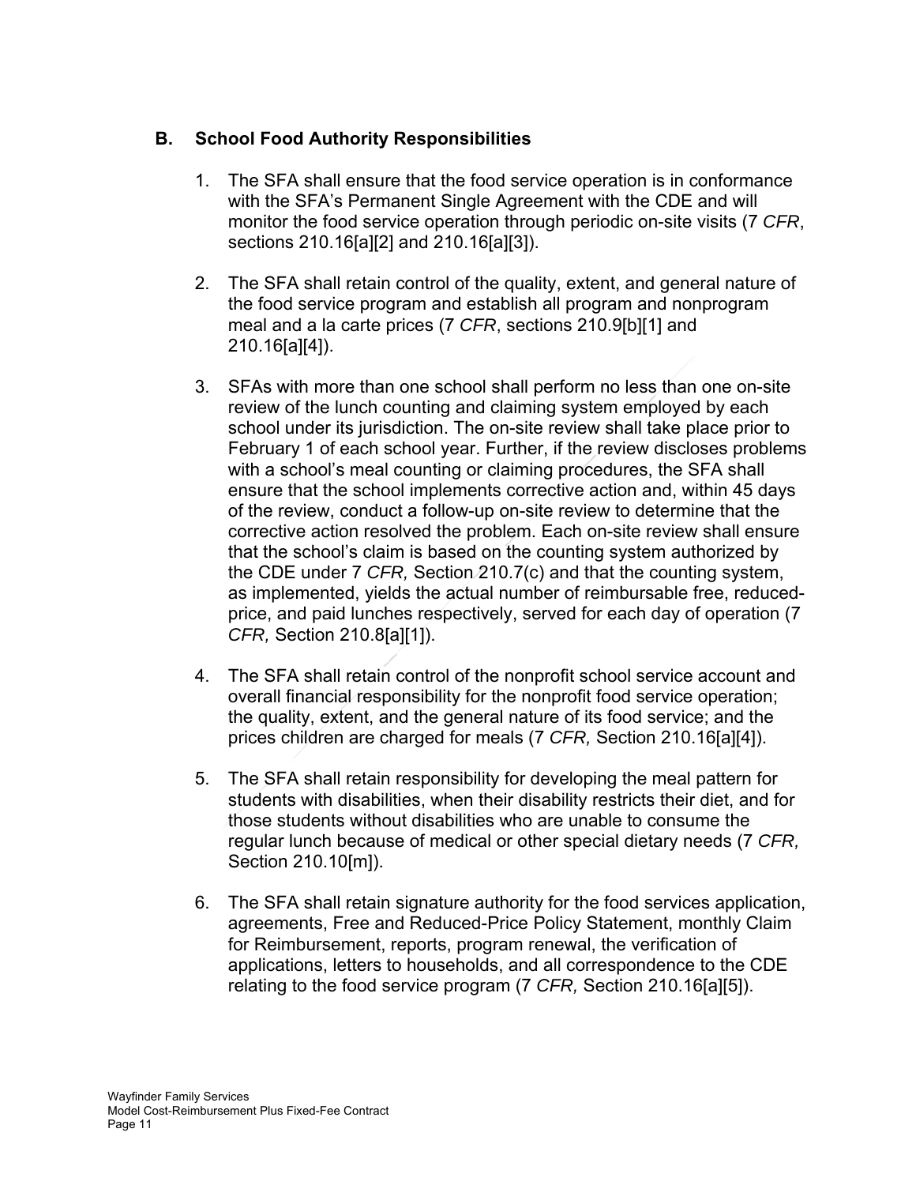## B. School Food Authority Responsibilities

1. The SFA shall ensure that the food service operation is in conformance with the SFA's Permanent Single Agreement with the CDE and will monitor the food service operation through periodic on-site visits (7 *CFR*, sections 210.16[a][2] and 210.16[a][3]).

2. The SFA shall retain control of the quality, extent, and general nature of the food service program and establish all program and nonprogram meal and a la carte prices (7 *CFR*, sections 210.9[b][1] and 210.16[a][4]).

3. SFAs with more than one school shall perform no less than one on-site review of the lunch counting and claiming system employed by each school under its jurisdiction. The on-site review shall take place prior to February 1 of each school year. Further, if the review discloses problems with a school's meal counting or claiming procedures, the SFA shall ensure that the school implements corrective action and, within 45 days of the review, conduct a follow-up on-site review to determine that the corrective action resolved the problem. Each on-site review shall ensure that the school's claim is based on the counting system authorized by the CDE under 7 *CFR,* Section 210.7(c) and that the counting system, as implemented, yields the actual number of reimbursable free, reduced-price, and paid lunches respectively, served for each day of operation (7 *CFR,* Section 210.8[a][1]).

4. The SFA shall retain control of the nonprofit school service account and overall financial responsibility for the nonprofit food service operation; the quality, extent, and the general nature of its food service; and the prices children are charged for meals (7 *CFR,* Section 210.16[a][4]).

5. The SFA shall retain responsibility for developing the meal pattern for students with disabilities, when their disability restricts their diet, and for those students without disabilities who are unable to consume the regular lunch because of medical or other special dietary needs (7 *CFR,* Section 210.10[m]).

6. The SFA shall retain signature authority for the food services application, agreements, Free and Reduced-Price Policy Statement, monthly Claim for Reimbursement, reports, program renewal, the verification of applications, letters to households, and all correspondence to the CDE relating to the food service program (7 *CFR,* Section 210.16[a][5]).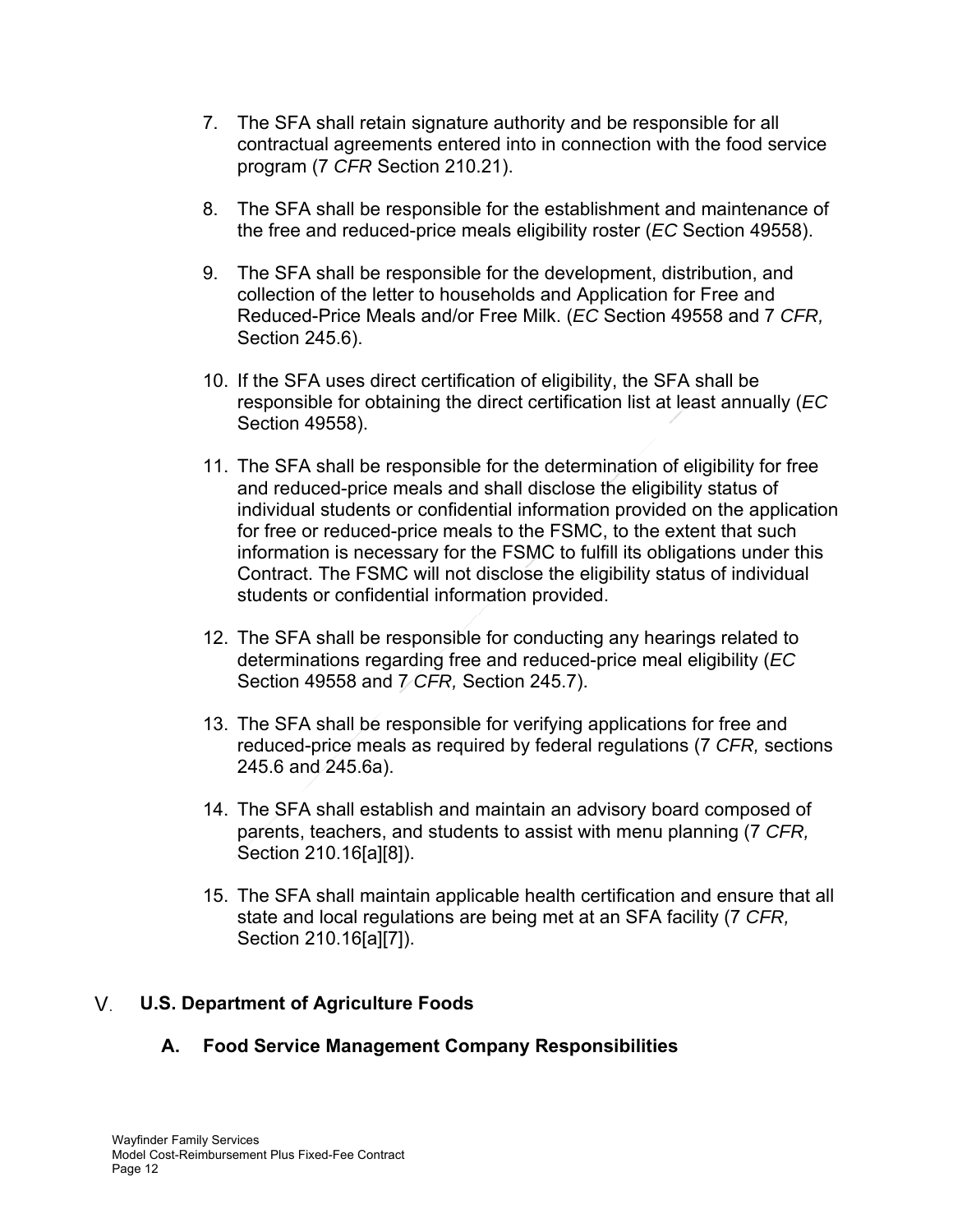7. The SFA shall retain signature authority and be responsible for all contractual agreements entered into in connection with the food service program (7 *CFR* Section 210.21).

8. The SFA shall be responsible for the establishment and maintenance of the free and reduced-price meals eligibility roster (*EC* Section 49558).

9. The SFA shall be responsible for the development, distribution, and collection of the letter to households and Application for Free and Reduced-Price Meals and/or Free Milk. (*EC* Section 49558 and 7 *CFR,* Section 245.6).

10. If the SFA uses direct certification of eligibility, the SFA shall be responsible for obtaining the direct certification list at least annually (*EC* Section 49558).

11. The SFA shall be responsible for the determination of eligibility for free and reduced-price meals and shall disclose the eligibility status of individual students or confidential information provided on the application for free or reduced-price meals to the FSMC, to the extent that such information is necessary for the FSMC to fulfill its obligations under this Contract. The FSMC will not disclose the eligibility status of individual students or confidential information provided.

12. The SFA shall be responsible for conducting any hearings related to determinations regarding free and reduced-price meal eligibility (*EC* Section 49558 and 7 *CFR,* Section 245.7).

13. The SFA shall be responsible for verifying applications for free and reduced-price meals as required by federal regulations (7 *CFR,* sections 245.6 and 245.6a).

14. The SFA shall establish and maintain an advisory board composed of parents, teachers, and students to assist with menu planning (7 *CFR,* Section 210.16[a][8]).

15. The SFA shall maintain applicable health certification and ensure that all state and local regulations are being met at an SFA facility (7 *CFR,* Section 210.16[a][7]).

## V. U.S. Department of Agriculture Foods

### A. Food Service Management Company Responsibilities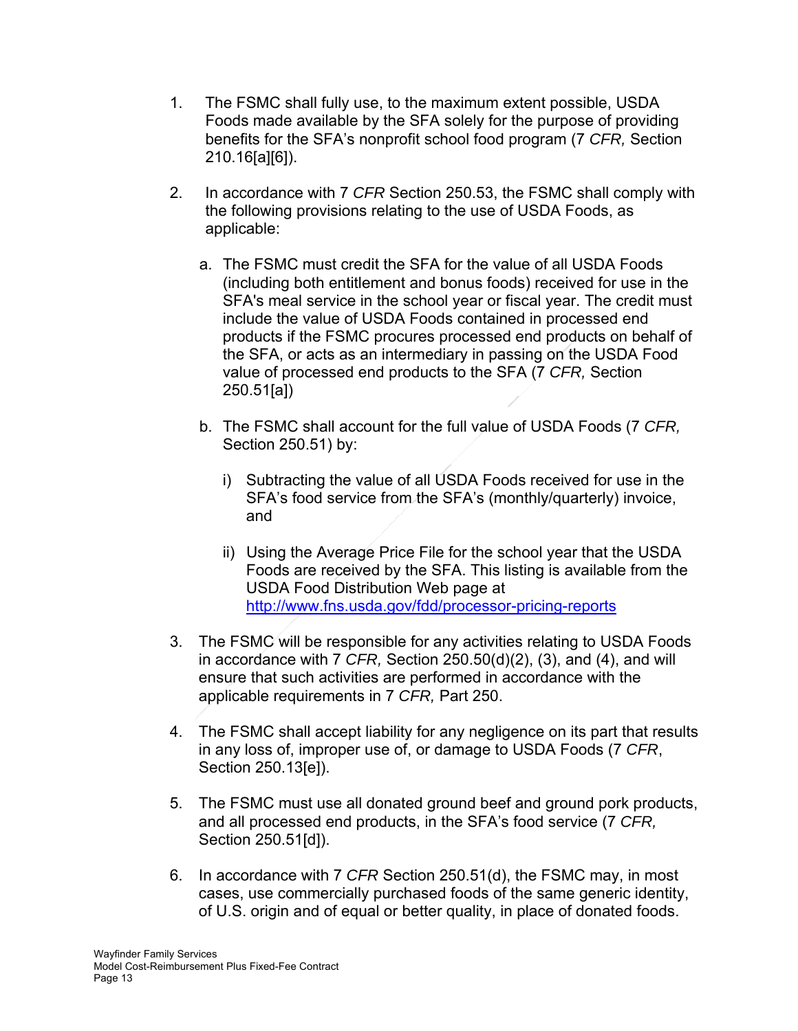1. The FSMC shall fully use, to the maximum extent possible, USDA Foods made available by the SFA solely for the purpose of providing benefits for the SFA's nonprofit school food program (7 *CFR,* Section 210.16[a][6]).

2. In accordance with 7 *CFR* Section 250.53, the FSMC shall comply with the following provisions relating to the use of USDA Foods, as applicable:

   a. The FSMC must credit the SFA for the value of all USDA Foods (including both entitlement and bonus foods) received for use in the SFA's meal service in the school year or fiscal year. The credit must include the value of USDA Foods contained in processed end products if the FSMC procures processed end products on behalf of the SFA, or acts as an intermediary in passing on the USDA Food value of processed end products to the SFA (7 *CFR,* Section 250.51[a])

   b. The FSMC shall account for the full value of USDA Foods (7 *CFR,* Section 250.51) by:

      i) Subtracting the value of all USDA Foods received for use in the SFA's food service from the SFA's (monthly/quarterly) invoice, and

      ii) Using the Average Price File for the school year that the USDA Foods are received by the SFA. This listing is available from the USDA Food Distribution Web page at http://www.fns.usda.gov/fdd/processor-pricing-reports

3. The FSMC will be responsible for any activities relating to USDA Foods in accordance with 7 *CFR,* Section 250.50(d)(2), (3), and (4), and will ensure that such activities are performed in accordance with the applicable requirements in 7 *CFR,* Part 250.

4. The FSMC shall accept liability for any negligence on its part that results in any loss of, improper use of, or damage to USDA Foods (7 *CFR*, Section 250.13[e]).

5. The FSMC must use all donated ground beef and ground pork products, and all processed end products, in the SFA's food service (7 *CFR,* Section 250.51[d]).

6. In accordance with 7 *CFR* Section 250.51(d), the FSMC may, in most cases, use commercially purchased foods of the same generic identity, of U.S. origin and of equal or better quality, in place of donated foods.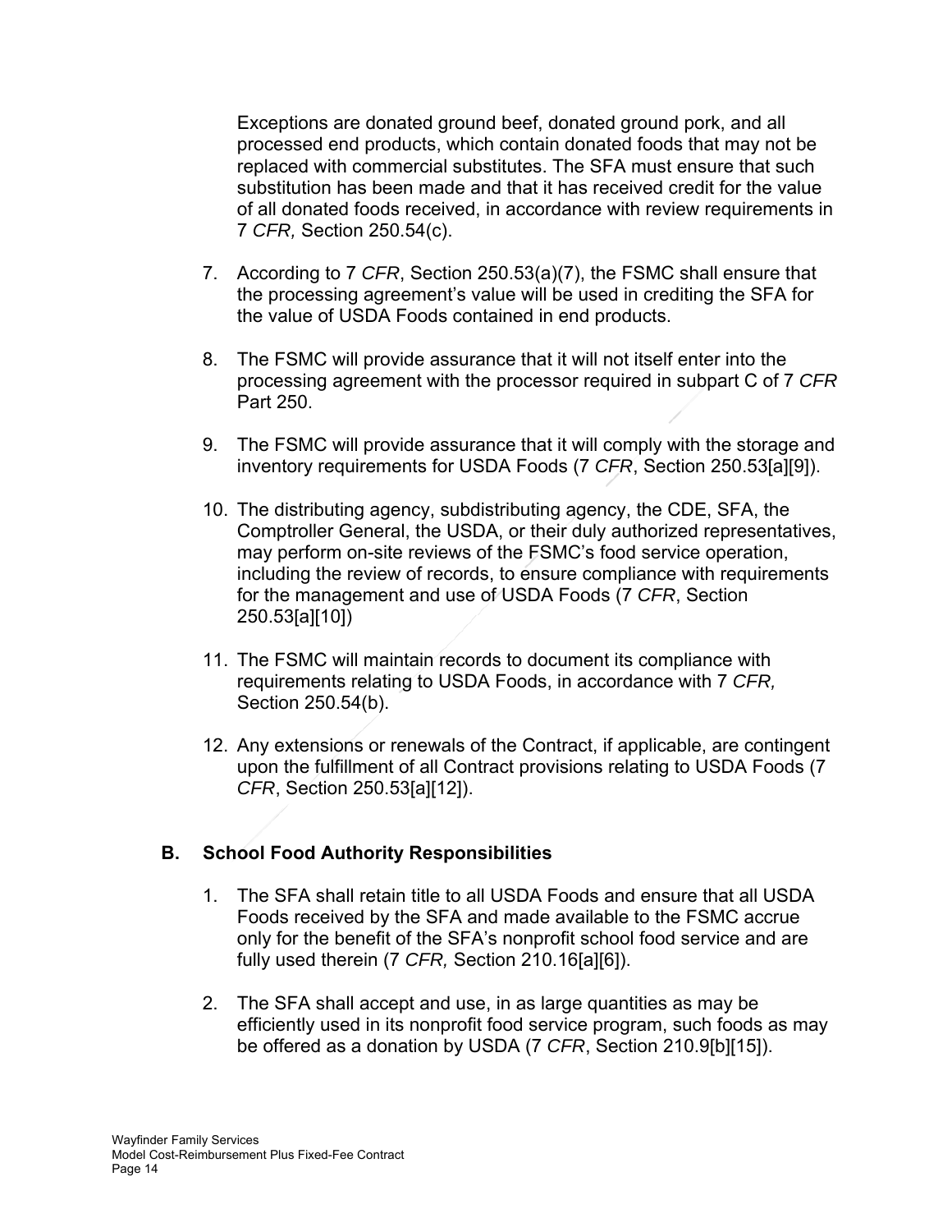Exceptions are donated ground beef, donated ground pork, and all processed end products, which contain donated foods that may not be replaced with commercial substitutes. The SFA must ensure that such substitution has been made and that it has received credit for the value of all donated foods received, in accordance with review requirements in 7 *CFR,* Section 250.54(c).

7. According to 7 *CFR*, Section 250.53(a)(7), the FSMC shall ensure that the processing agreement's value will be used in crediting the SFA for the value of USDA Foods contained in end products.

8. The FSMC will provide assurance that it will not itself enter into the processing agreement with the processor required in subpart C of 7 *CFR* Part 250.

9. The FSMC will provide assurance that it will comply with the storage and inventory requirements for USDA Foods (7 *CFR*, Section 250.53[a][9]).

10. The distributing agency, subdistributing agency, the CDE, SFA, the Comptroller General, the USDA, or their duly authorized representatives, may perform on-site reviews of the FSMC's food service operation, including the review of records, to ensure compliance with requirements for the management and use of USDA Foods (7 *CFR*, Section 250.53[a][10])

11. The FSMC will maintain records to document its compliance with requirements relating to USDA Foods, in accordance with 7 *CFR,* Section 250.54(b).

12. Any extensions or renewals of the Contract, if applicable, are contingent upon the fulfillment of all Contract provisions relating to USDA Foods (7 *CFR*, Section 250.53[a][12]).

## B. School Food Authority Responsibilities

1. The SFA shall retain title to all USDA Foods and ensure that all USDA Foods received by the SFA and made available to the FSMC accrue only for the benefit of the SFA's nonprofit school food service and are fully used therein (7 *CFR,* Section 210.16[a][6]).

2. The SFA shall accept and use, in as large quantities as may be efficiently used in its nonprofit food service program, such foods as may be offered as a donation by USDA (7 *CFR*, Section 210.9[b][15]).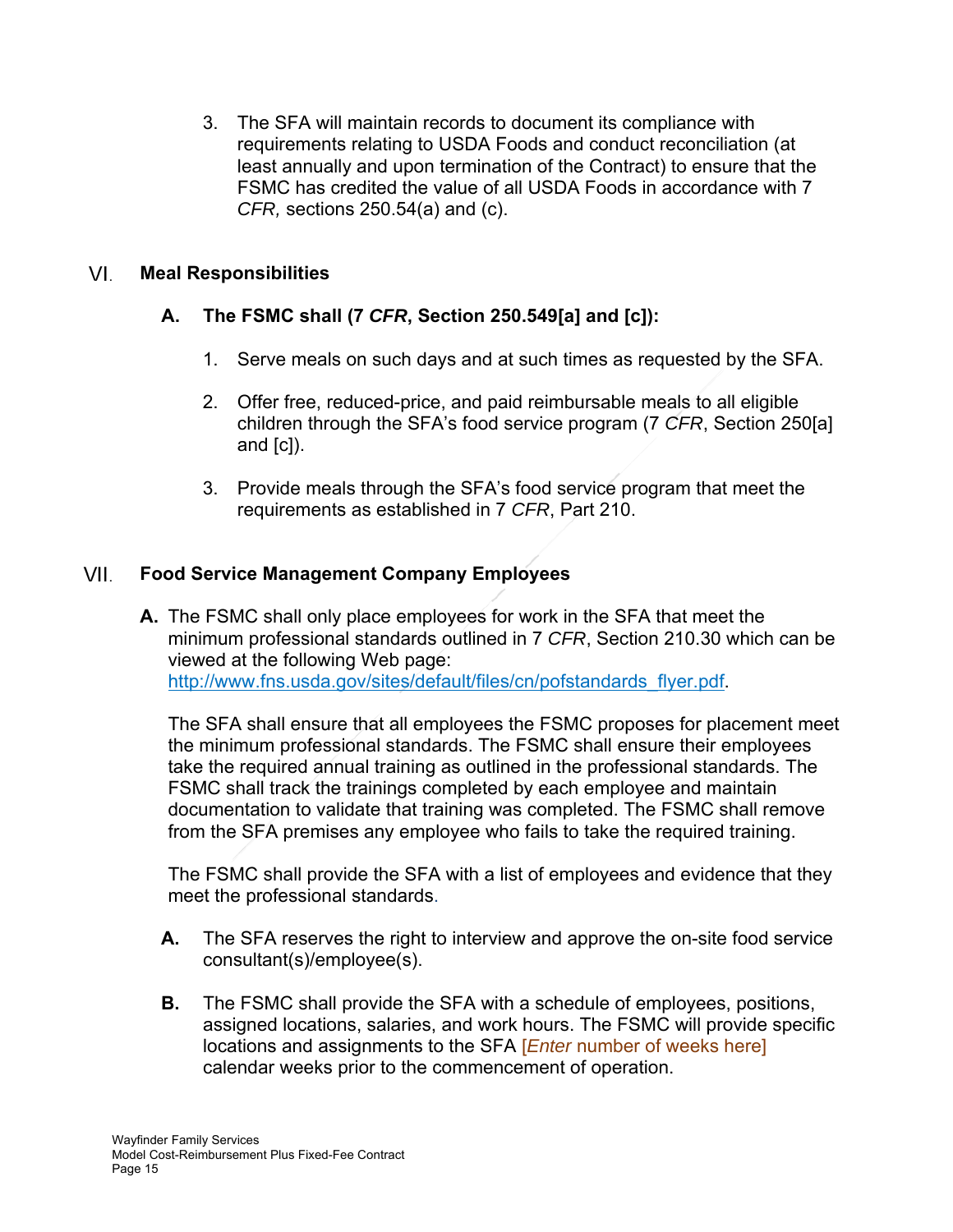3. The SFA will maintain records to document its compliance with requirements relating to USDA Foods and conduct reconciliation (at least annually and upon termination of the Contract) to ensure that the FSMC has credited the value of all USDA Foods in accordance with 7 *CFR,* sections 250.54(a) and (c).

## VI. Meal Responsibilities

### A. The FSMC shall (7 *CFR,* Section 250.549[a] and [c]):

1. Serve meals on such days and at such times as requested by the SFA.

2. Offer free, reduced-price, and paid reimbursable meals to all eligible children through the SFA's food service program (7 *CFR*, Section 250[a] and [c]).

3. Provide meals through the SFA's food service program that meet the requirements as established in 7 *CFR*, Part 210.

## VII. Food Service Management Company Employees

**A.** The FSMC shall only place employees for work in the SFA that meet the minimum professional standards outlined in 7 *CFR*, Section 210.30 which can be viewed at the following Web page: http://www.fns.usda.gov/sites/default/files/cn/pofstandards_flyer.pdf.

The SFA shall ensure that all employees the FSMC proposes for placement meet the minimum professional standards. The FSMC shall ensure their employees take the required annual training as outlined in the professional standards. The FSMC shall track the trainings completed by each employee and maintain documentation to validate that training was completed. The FSMC shall remove from the SFA premises any employee who fails to take the required training.

The FSMC shall provide the SFA with a list of employees and evidence that they meet the professional standards.

**A.** The SFA reserves the right to interview and approve the on-site food service consultant(s)/employee(s).

**B.** The FSMC shall provide the SFA with a schedule of employees, positions, assigned locations, salaries, and work hours. The FSMC will provide specific locations and assignments to the SFA [*Enter* number of weeks here] calendar weeks prior to the commencement of operation.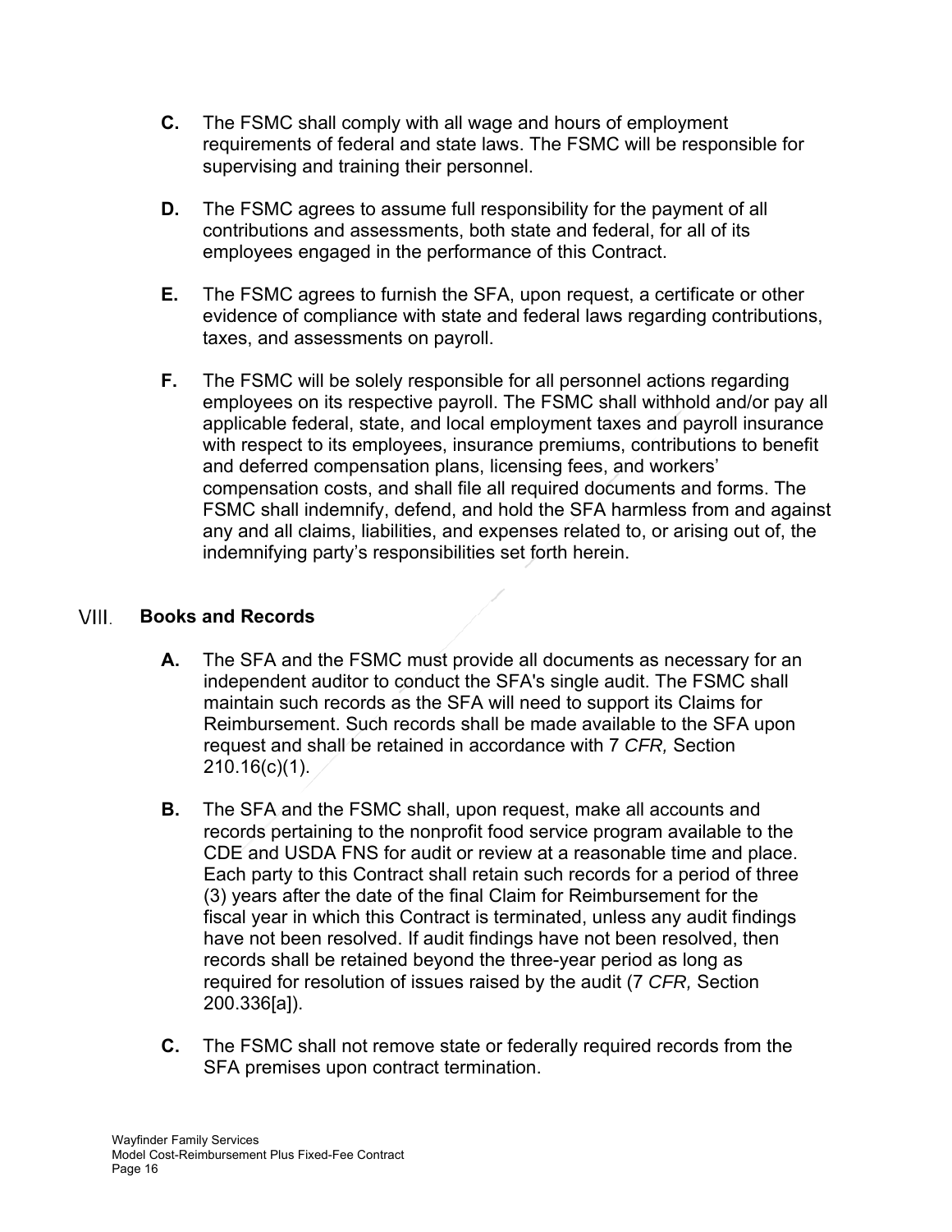**C.** The FSMC shall comply with all wage and hours of employment requirements of federal and state laws. The FSMC will be responsible for supervising and training their personnel.

**D.** The FSMC agrees to assume full responsibility for the payment of all contributions and assessments, both state and federal, for all of its employees engaged in the performance of this Contract.

**E.** The FSMC agrees to furnish the SFA, upon request, a certificate or other evidence of compliance with state and federal laws regarding contributions, taxes, and assessments on payroll.

**F.** The FSMC will be solely responsible for all personnel actions regarding employees on its respective payroll. The FSMC shall withhold and/or pay all applicable federal, state, and local employment taxes and payroll insurance with respect to its employees, insurance premiums, contributions to benefit and deferred compensation plans, licensing fees, and workers' compensation costs, and shall file all required documents and forms. The FSMC shall indemnify, defend, and hold the SFA harmless from and against any and all claims, liabilities, and expenses related to, or arising out of, the indemnifying party's responsibilities set forth herein.

## VIII. Books and Records

**A.** The SFA and the FSMC must provide all documents as necessary for an independent auditor to conduct the SFA's single audit. The FSMC shall maintain such records as the SFA will need to support its Claims for Reimbursement. Such records shall be made available to the SFA upon request and shall be retained in accordance with 7 *CFR,* Section 210.16(c)(1).

**B.** The SFA and the FSMC shall, upon request, make all accounts and records pertaining to the nonprofit food service program available to the CDE and USDA FNS for audit or review at a reasonable time and place. Each party to this Contract shall retain such records for a period of three (3) years after the date of the final Claim for Reimbursement for the fiscal year in which this Contract is terminated, unless any audit findings have not been resolved. If audit findings have not been resolved, then records shall be retained beyond the three-year period as long as required for resolution of issues raised by the audit (7 *CFR,* Section 200.336[a]).

**C.** The FSMC shall not remove state or federally required records from the SFA premises upon contract termination.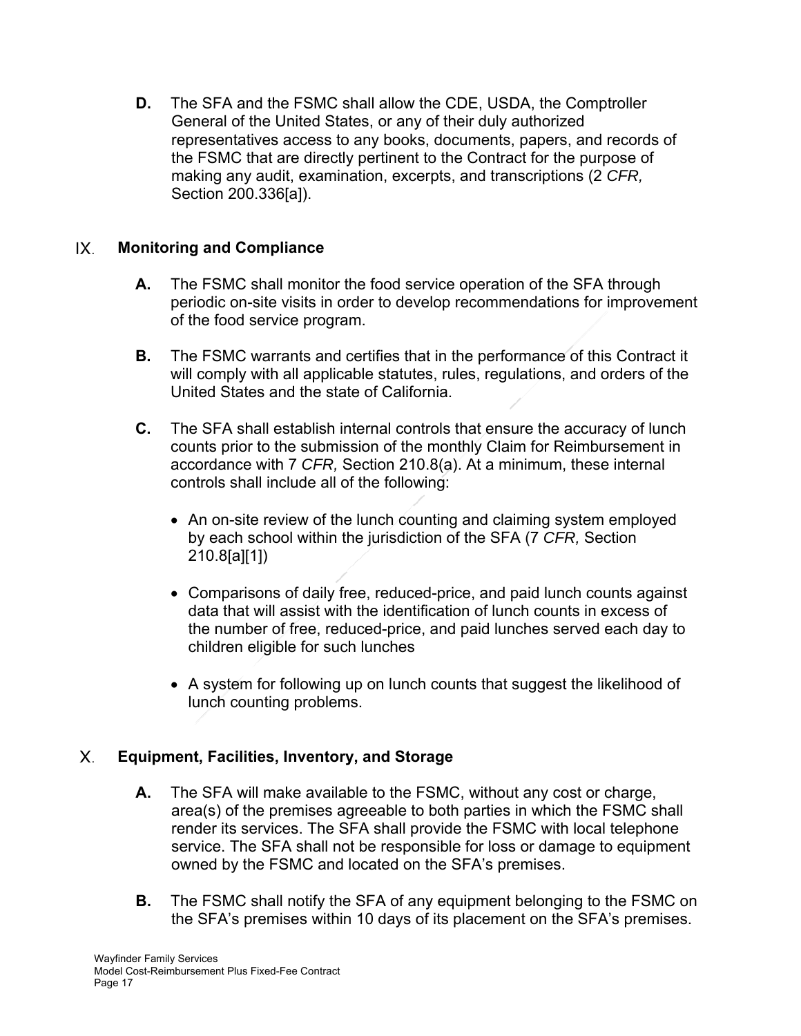**D.** The SFA and the FSMC shall allow the CDE, USDA, the Comptroller General of the United States, or any of their duly authorized representatives access to any books, documents, papers, and records of the FSMC that are directly pertinent to the Contract for the purpose of making any audit, examination, excerpts, and transcriptions (2 *CFR,* Section 200.336[a]).

## IX. Monitoring and Compliance

**A.** The FSMC shall monitor the food service operation of the SFA through periodic on-site visits in order to develop recommendations for improvement of the food service program.

**B.** The FSMC warrants and certifies that in the performance of this Contract it will comply with all applicable statutes, rules, regulations, and orders of the United States and the state of California.

**C.** The SFA shall establish internal controls that ensure the accuracy of lunch counts prior to the submission of the monthly Claim for Reimbursement in accordance with 7 *CFR,* Section 210.8(a). At a minimum, these internal controls shall include all of the following:

- An on-site review of the lunch counting and claiming system employed by each school within the jurisdiction of the SFA (7 *CFR,* Section 210.8[a][1])
- Comparisons of daily free, reduced-price, and paid lunch counts against data that will assist with the identification of lunch counts in excess of the number of free, reduced-price, and paid lunches served each day to children eligible for such lunches
- A system for following up on lunch counts that suggest the likelihood of lunch counting problems.

## X. Equipment, Facilities, Inventory, and Storage

**A.** The SFA will make available to the FSMC, without any cost or charge, area(s) of the premises agreeable to both parties in which the FSMC shall render its services. The SFA shall provide the FSMC with local telephone service. The SFA shall not be responsible for loss or damage to equipment owned by the FSMC and located on the SFA's premises.

**B.** The FSMC shall notify the SFA of any equipment belonging to the FSMC on the SFA's premises within 10 days of its placement on the SFA's premises.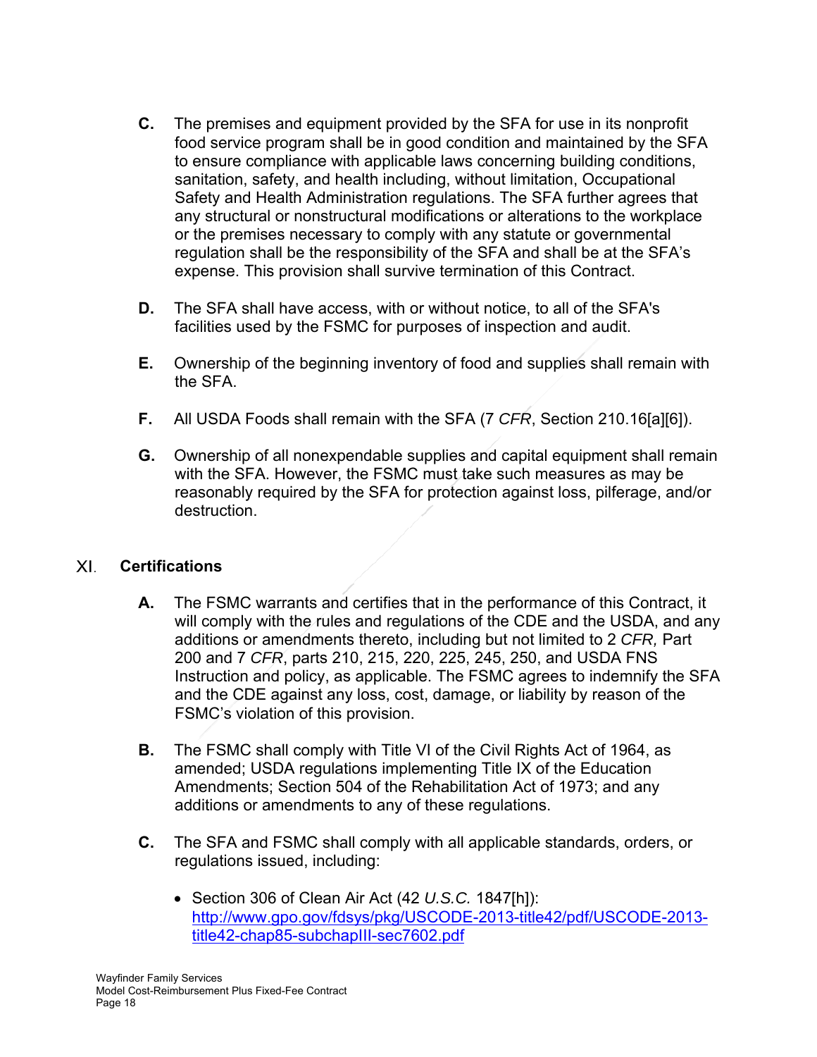C. The premises and equipment provided by the SFA for use in its nonprofit food service program shall be in good condition and maintained by the SFA to ensure compliance with applicable laws concerning building conditions, sanitation, safety, and health including, without limitation, Occupational Safety and Health Administration regulations. The SFA further agrees that any structural or nonstructural modifications or alterations to the workplace or the premises necessary to comply with any statute or governmental regulation shall be the responsibility of the SFA and shall be at the SFA's expense. This provision shall survive termination of this Contract.

D. The SFA shall have access, with or without notice, to all of the SFA's facilities used by the FSMC for purposes of inspection and audit.

E. Ownership of the beginning inventory of food and supplies shall remain with the SFA.

F. All USDA Foods shall remain with the SFA (7 *CFR*, Section 210.16[a][6]).

G. Ownership of all nonexpendable supplies and capital equipment shall remain with the SFA. However, the FSMC must take such measures as may be reasonably required by the SFA for protection against loss, pilferage, and/or destruction.

## XI. Certifications

A. The FSMC warrants and certifies that in the performance of this Contract, it will comply with the rules and regulations of the CDE and the USDA, and any additions or amendments thereto, including but not limited to 2 *CFR,* Part 200 and 7 *CFR*, parts 210, 215, 220, 225, 245, 250, and USDA FNS Instruction and policy, as applicable. The FSMC agrees to indemnify the SFA and the CDE against any loss, cost, damage, or liability by reason of the FSMC's violation of this provision.

B. The FSMC shall comply with Title VI of the Civil Rights Act of 1964, as amended; USDA regulations implementing Title IX of the Education Amendments; Section 504 of the Rehabilitation Act of 1973; and any additions or amendments to any of these regulations.

C. The SFA and FSMC shall comply with all applicable standards, orders, or regulations issued, including:

- Section 306 of Clean Air Act (42 *U.S.C.* 1847[h]): [http://www.gpo.gov/fdsys/pkg/USCODE-2013-title42/pdf/USCODE-2013-title42-chap85-subchapIII-sec7602.pdf](http://www.gpo.gov/fdsys/pkg/USCODE-2013-title42/pdf/USCODE-2013-title42-chap85-subchapIII-sec7602.pdf)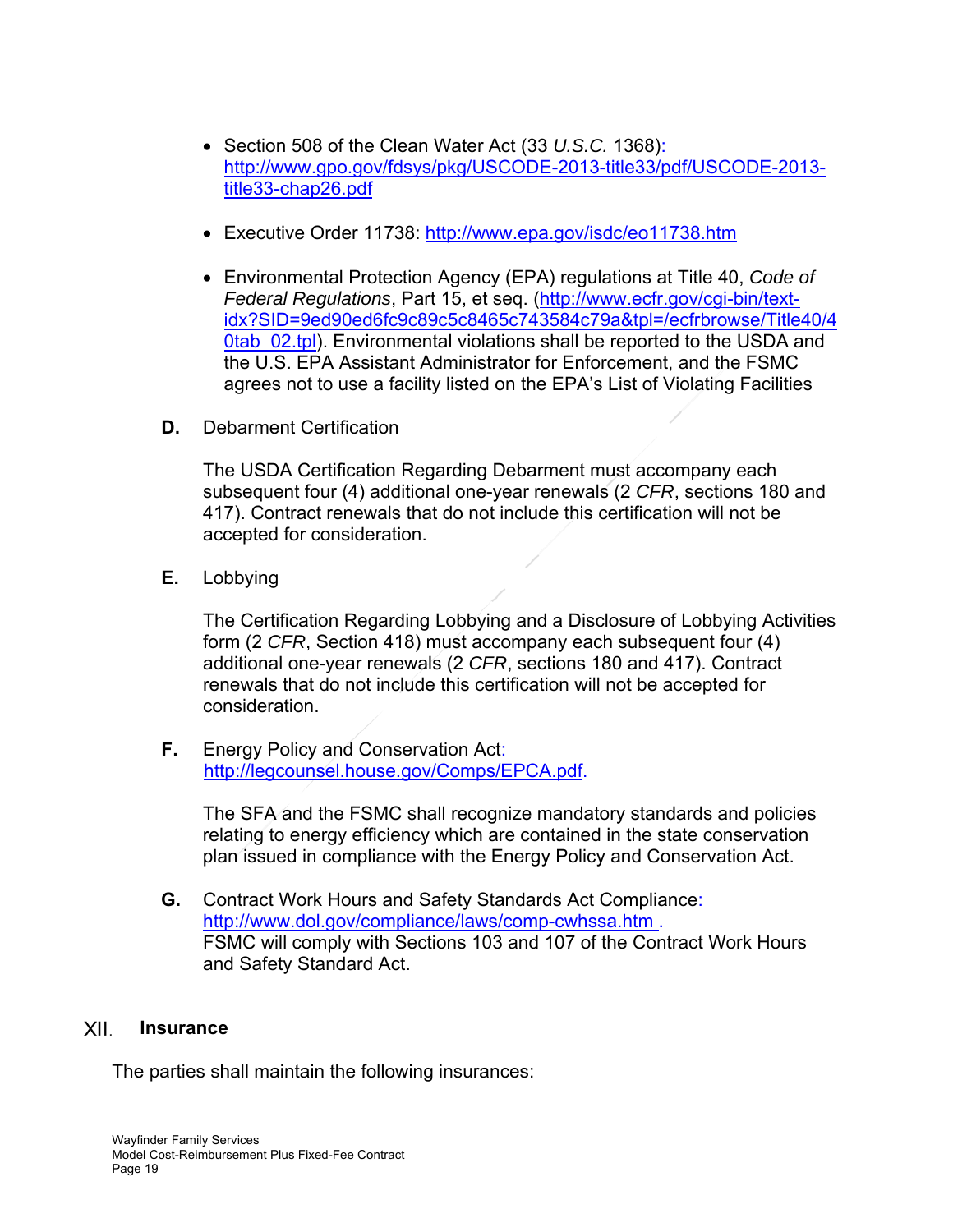- Section 508 of the Clean Water Act (33 *U.S.C.* 1368): http://www.gpo.gov/fdsys/pkg/USCODE-2013-title33/pdf/USCODE-2013-title33-chap26.pdf

- Executive Order 11738: http://www.epa.gov/isdc/eo11738.htm

- Environmental Protection Agency (EPA) regulations at Title 40, *Code of Federal Regulations*, Part 15, et seq. (http://www.ecfr.gov/cgi-bin/text-idx?SID=9ed90ed6fc9c89c5c8465c743584c79a&tpl=/ecfrbrowse/Title40/40tab_02.tpl). Environmental violations shall be reported to the USDA and the U.S. EPA Assistant Administrator for Enforcement, and the FSMC agrees not to use a facility listed on the EPA's List of Violating Facilities

**D.** Debarment Certification

The USDA Certification Regarding Debarment must accompany each subsequent four (4) additional one-year renewals (2 *CFR*, sections 180 and 417). Contract renewals that do not include this certification will not be accepted for consideration.

**E.** Lobbying

The Certification Regarding Lobbying and a Disclosure of Lobbying Activities form (2 *CFR*, Section 418) must accompany each subsequent four (4) additional one-year renewals (2 *CFR*, sections 180 and 417). Contract renewals that do not include this certification will not be accepted for consideration.

**F.** Energy Policy and Conservation Act: http://legcounsel.house.gov/Comps/EPCA.pdf.

The SFA and the FSMC shall recognize mandatory standards and policies relating to energy efficiency which are contained in the state conservation plan issued in compliance with the Energy Policy and Conservation Act.

**G.** Contract Work Hours and Safety Standards Act Compliance: http://www.dol.gov/compliance/laws/comp-cwhssa.htm .
FSMC will comply with Sections 103 and 107 of the Contract Work Hours and Safety Standard Act.

## XII. Insurance

The parties shall maintain the following insurances: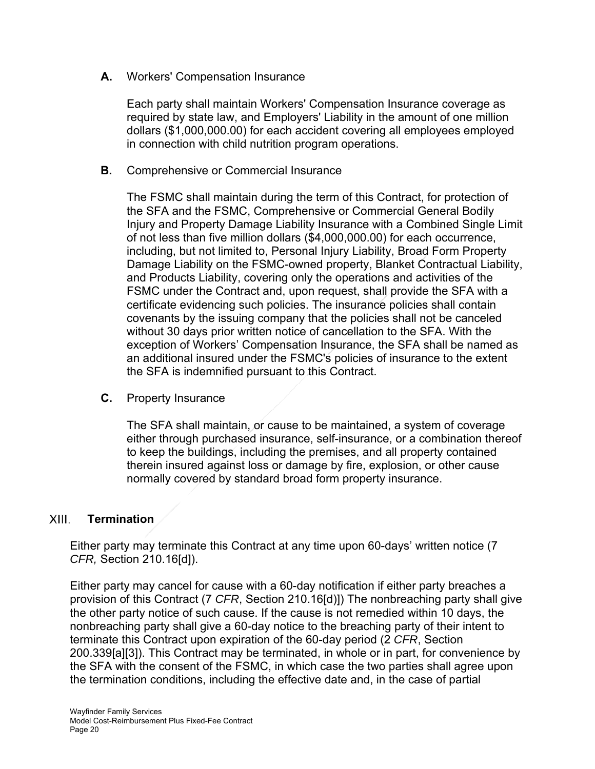**A.** Workers' Compensation Insurance

Each party shall maintain Workers' Compensation Insurance coverage as required by state law, and Employers' Liability in the amount of one million dollars ($1,000,000.00) for each accident covering all employees employed in connection with child nutrition program operations.

**B.** Comprehensive or Commercial Insurance

The FSMC shall maintain during the term of this Contract, for protection of the SFA and the FSMC, Comprehensive or Commercial General Bodily Injury and Property Damage Liability Insurance with a Combined Single Limit of not less than five million dollars ($4,000,000.00) for each occurrence, including, but not limited to, Personal Injury Liability, Broad Form Property Damage Liability on the FSMC-owned property, Blanket Contractual Liability, and Products Liability, covering only the operations and activities of the FSMC under the Contract and, upon request, shall provide the SFA with a certificate evidencing such policies. The insurance policies shall contain covenants by the issuing company that the policies shall not be canceled without 30 days prior written notice of cancellation to the SFA. With the exception of Workers' Compensation Insurance, the SFA shall be named as an additional insured under the FSMC's policies of insurance to the extent the SFA is indemnified pursuant to this Contract.

**C.** Property Insurance

The SFA shall maintain, or cause to be maintained, a system of coverage either through purchased insurance, self-insurance, or a combination thereof to keep the buildings, including the premises, and all property contained therein insured against loss or damage by fire, explosion, or other cause normally covered by standard broad form property insurance.

## XIII. **Termination**

Either party may terminate this Contract at any time upon 60-days' written notice (7 *CFR,* Section 210.16[d]).

Either party may cancel for cause with a 60-day notification if either party breaches a provision of this Contract (7 *CFR*, Section 210.16[d)]) The nonbreaching party shall give the other party notice of such cause. If the cause is not remedied within 10 days, the nonbreaching party shall give a 60-day notice to the breaching party of their intent to terminate this Contract upon expiration of the 60-day period (2 *CFR*, Section 200.339[a][3]). This Contract may be terminated, in whole or in part, for convenience by the SFA with the consent of the FSMC, in which case the two parties shall agree upon the termination conditions, including the effective date and, in the case of partial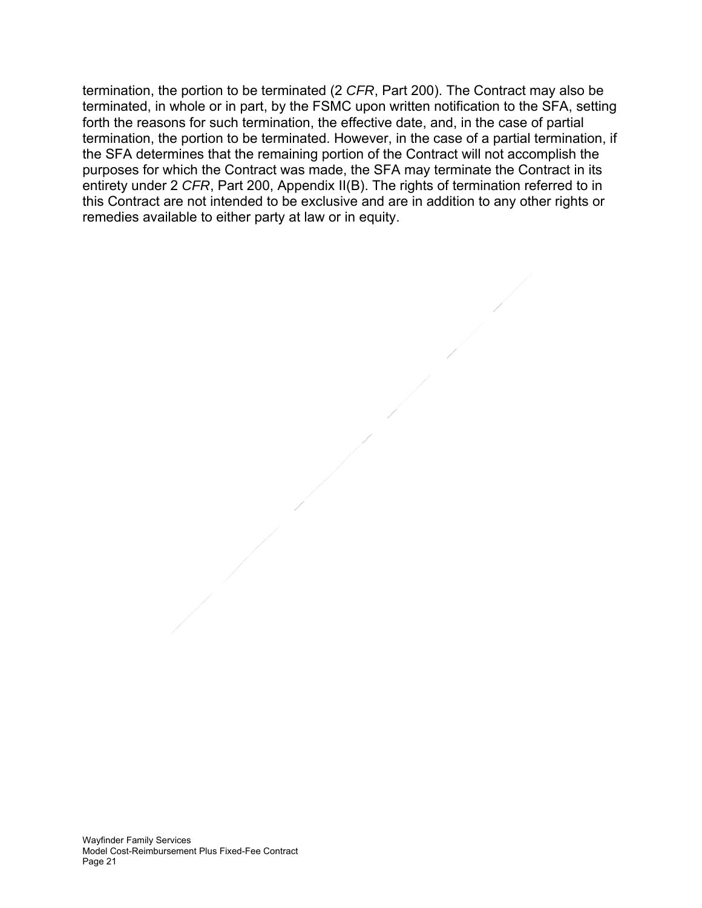termination, the portion to be terminated (2 *CFR*, Part 200). The Contract may also be terminated, in whole or in part, by the FSMC upon written notification to the SFA, setting forth the reasons for such termination, the effective date, and, in the case of partial termination, the portion to be terminated. However, in the case of a partial termination, if the SFA determines that the remaining portion of the Contract will not accomplish the purposes for which the Contract was made, the SFA may terminate the Contract in its entirety under 2 *CFR*, Part 200, Appendix II(B). The rights of termination referred to in this Contract are not intended to be exclusive and are in addition to any other rights or remedies available to either party at law or in equity.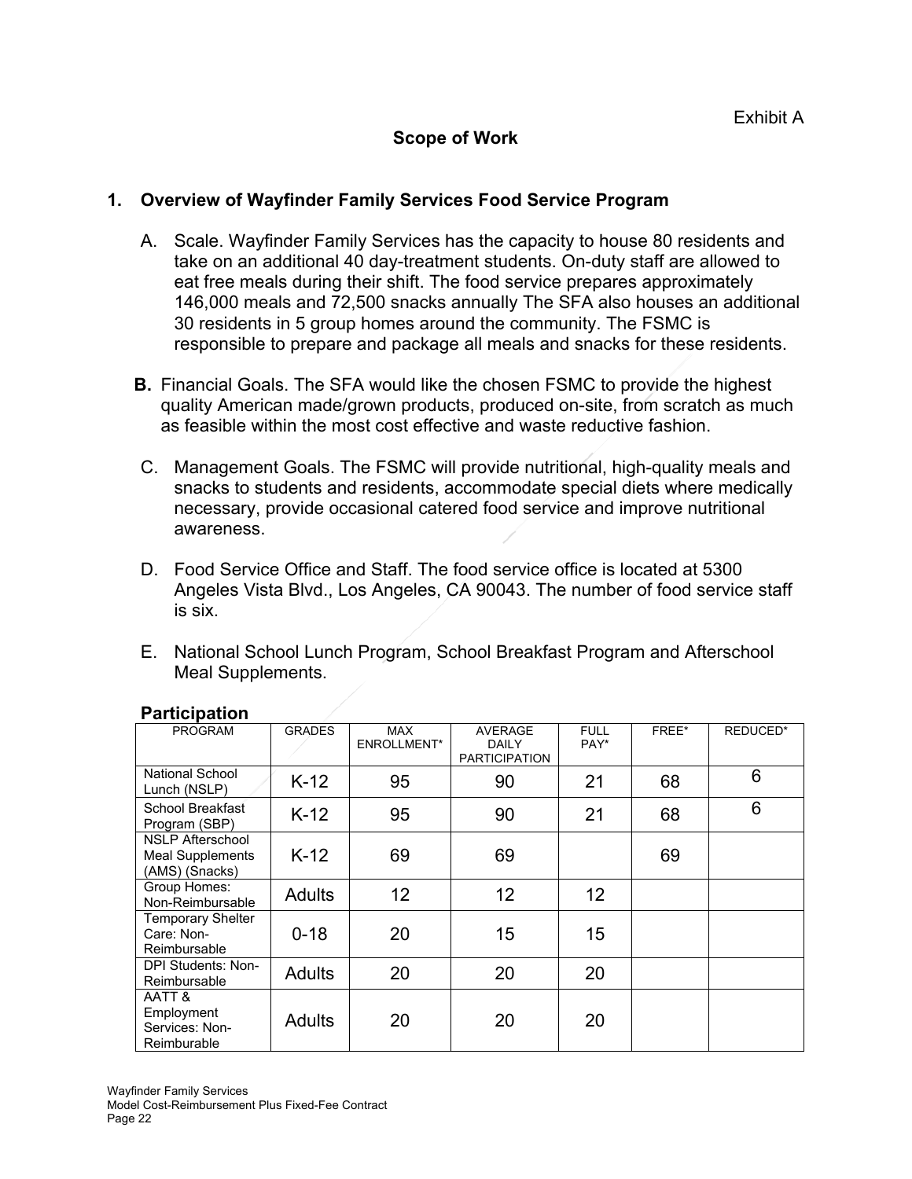Exhibit A

## Scope of Work

### 1. Overview of Wayfinder Family Services Food Service Program

A. Scale. Wayfinder Family Services has the capacity to house 80 residents and take on an additional 40 day-treatment students. On-duty staff are allowed to eat free meals during their shift. The food service prepares approximately 146,000 meals and 72,500 snacks annually The SFA also houses an additional 30 residents in 5 group homes around the community. The FSMC is responsible to prepare and package all meals and snacks for these residents.

**B.** Financial Goals. The SFA would like the chosen FSMC to provide the highest quality American made/grown products, produced on-site, from scratch as much as feasible within the most cost effective and waste reductive fashion.

C. Management Goals. The FSMC will provide nutritional, high-quality meals and snacks to students and residents, accommodate special diets where medically necessary, provide occasional catered food service and improve nutritional awareness.

D. Food Service Office and Staff. The food service office is located at 5300 Angeles Vista Blvd., Los Angeles, CA 90043. The number of food service staff is six.

E. National School Lunch Program, School Breakfast Program and Afterschool Meal Supplements.

**Participation**

| PROGRAM | GRADES | MAX ENROLLMENT* | AVERAGE DAILY PARTICIPATION | FULL PAY* | FREE* | REDUCED* |
|---|---|---|---|---|---|---|
| National School Lunch (NSLP) | K-12 | 95 | 90 | 21 | 68 | 6 |
| School Breakfast Program (SBP) | K-12 | 95 | 90 | 21 | 68 | 6 |
| NSLP Afterschool Meal Supplements (AMS) (Snacks) | K-12 | 69 | 69 | | 69 | |
| Group Homes: Non-Reimbursable | Adults | 12 | 12 | 12 | | |
| Temporary Shelter Care: Non-Reimbursable | 0-18 | 20 | 15 | 15 | | |
| DPI Students: Non-Reimbursable | Adults | 20 | 20 | 20 | | |
| AATT & Employment Services: Non-Reimburable | Adults | 20 | 20 | 20 | | |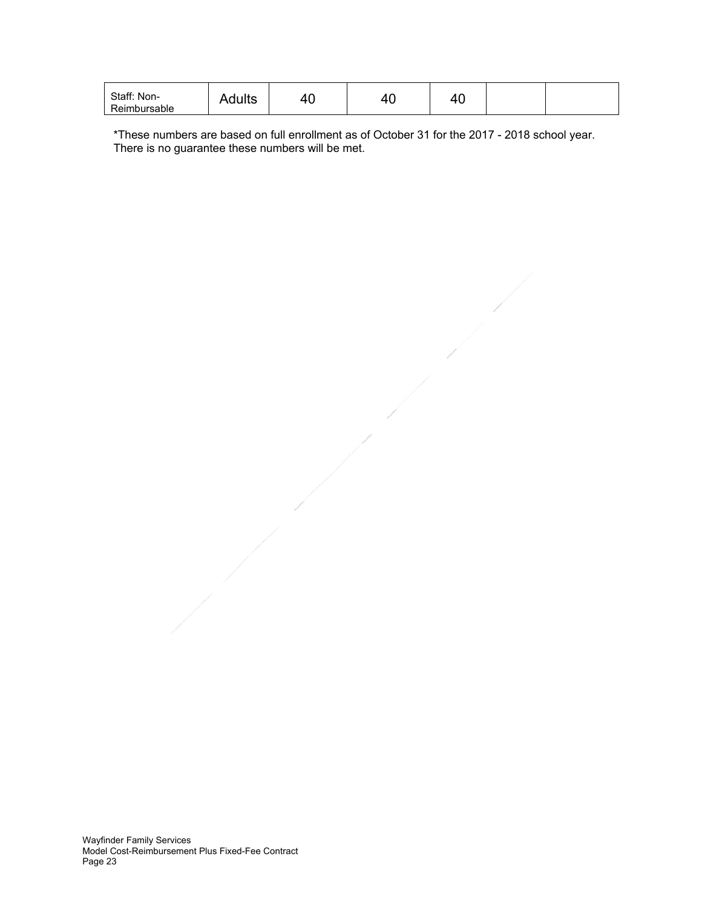| Staff: Non-Reimbursable | Adults | 40 | 40 | 40 | | |
|---|---|---|---|---|---|---|

*These numbers are based on full enrollment as of October 31 for the 2017 - 2018 school year. There is no guarantee these numbers will be met.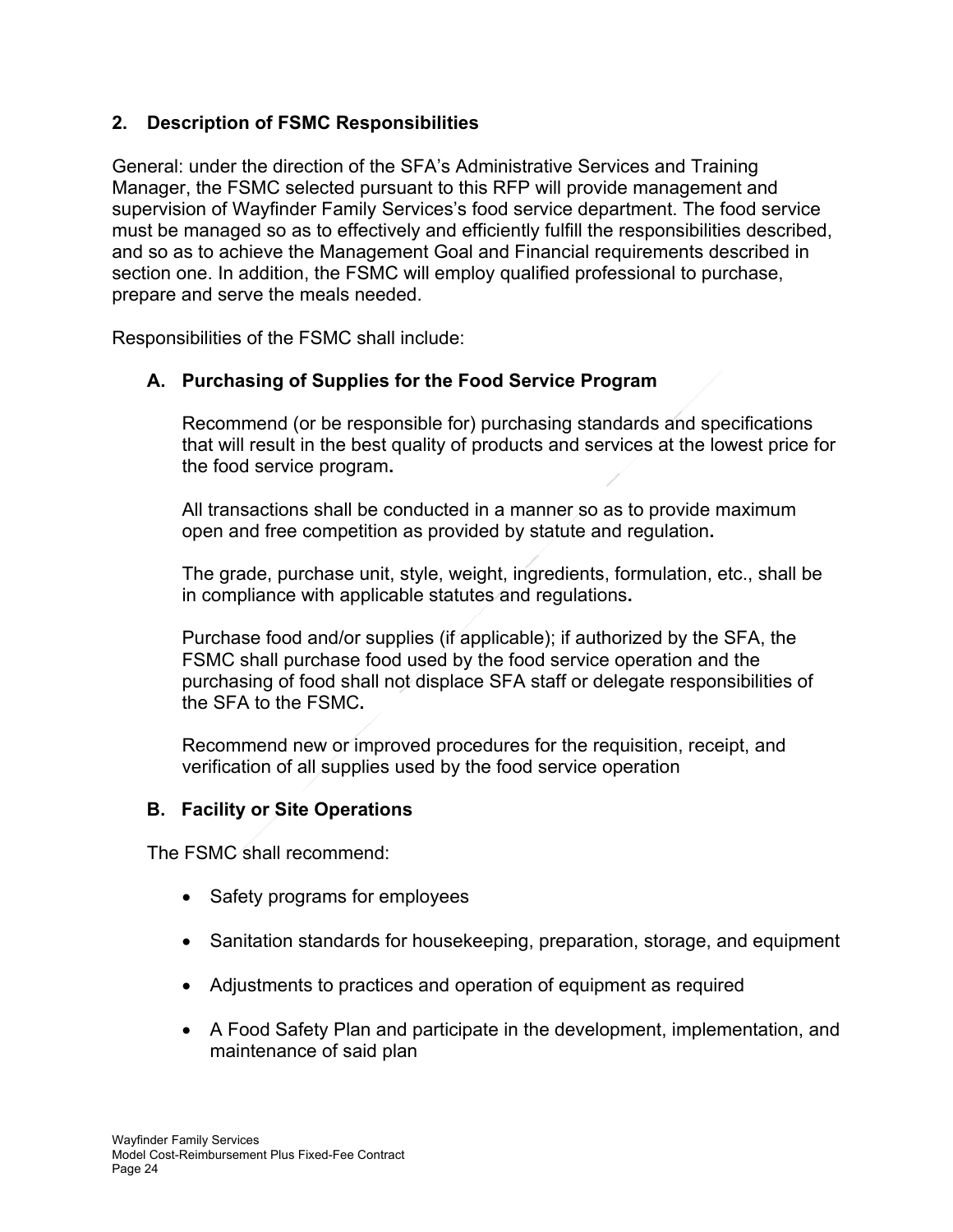## 2. Description of FSMC Responsibilities

General: under the direction of the SFA's Administrative Services and Training Manager, the FSMC selected pursuant to this RFP will provide management and supervision of Wayfinder Family Services's food service department. The food service must be managed so as to effectively and efficiently fulfill the responsibilities described, and so as to achieve the Management Goal and Financial requirements described in section one. In addition, the FSMC will employ qualified professional to purchase, prepare and serve the meals needed.

Responsibilities of the FSMC shall include:

### A. Purchasing of Supplies for the Food Service Program

Recommend (or be responsible for) purchasing standards and specifications that will result in the best quality of products and services at the lowest price for the food service program**.**

All transactions shall be conducted in a manner so as to provide maximum open and free competition as provided by statute and regulation**.**

The grade, purchase unit, style, weight, ingredients, formulation, etc., shall be in compliance with applicable statutes and regulations**.**

Purchase food and/or supplies (if applicable); if authorized by the SFA, the FSMC shall purchase food used by the food service operation and the purchasing of food shall not displace SFA staff or delegate responsibilities of the SFA to the FSMC**.**

Recommend new or improved procedures for the requisition, receipt, and verification of all supplies used by the food service operation

### B. Facility or Site Operations

The FSMC shall recommend:

- Safety programs for employees
- Sanitation standards for housekeeping, preparation, storage, and equipment
- Adjustments to practices and operation of equipment as required
- A Food Safety Plan and participate in the development, implementation, and maintenance of said plan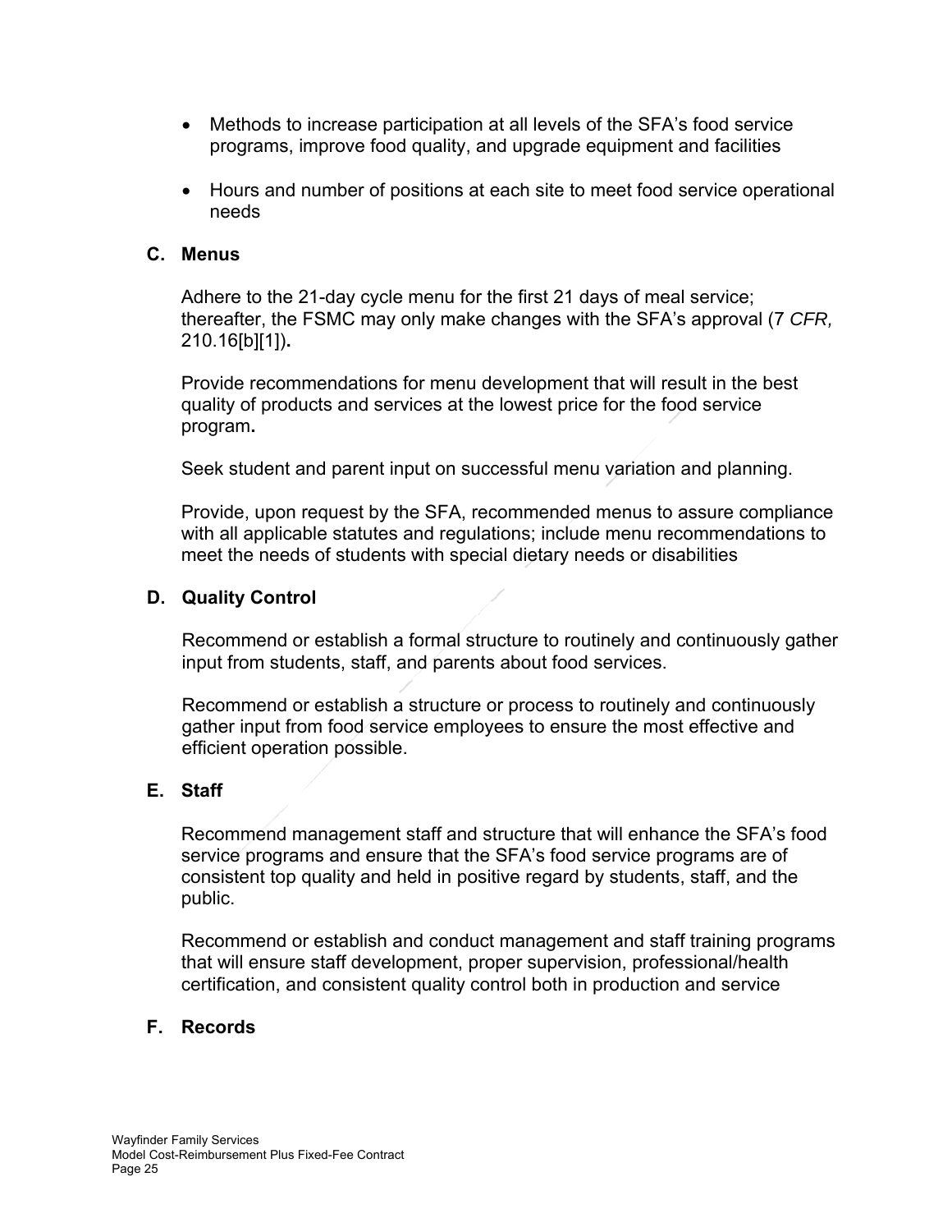- Methods to increase participation at all levels of the SFA's food service programs, improve food quality, and upgrade equipment and facilities
- Hours and number of positions at each site to meet food service operational needs

### C. Menus

Adhere to the 21-day cycle menu for the first 21 days of meal service; thereafter, the FSMC may only make changes with the SFA's approval (7 *CFR,* 210.16[b][1])**.**

Provide recommendations for menu development that will result in the best quality of products and services at the lowest price for the food service program**.**

Seek student and parent input on successful menu variation and planning.

Provide, upon request by the SFA, recommended menus to assure compliance with all applicable statutes and regulations; include menu recommendations to meet the needs of students with special dietary needs or disabilities

### D. Quality Control

Recommend or establish a formal structure to routinely and continuously gather input from students, staff, and parents about food services.

Recommend or establish a structure or process to routinely and continuously gather input from food service employees to ensure the most effective and efficient operation possible.

### E. Staff

Recommend management staff and structure that will enhance the SFA's food service programs and ensure that the SFA's food service programs are of consistent top quality and held in positive regard by students, staff, and the public.

Recommend or establish and conduct management and staff training programs that will ensure staff development, proper supervision, professional/health certification, and consistent quality control both in production and service

### F. Records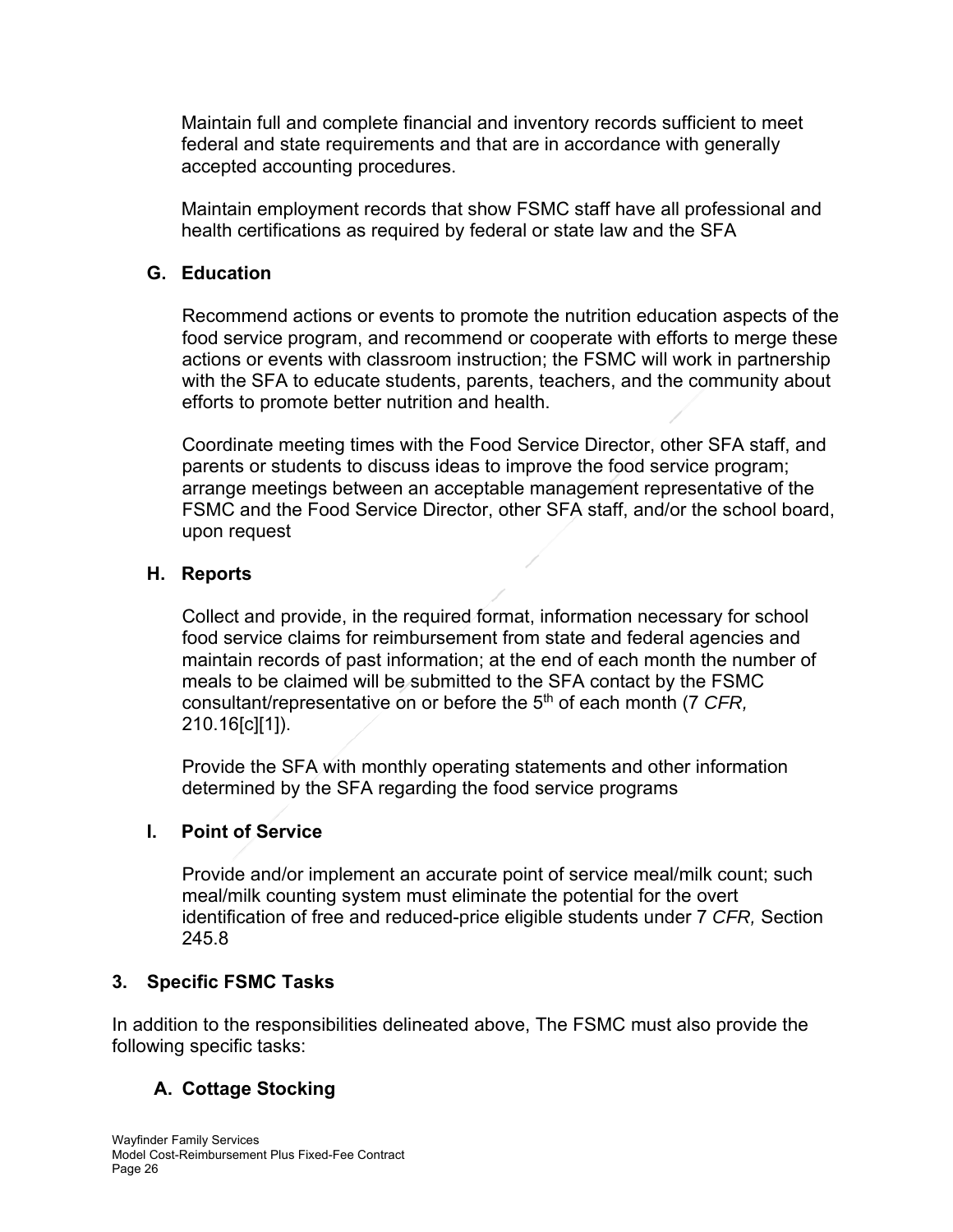Maintain full and complete financial and inventory records sufficient to meet federal and state requirements and that are in accordance with generally accepted accounting procedures.

Maintain employment records that show FSMC staff have all professional and health certifications as required by federal or state law and the SFA

### G. Education

Recommend actions or events to promote the nutrition education aspects of the food service program, and recommend or cooperate with efforts to merge these actions or events with classroom instruction; the FSMC will work in partnership with the SFA to educate students, parents, teachers, and the community about efforts to promote better nutrition and health.

Coordinate meeting times with the Food Service Director, other SFA staff, and parents or students to discuss ideas to improve the food service program; arrange meetings between an acceptable management representative of the FSMC and the Food Service Director, other SFA staff, and/or the school board, upon request

### H. Reports

Collect and provide, in the required format, information necessary for school food service claims for reimbursement from state and federal agencies and maintain records of past information; at the end of each month the number of meals to be claimed will be submitted to the SFA contact by the FSMC consultant/representative on or before the 5th of each month (7 *CFR,* 210.16[c][1]).

Provide the SFA with monthly operating statements and other information determined by the SFA regarding the food service programs

### I. Point of Service

Provide and/or implement an accurate point of service meal/milk count; such meal/milk counting system must eliminate the potential for the overt identification of free and reduced-price eligible students under 7 *CFR,* Section 245.8

## 3. Specific FSMC Tasks

In addition to the responsibilities delineated above, The FSMC must also provide the following specific tasks:

### A. Cottage Stocking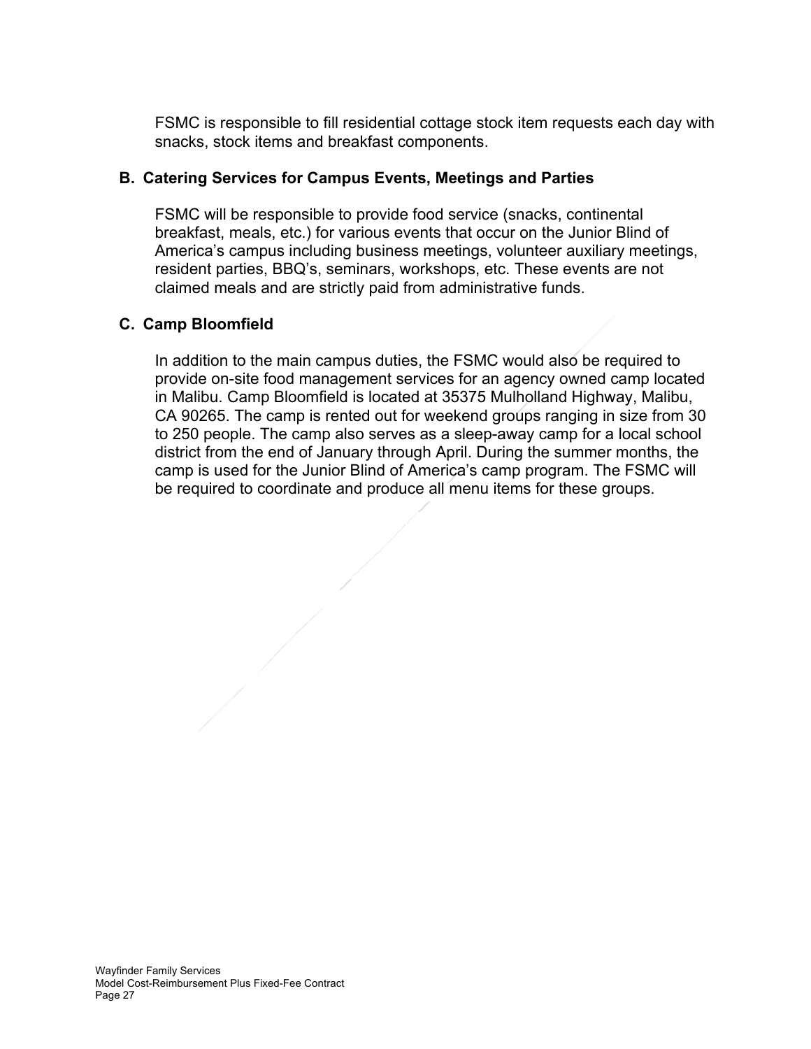FSMC is responsible to fill residential cottage stock item requests each day with snacks, stock items and breakfast components.

### B. Catering Services for Campus Events, Meetings and Parties

FSMC will be responsible to provide food service (snacks, continental breakfast, meals, etc.) for various events that occur on the Junior Blind of America's campus including business meetings, volunteer auxiliary meetings, resident parties, BBQ's, seminars, workshops, etc. These events are not claimed meals and are strictly paid from administrative funds.

### C. Camp Bloomfield

In addition to the main campus duties, the FSMC would also be required to provide on-site food management services for an agency owned camp located in Malibu. Camp Bloomfield is located at 35375 Mulholland Highway, Malibu, CA 90265. The camp is rented out for weekend groups ranging in size from 30 to 250 people. The camp also serves as a sleep-away camp for a local school district from the end of January through April. During the summer months, the camp is used for the Junior Blind of America's camp program. The FSMC will be required to coordinate and produce all menu items for these groups.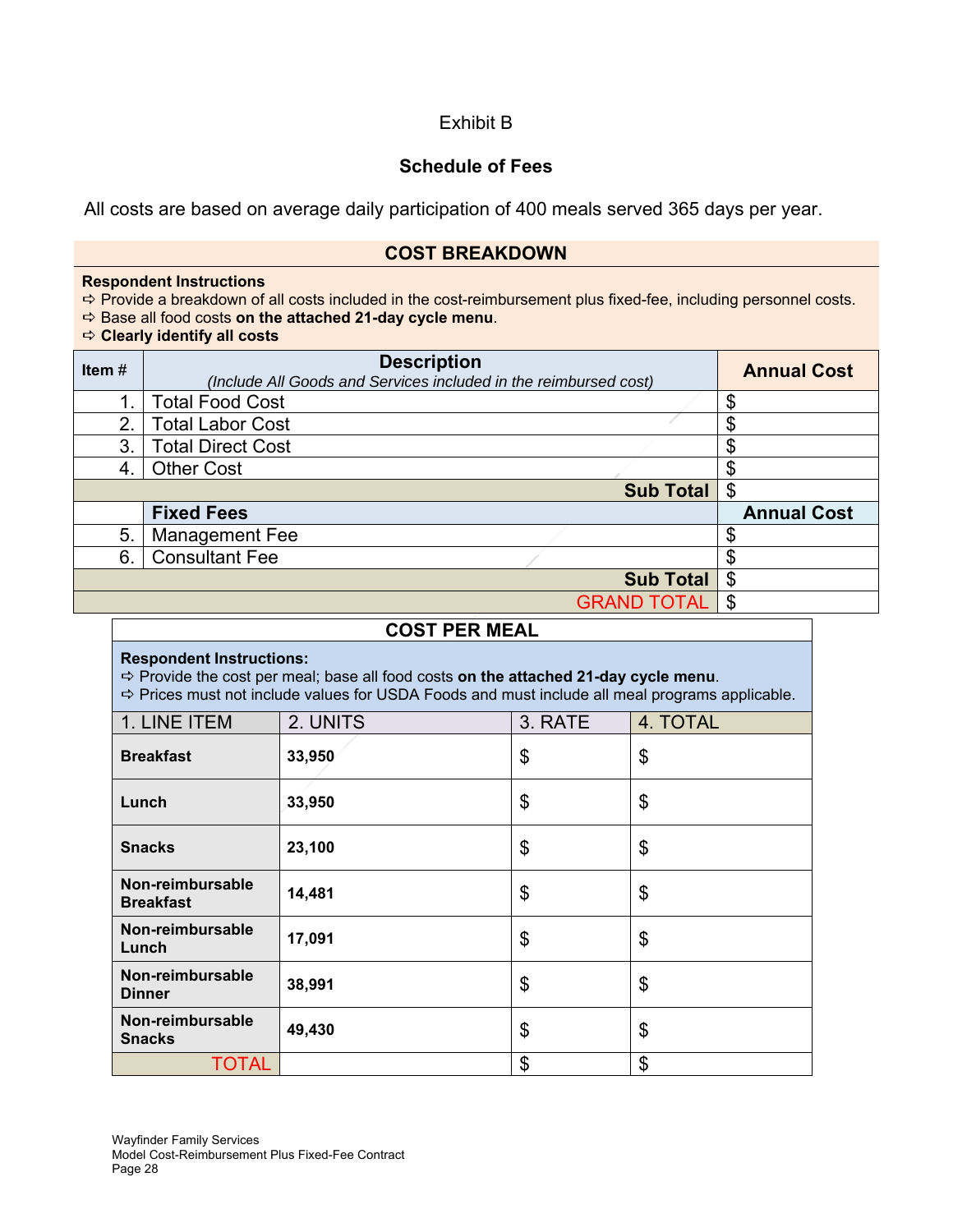Exhibit B

## Schedule of Fees

All costs are based on average daily participation of 400 meals served 365 days per year.

### COST BREAKDOWN

**Respondent Instructions**
- ⇨ Provide a breakdown of all costs included in the cost-reimbursement plus fixed-fee, including personnel costs.
- ⇨ Base all food costs **on the attached 21-day cycle menu**.
- ⇨ **Clearly identify all costs**

| Item # | Description *(Include All Goods and Services included in the reimbursed cost)* | Annual Cost |
|---|---|---|
| 1. | Total Food Cost | $ |
| 2. | Total Labor Cost | $ |
| 3. | Total Direct Cost | $ |
| 4. | Other Cost | $ |
| | **Sub Total** | $ |
| | **Fixed Fees** | **Annual Cost** |
| 5. | Management Fee | $ |
| 6. | Consultant Fee | $ |
| | **Sub Total** | $ |
| | GRAND TOTAL | $ |

### COST PER MEAL

**Respondent Instructions:**
- ⇨ Provide the cost per meal; base all food costs **on the attached 21-day cycle menu**.
- ⇨ Prices must not include values for USDA Foods and must include all meal programs applicable.

| 1. LINE ITEM | 2. UNITS | 3. RATE | 4. TOTAL |
|---|---|---|---|
| **Breakfast** | **33,950** | $ | $ |
| **Lunch** | **33,950** | $ | $ |
| **Snacks** | **23,100** | $ | $ |
| **Non-reimbursable Breakfast** | **14,481** | $ | $ |
| **Non-reimbursable Lunch** | **17,091** | $ | $ |
| **Non-reimbursable Dinner** | **38,991** | $ | $ |
| **Non-reimbursable Snacks** | **49,430** | $ | $ |
| TOTAL | | $ | $ |

Wayfinder Family Services
Model Cost-Reimbursement Plus Fixed-Fee Contract